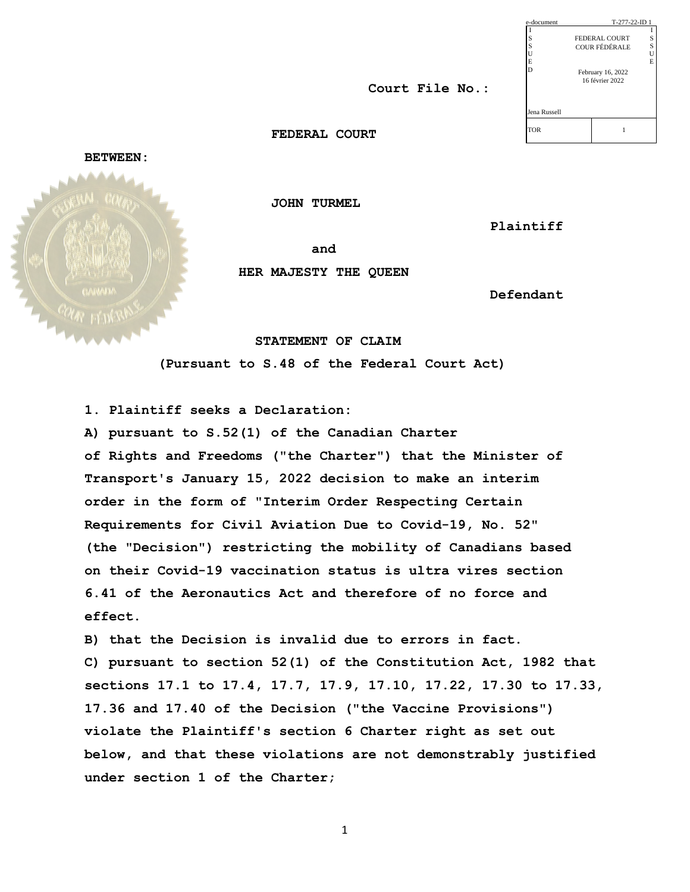e-document T-277-22-ID 1

FEDERAL COURT
COUR FÉDÉRALE

ISSUED / ISSUE

February 16, 2022
16 février 2022

Jena Russell

TOR 1

**Court File No.:**

**FEDERAL COURT**

**BETWEEN:**

**JOHN TURMEL**

**Plaintiff**

**and**

**HER MAJESTY THE QUEEN**

**Defendant**

**STATEMENT OF CLAIM**

**(Pursuant to S.48 of the Federal Court Act)**

**1. Plaintiff seeks a Declaration:**

**A) pursuant to S.52(1) of the Canadian Charter of Rights and Freedoms ("the Charter") that the Minister of Transport's January 15, 2022 decision to make an interim order in the form of "Interim Order Respecting Certain Requirements for Civil Aviation Due to Covid-19, No. 52" (the "Decision") restricting the mobility of Canadians based on their Covid-19 vaccination status is ultra vires section 6.41 of the Aeronautics Act and therefore of no force and effect.**

**B) that the Decision is invalid due to errors in fact.**

**C) pursuant to section 52(1) of the Constitution Act, 1982 that sections 17.1 to 17.4, 17.7, 17.9, 17.10, 17.22, 17.30 to 17.33, 17.36 and 17.40 of the Decision ("the Vaccine Provisions") violate the Plaintiff's section 6 Charter right as set out below, and that these violations are not demonstrably justified under section 1 of the Charter;**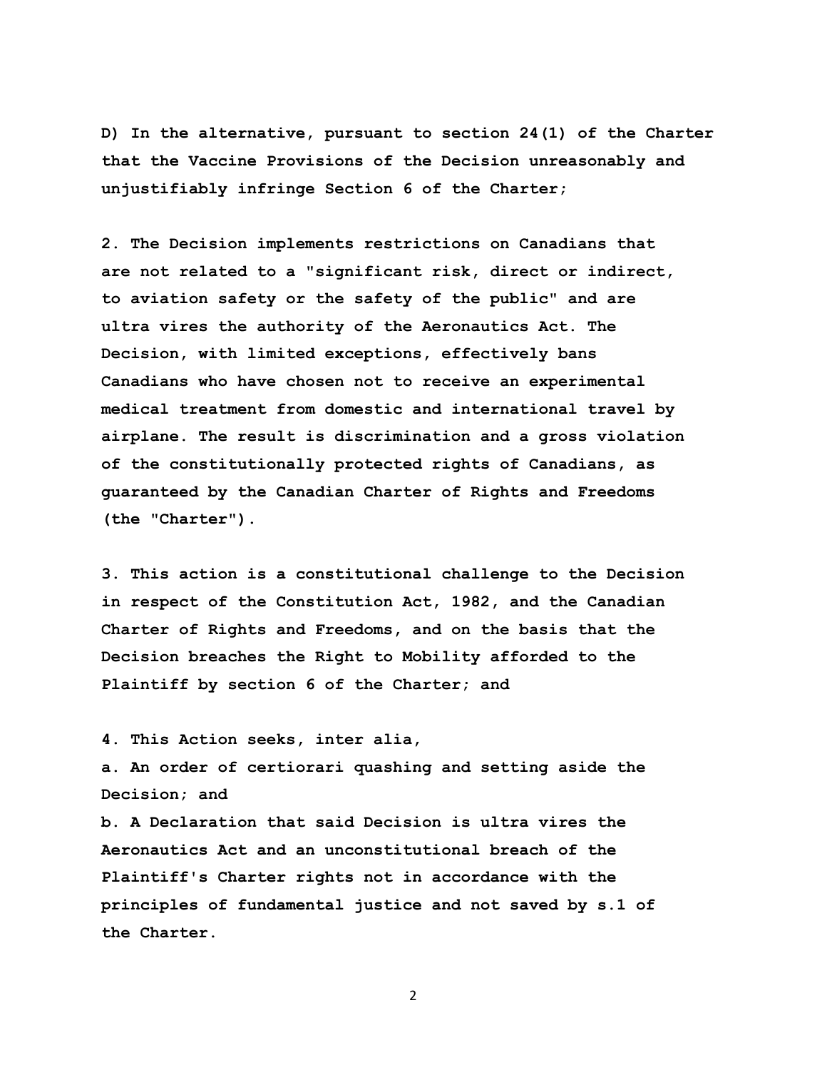**D) In the alternative, pursuant to section 24(1) of the Charter that the Vaccine Provisions of the Decision unreasonably and unjustifiably infringe Section 6 of the Charter;**

**2. The Decision implements restrictions on Canadians that are not related to a "significant risk, direct or indirect, to aviation safety or the safety of the public" and are ultra vires the authority of the Aeronautics Act. The Decision, with limited exceptions, effectively bans Canadians who have chosen not to receive an experimental medical treatment from domestic and international travel by airplane. The result is discrimination and a gross violation of the constitutionally protected rights of Canadians, as guaranteed by the Canadian Charter of Rights and Freedoms (the "Charter").**

**3. This action is a constitutional challenge to the Decision in respect of the Constitution Act, 1982, and the Canadian Charter of Rights and Freedoms, and on the basis that the Decision breaches the Right to Mobility afforded to the Plaintiff by section 6 of the Charter; and**

**4. This Action seeks, inter alia,**

**a. An order of certiorari quashing and setting aside the Decision; and**

**b. A Declaration that said Decision is ultra vires the Aeronautics Act and an unconstitutional breach of the Plaintiff's Charter rights not in accordance with the principles of fundamental justice and not saved by s.1 of the Charter.**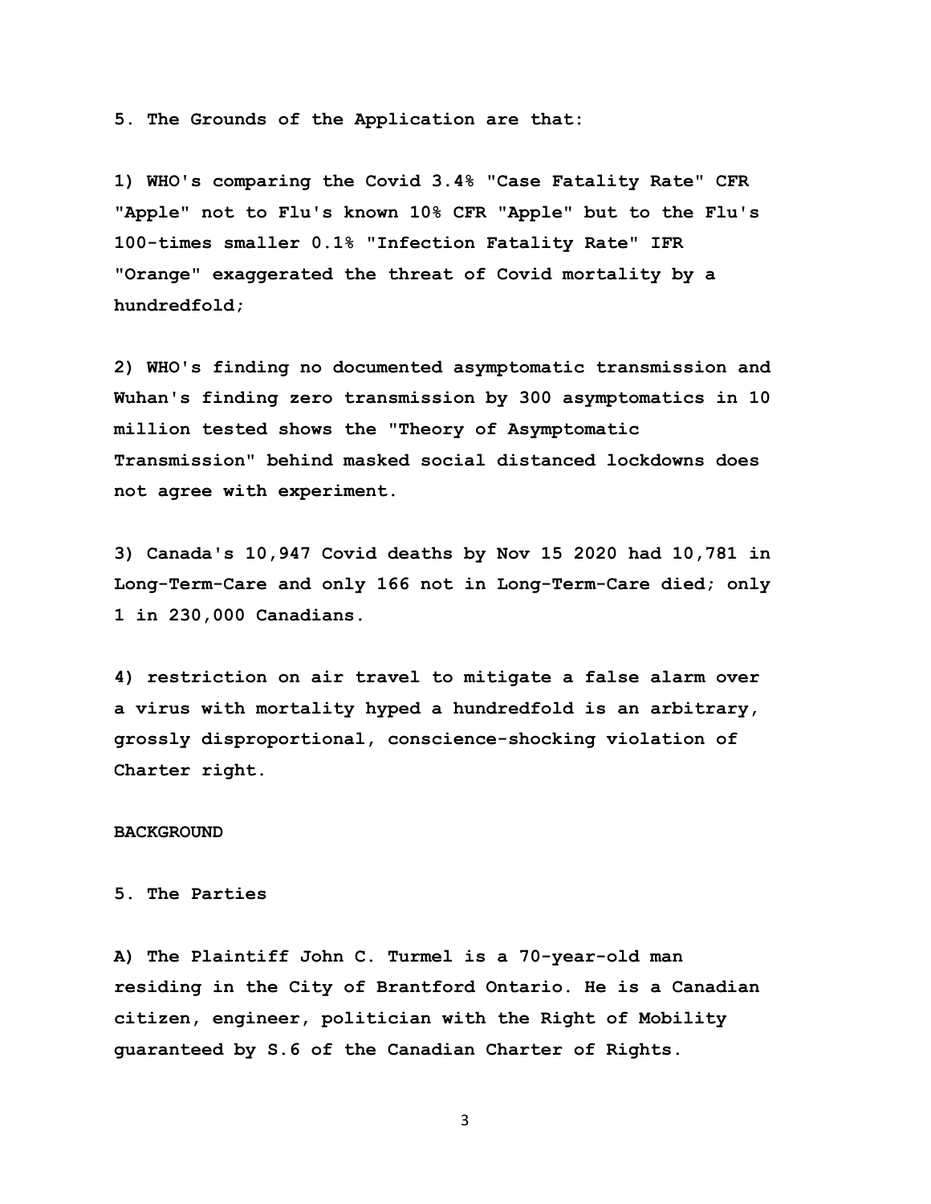**5. The Grounds of the Application are that:**

**1) WHO's comparing the Covid 3.4% "Case Fatality Rate" CFR "Apple" not to Flu's known 10% CFR "Apple" but to the Flu's 100-times smaller 0.1% "Infection Fatality Rate" IFR "Orange" exaggerated the threat of Covid mortality by a hundredfold;**

**2) WHO's finding no documented asymptomatic transmission and Wuhan's finding zero transmission by 300 asymptomatics in 10 million tested shows the "Theory of Asymptomatic Transmission" behind masked social distanced lockdowns does not agree with experiment.**

**3) Canada's 10,947 Covid deaths by Nov 15 2020 had 10,781 in Long-Term-Care and only 166 not in Long-Term-Care died; only 1 in 230,000 Canadians.**

**4) restriction on air travel to mitigate a false alarm over a virus with mortality hyped a hundredfold is an arbitrary, grossly disproportional, conscience-shocking violation of Charter right.**

**BACKGROUND**

**5. The Parties**

**A) The Plaintiff John C. Turmel is a 70-year-old man residing in the City of Brantford Ontario. He is a Canadian citizen, engineer, politician with the Right of Mobility guaranteed by S.6 of the Canadian Charter of Rights.**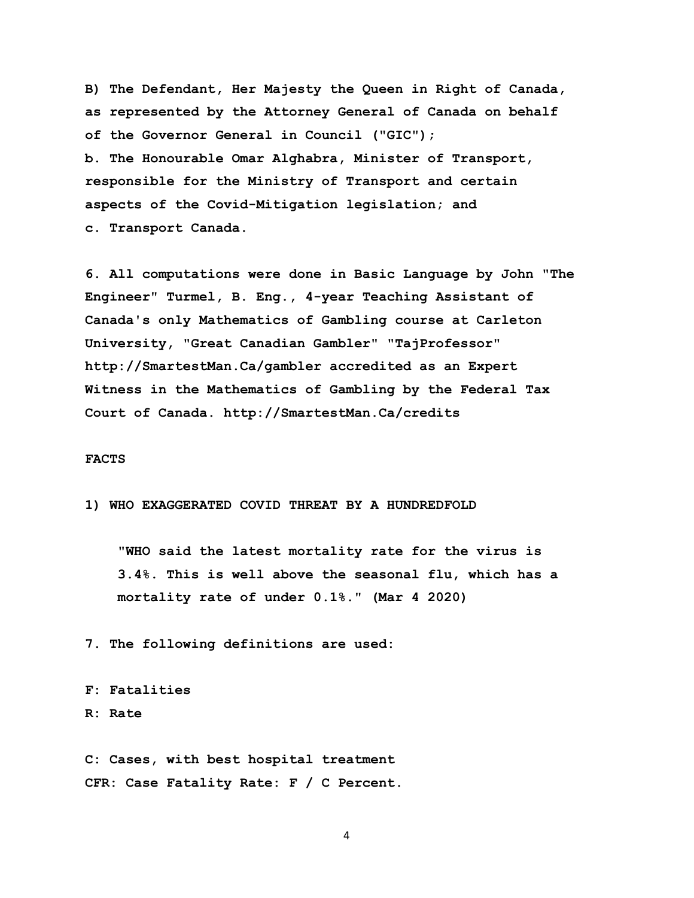**B) The Defendant, Her Majesty the Queen in Right of Canada, as represented by the Attorney General of Canada on behalf of the Governor General in Council ("GIC");**

**b. The Honourable Omar Alghabra, Minister of Transport, responsible for the Ministry of Transport and certain aspects of the Covid-Mitigation legislation; and**

**c. Transport Canada.**

**6. All computations were done in Basic Language by John "The Engineer" Turmel, B. Eng., 4-year Teaching Assistant of Canada's only Mathematics of Gambling course at Carleton University, "Great Canadian Gambler" "TajProfessor" http://SmartestMan.Ca/gambler accredited as an Expert Witness in the Mathematics of Gambling by the Federal Tax Court of Canada. http://SmartestMan.Ca/credits**

**FACTS**

**1) WHO EXAGGERATED COVID THREAT BY A HUNDREDFOLD**

> **"WHO said the latest mortality rate for the virus is 3.4%. This is well above the seasonal flu, which has a mortality rate of under 0.1%." (Mar 4 2020)**

**7. The following definitions are used:**

**F: Fatalities**
**R: Rate**

**C: Cases, with best hospital treatment**
**CFR: Case Fatality Rate: F / C Percent.**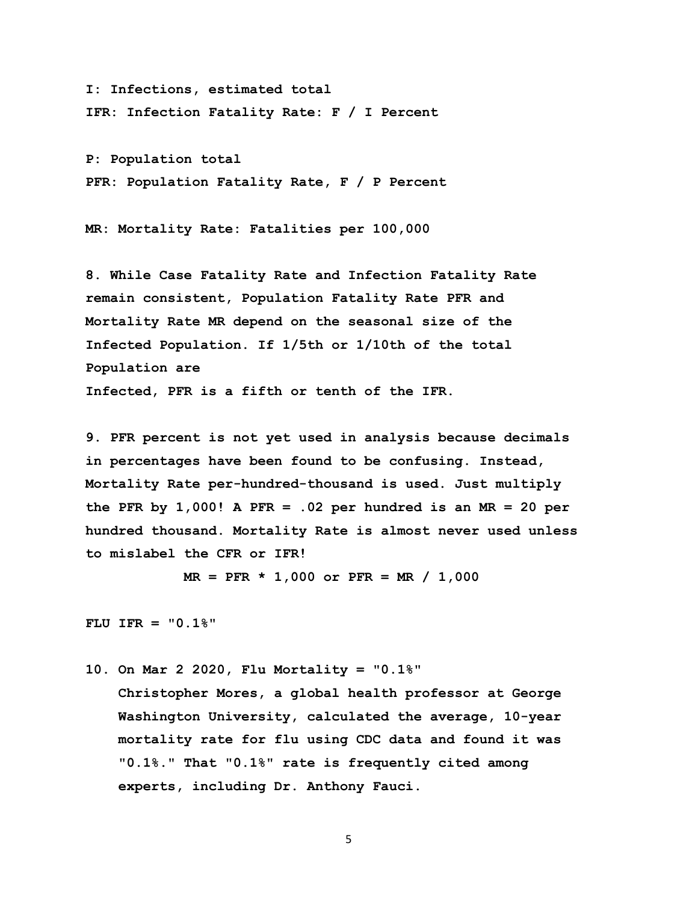**I: Infections, estimated total**

**IFR: Infection Fatality Rate: F / I Percent**

**P: Population total**

**PFR: Population Fatality Rate, F / P Percent**

**MR: Mortality Rate: Fatalities per 100,000**

**8. While Case Fatality Rate and Infection Fatality Rate remain consistent, Population Fatality Rate PFR and Mortality Rate MR depend on the seasonal size of the Infected Population. If 1/5th or 1/10th of the total Population are Infected, PFR is a fifth or tenth of the IFR.**

**9. PFR percent is not yet used in analysis because decimals in percentages have been found to be confusing. Instead, Mortality Rate per-hundred-thousand is used. Just multiply the PFR by 1,000! A PFR = .02 per hundred is an MR = 20 per hundred thousand. Mortality Rate is almost never used unless to mislabel the CFR or IFR!**

$$MR = PFR * 1,000 \text{ or } PFR = MR / 1,000$$

**FLU IFR = "0.1%"**

**10. On Mar 2 2020, Flu Mortality = "0.1%"**
**Christopher Mores, a global health professor at George Washington University, calculated the average, 10-year mortality rate for flu using CDC data and found it was "0.1%." That "0.1%" rate is frequently cited among experts, including Dr. Anthony Fauci.**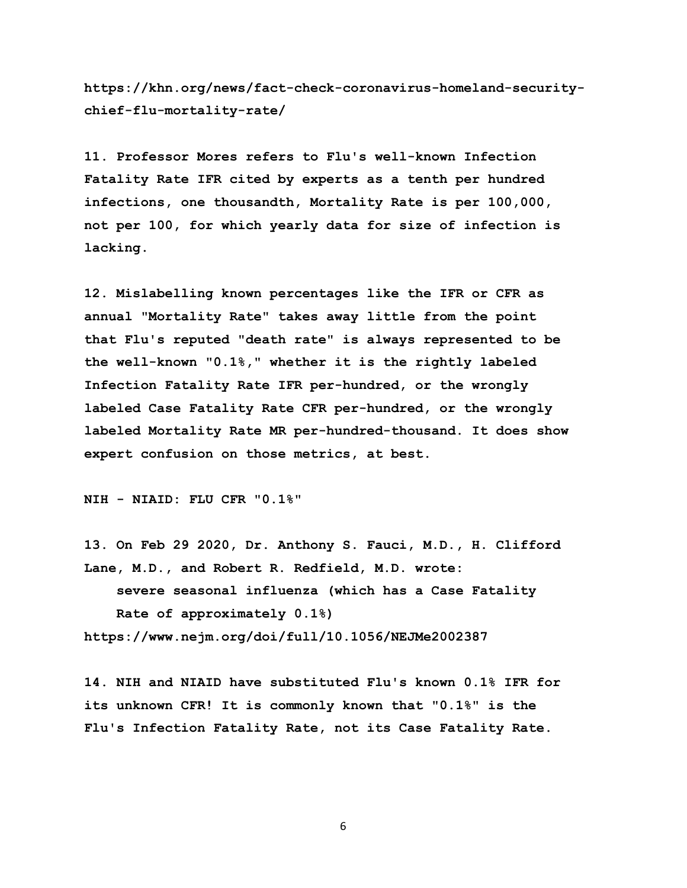**https://khn.org/news/fact-check-coronavirus-homeland-security-chief-flu-mortality-rate/**

**11. Professor Mores refers to Flu's well-known Infection Fatality Rate IFR cited by experts as a tenth per hundred infections, one thousandth, Mortality Rate is per 100,000, not per 100, for which yearly data for size of infection is lacking.**

**12. Mislabelling known percentages like the IFR or CFR as annual "Mortality Rate" takes away little from the point that Flu's reputed "death rate" is always represented to be the well-known "0.1%," whether it is the rightly labeled Infection Fatality Rate IFR per-hundred, or the wrongly labeled Case Fatality Rate CFR per-hundred, or the wrongly labeled Mortality Rate MR per-hundred-thousand. It does show expert confusion on those metrics, at best.**

**NIH - NIAID: FLU CFR "0.1%"**

**13. On Feb 29 2020, Dr. Anthony S. Fauci, M.D., H. Clifford Lane, M.D., and Robert R. Redfield, M.D. wrote:**

> **severe seasonal influenza (which has a Case Fatality Rate of approximately 0.1%)**

**https://www.nejm.org/doi/full/10.1056/NEJMe2002387**

**14. NIH and NIAID have substituted Flu's known 0.1% IFR for its unknown CFR! It is commonly known that "0.1%" is the Flu's Infection Fatality Rate, not its Case Fatality Rate.**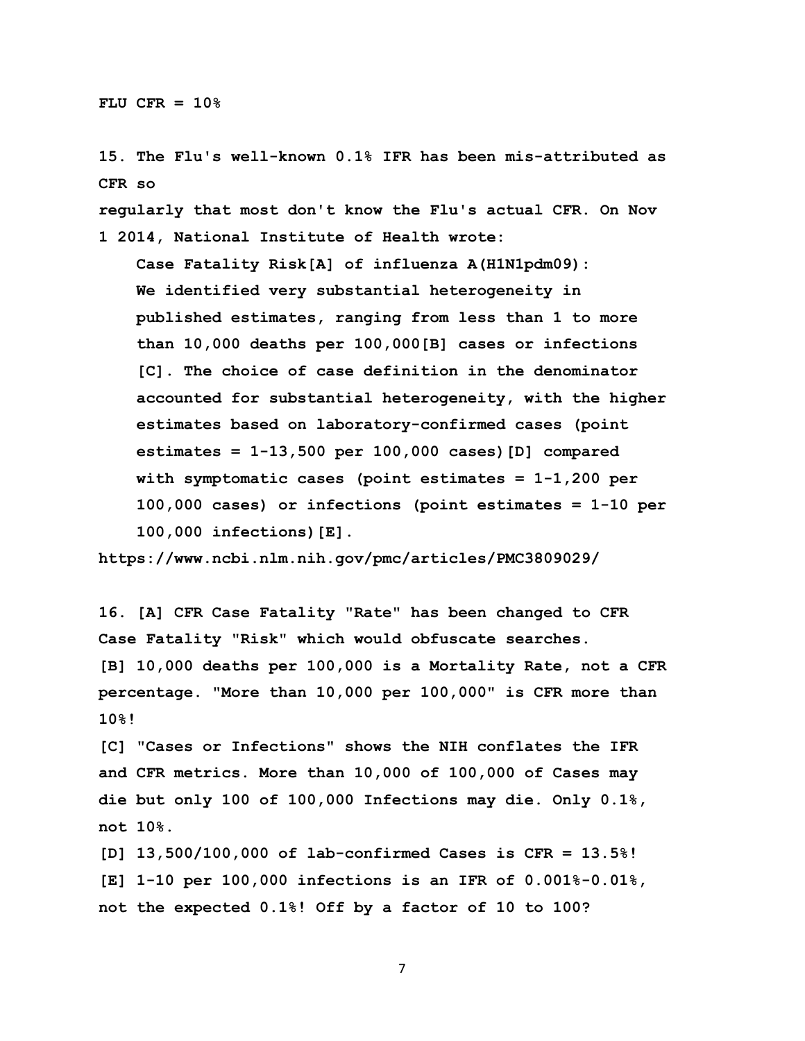**FLU CFR = 10%**

**15. The Flu's well-known 0.1% IFR has been mis-attributed as CFR so regularly that most don't know the Flu's actual CFR. On Nov 1 2014, National Institute of Health wrote:**

> **Case Fatality Risk[A] of influenza A(H1N1pdm09): We identified very substantial heterogeneity in published estimates, ranging from less than 1 to more than 10,000 deaths per 100,000[B] cases or infections [C]. The choice of case definition in the denominator accounted for substantial heterogeneity, with the higher estimates based on laboratory-confirmed cases (point estimates = 1-13,500 per 100,000 cases)[D] compared with symptomatic cases (point estimates = 1-1,200 per 100,000 cases) or infections (point estimates = 1-10 per 100,000 infections)[E].**

**https://www.ncbi.nlm.nih.gov/pmc/articles/PMC3809029/**

**16. [A] CFR Case Fatality "Rate" has been changed to CFR Case Fatality "Risk" which would obfuscate searches.**
**[B] 10,000 deaths per 100,000 is a Mortality Rate, not a CFR percentage. "More than 10,000 per 100,000" is CFR more than 10%!**
**[C] "Cases or Infections" shows the NIH conflates the IFR and CFR metrics. More than 10,000 of 100,000 of Cases may die but only 100 of 100,000 Infections may die. Only 0.1%, not 10%.**
**[D] 13,500/100,000 of lab-confirmed Cases is CFR = 13.5%!**
**[E] 1-10 per 100,000 infections is an IFR of 0.001%-0.01%, not the expected 0.1%! Off by a factor of 10 to 100?**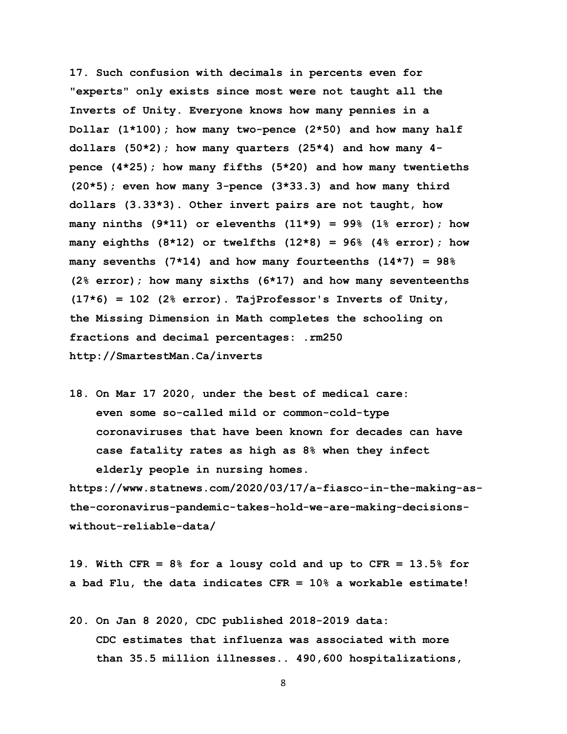17. Such confusion with decimals in percents even for "experts" only exists since most were not taught all the Inverts of Unity. Everyone knows how many pennies in a Dollar (1*100); how many two-pence (2*50) and how many half dollars (50*2); how many quarters (25*4) and how many 4-pence (4*25); how many fifths (5*20) and how many twentieths (20*5); even how many 3-pence (3*33.3) and how many third dollars (3.33*3). Other invert pairs are not taught, how many ninths (9*11) or elevenths (11*9) = 99% (1% error); how many eighths (8*12) or twelfths (12*8) = 96% (4% error); how many sevenths (7*14) and how many fourteenths (14*7) = 98% (2% error); how many sixths (6*17) and how many seventeenths (17*6) = 102 (2% error). TajProfessor's Inverts of Unity, the Missing Dimension in Math completes the schooling on fractions and decimal percentages: .rm250 http://SmartestMan.Ca/inverts

18. On Mar 17 2020, under the best of medical care:

    even some so-called mild or common-cold-type coronaviruses that have been known for decades can have case fatality rates as high as 8% when they infect elderly people in nursing homes.

https://www.statnews.com/2020/03/17/a-fiasco-in-the-making-as-the-coronavirus-pandemic-takes-hold-we-are-making-decisions-without-reliable-data/

19. With CFR = 8% for a lousy cold and up to CFR = 13.5% for a bad Flu, the data indicates CFR = 10% a workable estimate!

20. On Jan 8 2020, CDC published 2018-2019 data:

    CDC estimates that influenza was associated with more than 35.5 million illnesses.. 490,600 hospitalizations,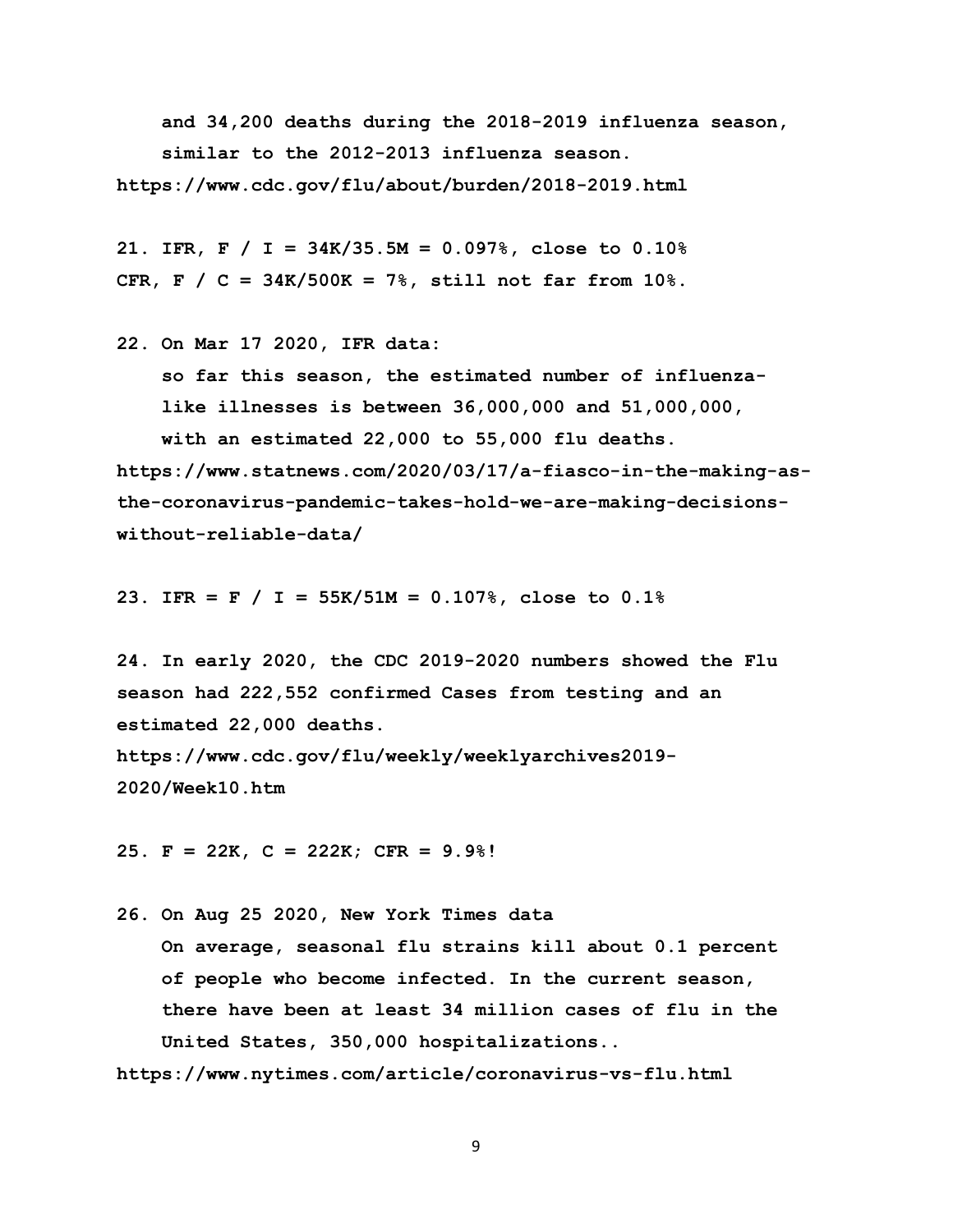**and 34,200 deaths during the 2018-2019 influenza season, similar to the 2012-2013 influenza season.**

**https://www.cdc.gov/flu/about/burden/2018-2019.html**

**21. IFR, F / I = 34K/35.5M = 0.097%, close to 0.10%**

**CFR, F / C = 34K/500K = 7%, still not far from 10%.**

**22. On Mar 17 2020, IFR data:**

**so far this season, the estimated number of influenza-like illnesses is between 36,000,000 and 51,000,000, with an estimated 22,000 to 55,000 flu deaths.**

**https://www.statnews.com/2020/03/17/a-fiasco-in-the-making-as-the-coronavirus-pandemic-takes-hold-we-are-making-decisions-without-reliable-data/**

**23. IFR = F / I = 55K/51M = 0.107%, close to 0.1%**

**24. In early 2020, the CDC 2019-2020 numbers showed the Flu season had 222,552 confirmed Cases from testing and an estimated 22,000 deaths.**

**https://www.cdc.gov/flu/weekly/weeklyarchives2019-2020/Week10.htm**

**25. F = 22K, C = 222K; CFR = 9.9%!**

**26. On Aug 25 2020, New York Times data**

**On average, seasonal flu strains kill about 0.1 percent of people who become infected. In the current season, there have been at least 34 million cases of flu in the United States, 350,000 hospitalizations..**

**https://www.nytimes.com/article/coronavirus-vs-flu.html**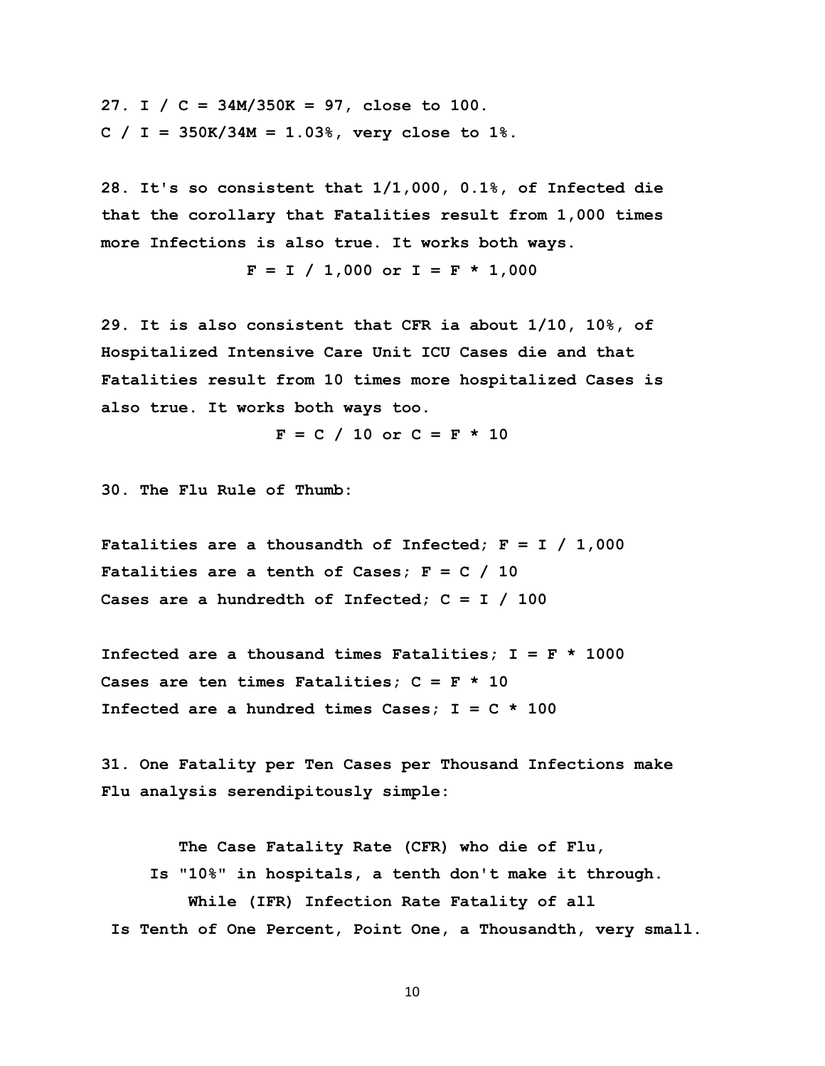27. I / C = 34M/350K = 97, close to 100.
C / I = 350K/34M = 1.03%, very close to 1%.

28. It's so consistent that 1/1,000, 0.1%, of Infected die that the corollary that Fatalities result from 1,000 times more Infections is also true. It works both ways.

$$F = I / 1,000 \text{ or } I = F * 1,000$$

29. It is also consistent that CFR ia about 1/10, 10%, of Hospitalized Intensive Care Unit ICU Cases die and that Fatalities result from 10 times more hospitalized Cases is also true. It works both ways too.

$$F = C / 10 \text{ or } C = F * 10$$

30. The Flu Rule of Thumb:

Fatalities are a thousandth of Infected; $F = I / 1,000$
Fatalities are a tenth of Cases; $F = C / 10$
Cases are a hundredth of Infected; $C = I / 100$

Infected are a thousand times Fatalities; $I = F * 1000$
Cases are ten times Fatalities; $C = F * 10$
Infected are a hundred times Cases; $I = C * 100$

31. One Fatality per Ten Cases per Thousand Infections make Flu analysis serendipitously simple:

The Case Fatality Rate (CFR) who die of Flu,
Is "10%" in hospitals, a tenth don't make it through.
While (IFR) Infection Rate Fatality of all
Is Tenth of One Percent, Point One, a Thousandth, very small.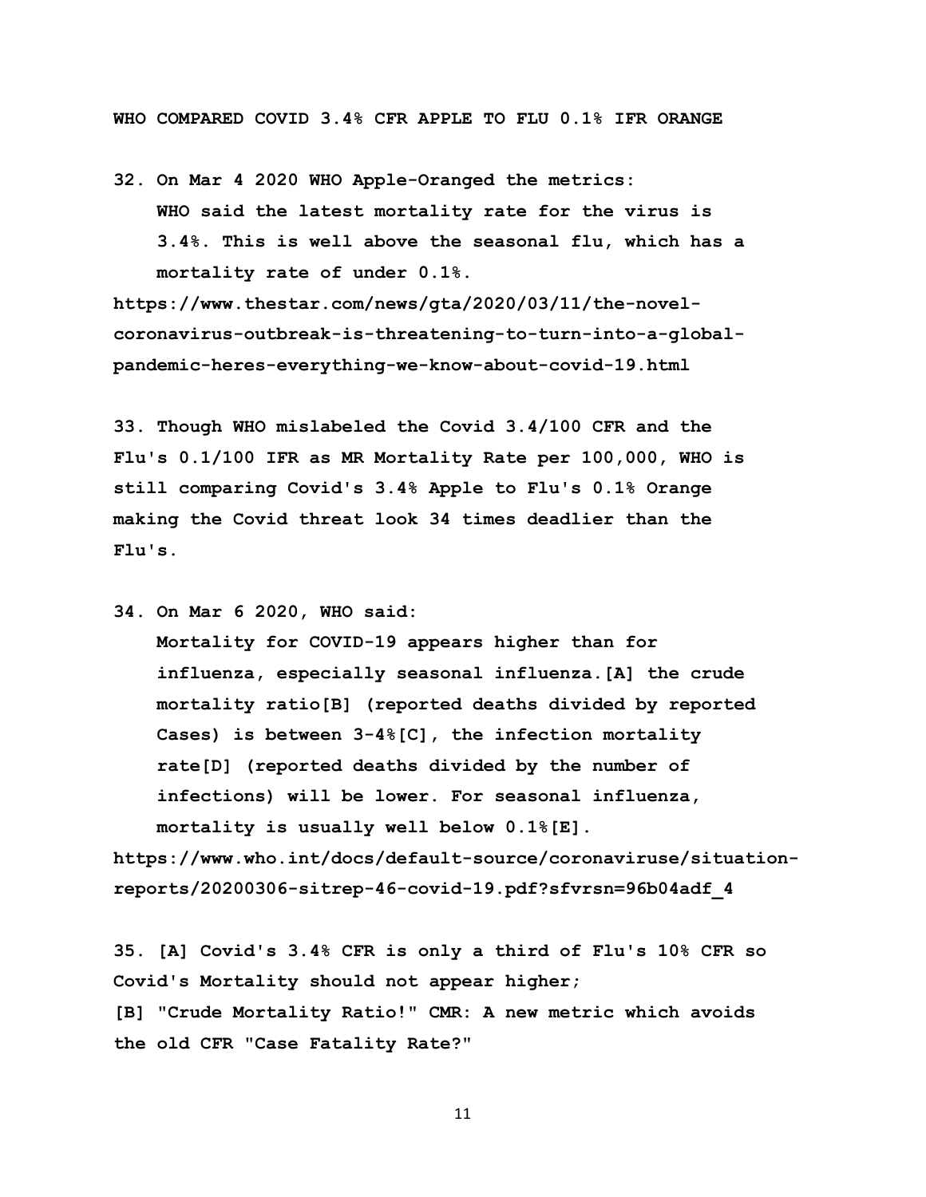**WHO COMPARED COVID 3.4% CFR APPLE TO FLU 0.1% IFR ORANGE**

**32. On Mar 4 2020 WHO Apple-Oranged the metrics:**

> **WHO said the latest mortality rate for the virus is 3.4%. This is well above the seasonal flu, which has a mortality rate of under 0.1%.**

**https://www.thestar.com/news/gta/2020/03/11/the-novel-coronavirus-outbreak-is-threatening-to-turn-into-a-global-pandemic-heres-everything-we-know-about-covid-19.html**

**33. Though WHO mislabeled the Covid 3.4/100 CFR and the Flu's 0.1/100 IFR as MR Mortality Rate per 100,000, WHO is still comparing Covid's 3.4% Apple to Flu's 0.1% Orange making the Covid threat look 34 times deadlier than the Flu's.**

**34. On Mar 6 2020, WHO said:**

> **Mortality for COVID-19 appears higher than for influenza, especially seasonal influenza.[A] the crude mortality ratio[B] (reported deaths divided by reported Cases) is between 3-4%[C], the infection mortality rate[D] (reported deaths divided by the number of infections) will be lower. For seasonal influenza, mortality is usually well below 0.1%[E].**

**https://www.who.int/docs/default-source/coronaviruse/situation-reports/20200306-sitrep-46-covid-19.pdf?sfvrsn=96b04adf_4**

**35. [A] Covid's 3.4% CFR is only a third of Flu's 10% CFR so Covid's Mortality should not appear higher;**
**[B] "Crude Mortality Ratio!" CMR: A new metric which avoids the old CFR "Case Fatality Rate?"**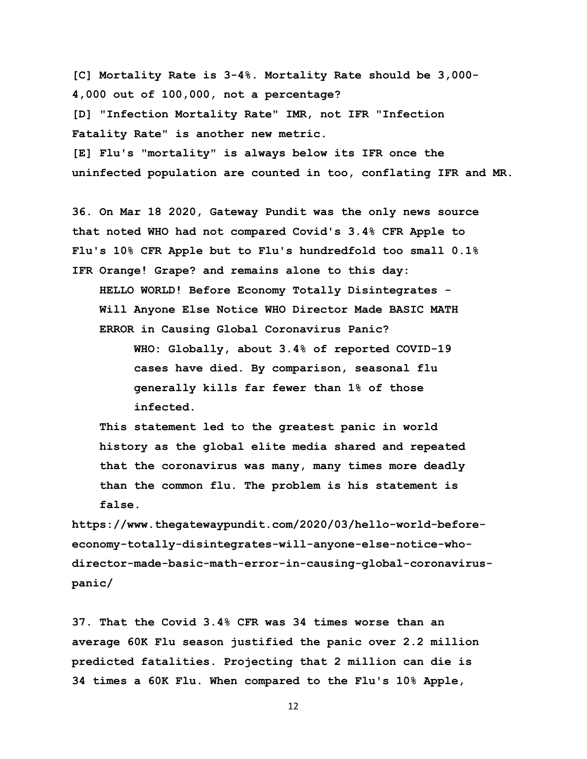**[C] Mortality Rate is 3-4%. Mortality Rate should be 3,000-4,000 out of 100,000, not a percentage?**

**[D] "Infection Mortality Rate" IMR, not IFR "Infection Fatality Rate" is another new metric.**

**[E] Flu's "mortality" is always below its IFR once the uninfected population are counted in too, conflating IFR and MR.**

**36. On Mar 18 2020, Gateway Pundit was the only news source that noted WHO had not compared Covid's 3.4% CFR Apple to Flu's 10% CFR Apple but to Flu's hundredfold too small 0.1% IFR Orange! Grape? and remains alone to this day:**

> **HELLO WORLD! Before Economy Totally Disintegrates - Will Anyone Else Notice WHO Director Made BASIC MATH ERROR in Causing Global Coronavirus Panic?**
>
> > **WHO: Globally, about 3.4% of reported COVID-19 cases have died. By comparison, seasonal flu generally kills far fewer than 1% of those infected.**
>
> **This statement led to the greatest panic in world history as the global elite media shared and repeated that the coronavirus was many, many times more deadly than the common flu. The problem is his statement is false.**

**https://www.thegatewaypundit.com/2020/03/hello-world-before-economy-totally-disintegrates-will-anyone-else-notice-who-director-made-basic-math-error-in-causing-global-coronavirus-panic/**

**37. That the Covid 3.4% CFR was 34 times worse than an average 60K Flu season justified the panic over 2.2 million predicted fatalities. Projecting that 2 million can die is 34 times a 60K Flu. When compared to the Flu's 10% Apple,**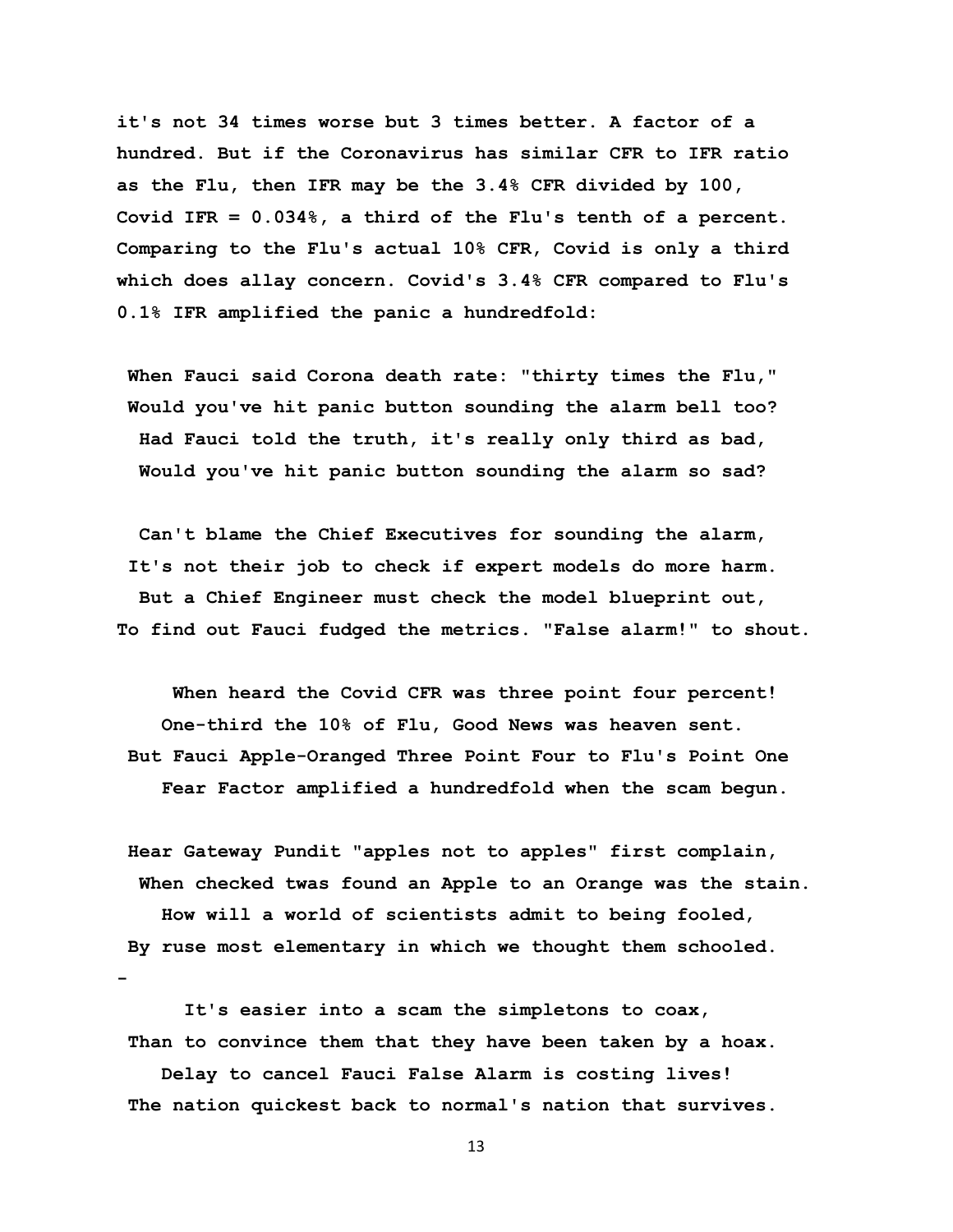**it's not 34 times worse but 3 times better. A factor of a hundred. But if the Coronavirus has similar CFR to IFR ratio as the Flu, then IFR may be the 3.4% CFR divided by 100, Covid IFR = 0.034%, a third of the Flu's tenth of a percent. Comparing to the Flu's actual 10% CFR, Covid is only a third which does allay concern. Covid's 3.4% CFR compared to Flu's 0.1% IFR amplified the panic a hundredfold:**

**When Fauci said Corona death rate: "thirty times the Flu,"**
**Would you've hit panic button sounding the alarm bell too?**
**Had Fauci told the truth, it's really only third as bad,**
**Would you've hit panic button sounding the alarm so sad?**

**Can't blame the Chief Executives for sounding the alarm,**
**It's not their job to check if expert models do more harm.**
**But a Chief Engineer must check the model blueprint out,**
**To find out Fauci fudged the metrics. "False alarm!" to shout.**

**When heard the Covid CFR was three point four percent!**
**One-third the 10% of Flu, Good News was heaven sent.**
**But Fauci Apple-Oranged Three Point Four to Flu's Point One**
**Fear Factor amplified a hundredfold when the scam begun.**

**Hear Gateway Pundit "apples not to apples" first complain,**
**When checked twas found an Apple to an Orange was the stain.**
**How will a world of scientists admit to being fooled,**
**By ruse most elementary in which we thought them schooled.**

**-**

**It's easier into a scam the simpletons to coax,**
**Than to convince them that they have been taken by a hoax.**
**Delay to cancel Fauci False Alarm is costing lives!**
**The nation quickest back to normal's nation that survives.**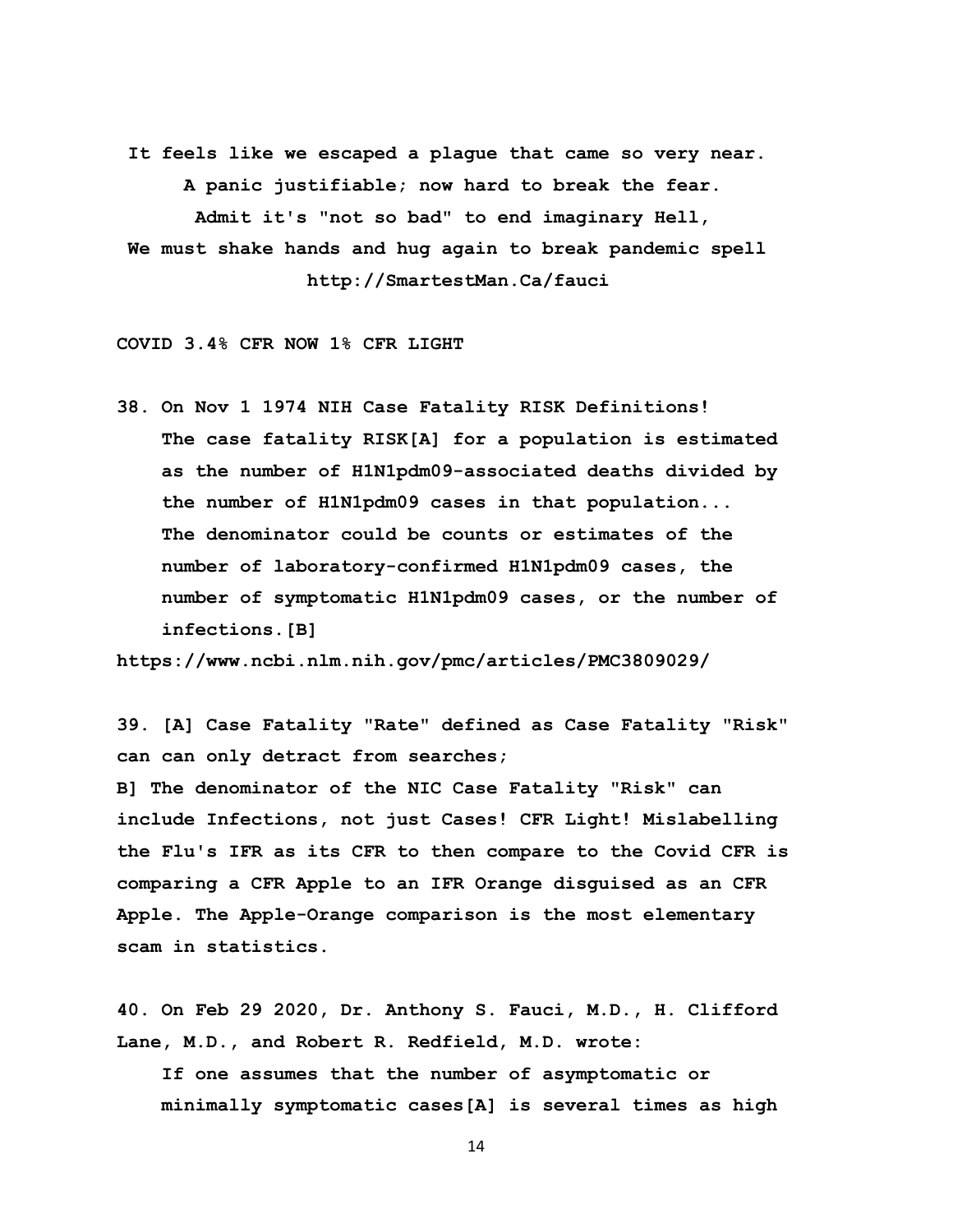**It feels like we escaped a plague that came so very near.**
**A panic justifiable; now hard to break the fear.**
**Admit it's "not so bad" to end imaginary Hell,**
**We must shake hands and hug again to break pandemic spell**
**http://SmartestMan.Ca/fauci**

**COVID 3.4% CFR NOW 1% CFR LIGHT**

**38. On Nov 1 1974 NIH Case Fatality RISK Definitions!**

> **The case fatality RISK[A] for a population is estimated as the number of H1N1pdm09-associated deaths divided by the number of H1N1pdm09 cases in that population... The denominator could be counts or estimates of the number of laboratory-confirmed H1N1pdm09 cases, the number of symptomatic H1N1pdm09 cases, or the number of infections.[B]**

**https://www.ncbi.nlm.nih.gov/pmc/articles/PMC3809029/**

**39. [A] Case Fatality "Rate" defined as Case Fatality "Risk" can can only detract from searches;**
**B] The denominator of the NIC Case Fatality "Risk" can include Infections, not just Cases! CFR Light! Mislabelling the Flu's IFR as its CFR to then compare to the Covid CFR is comparing a CFR Apple to an IFR Orange disguised as an CFR Apple. The Apple-Orange comparison is the most elementary scam in statistics.**

**40. On Feb 29 2020, Dr. Anthony S. Fauci, M.D., H. Clifford Lane, M.D., and Robert R. Redfield, M.D. wrote:**

> **If one assumes that the number of asymptomatic or minimally symptomatic cases[A] is several times as high**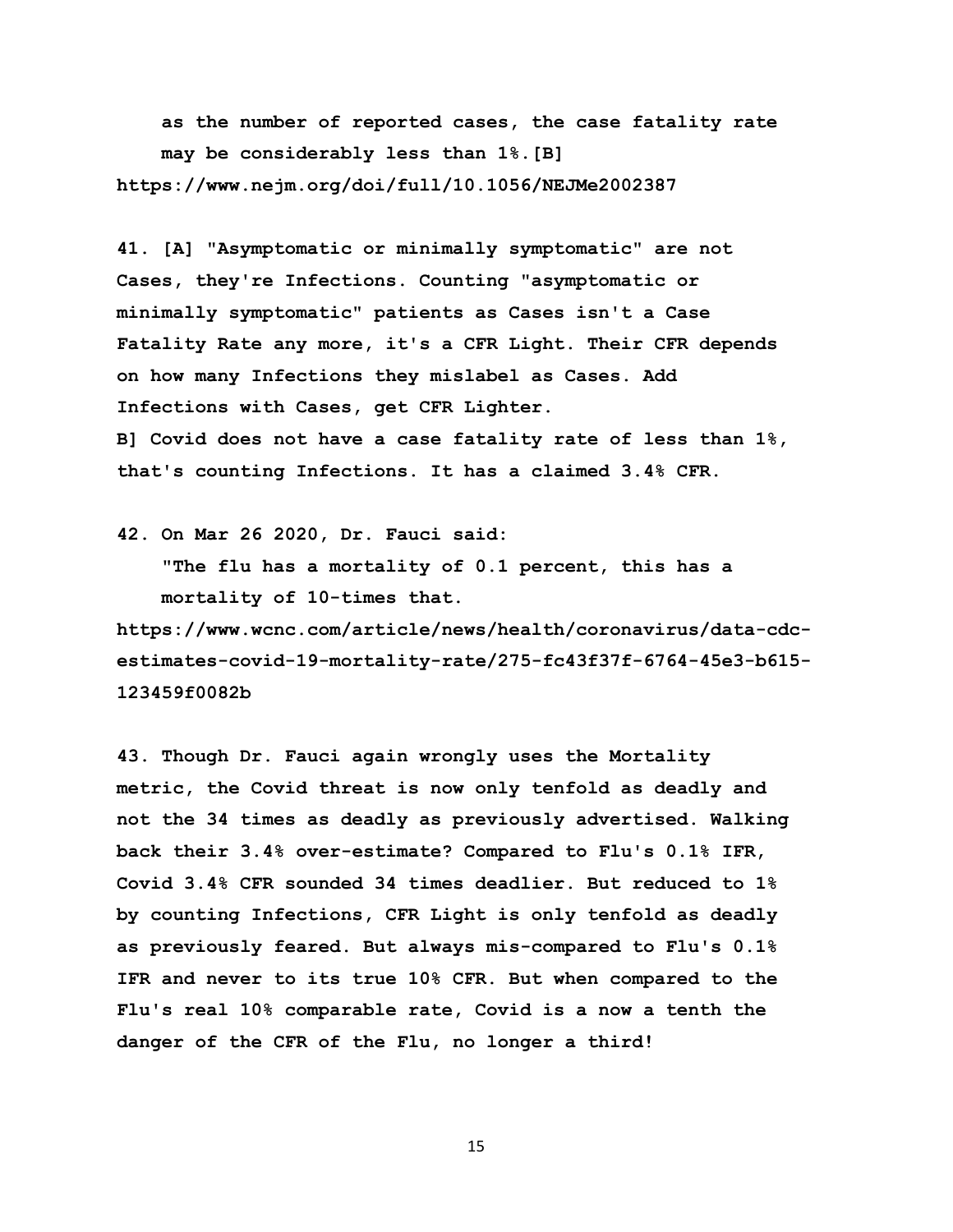**as the number of reported cases, the case fatality rate may be considerably less than 1%.[B]**
**https://www.nejm.org/doi/full/10.1056/NEJMe2002387**

**41. [A] "Asymptomatic or minimally symptomatic" are not Cases, they're Infections. Counting "asymptomatic or minimally symptomatic" patients as Cases isn't a Case Fatality Rate any more, it's a CFR Light. Their CFR depends on how many Infections they mislabel as Cases. Add Infections with Cases, get CFR Lighter.**
**B] Covid does not have a case fatality rate of less than 1%, that's counting Infections. It has a claimed 3.4% CFR.**

**42. On Mar 26 2020, Dr. Fauci said:**

**"The flu has a mortality of 0.1 percent, this has a mortality of 10-times that.**
**https://www.wcnc.com/article/news/health/coronavirus/data-cdc-estimates-covid-19-mortality-rate/275-fc43f37f-6764-45e3-b615-123459f0082b**

**43. Though Dr. Fauci again wrongly uses the Mortality metric, the Covid threat is now only tenfold as deadly and not the 34 times as deadly as previously advertised. Walking back their 3.4% over-estimate? Compared to Flu's 0.1% IFR, Covid 3.4% CFR sounded 34 times deadlier. But reduced to 1% by counting Infections, CFR Light is only tenfold as deadly as previously feared. But always mis-compared to Flu's 0.1% IFR and never to its true 10% CFR. But when compared to the Flu's real 10% comparable rate, Covid is a now a tenth the danger of the CFR of the Flu, no longer a third!**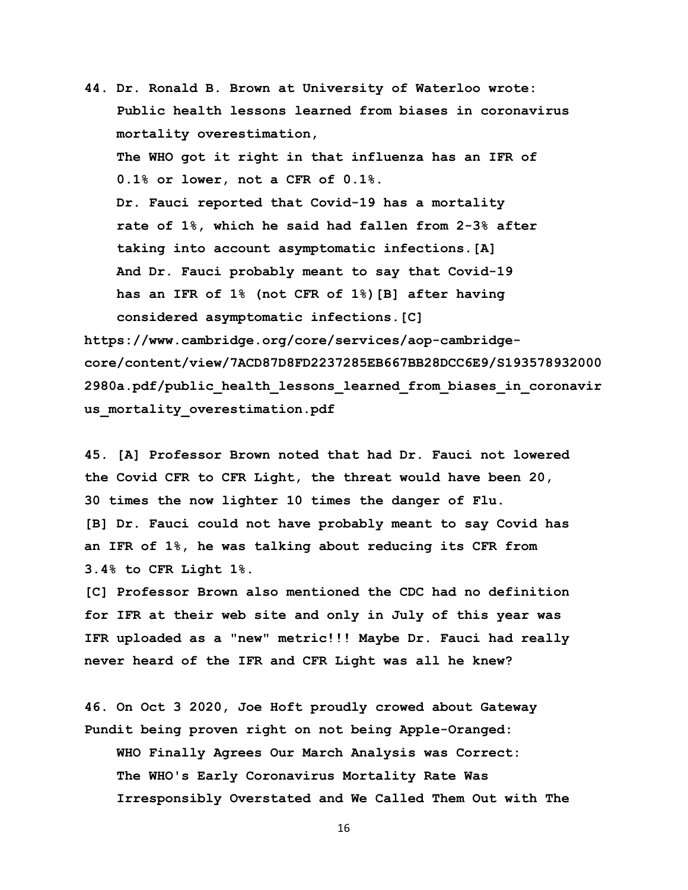**44. Dr. Ronald B. Brown at University of Waterloo wrote:**

> **Public health lessons learned from biases in coronavirus mortality overestimation,**
>
> **The WHO got it right in that influenza has an IFR of 0.1% or lower, not a CFR of 0.1%.**
>
> **Dr. Fauci reported that Covid-19 has a mortality rate of 1%, which he said had fallen from 2-3% after taking into account asymptomatic infections.[A]**
>
> **And Dr. Fauci probably meant to say that Covid-19 has an IFR of 1% (not CFR of 1%)[B] after having considered asymptomatic infections.[C]**

**https://www.cambridge.org/core/services/aop-cambridge-core/content/view/7ACD87D8FD2237285EB667BB28DCC6E9/S1935789320002980a.pdf/public_health_lessons_learned_from_biases_in_coronavirus_mortality_overestimation.pdf**

**45. [A] Professor Brown noted that had Dr. Fauci not lowered the Covid CFR to CFR Light, the threat would have been 20, 30 times the now lighter 10 times the danger of Flu.**

**[B] Dr. Fauci could not have probably meant to say Covid has an IFR of 1%, he was talking about reducing its CFR from 3.4% to CFR Light 1%.**

**[C] Professor Brown also mentioned the CDC had no definition for IFR at their web site and only in July of this year was IFR uploaded as a "new" metric!!! Maybe Dr. Fauci had really never heard of the IFR and CFR Light was all he knew?**

**46. On Oct 3 2020, Joe Hoft proudly crowed about Gateway Pundit being proven right on not being Apple-Oranged:**

> **WHO Finally Agrees Our March Analysis was Correct: The WHO's Early Coronavirus Mortality Rate Was Irresponsibly Overstated and We Called Them Out with The**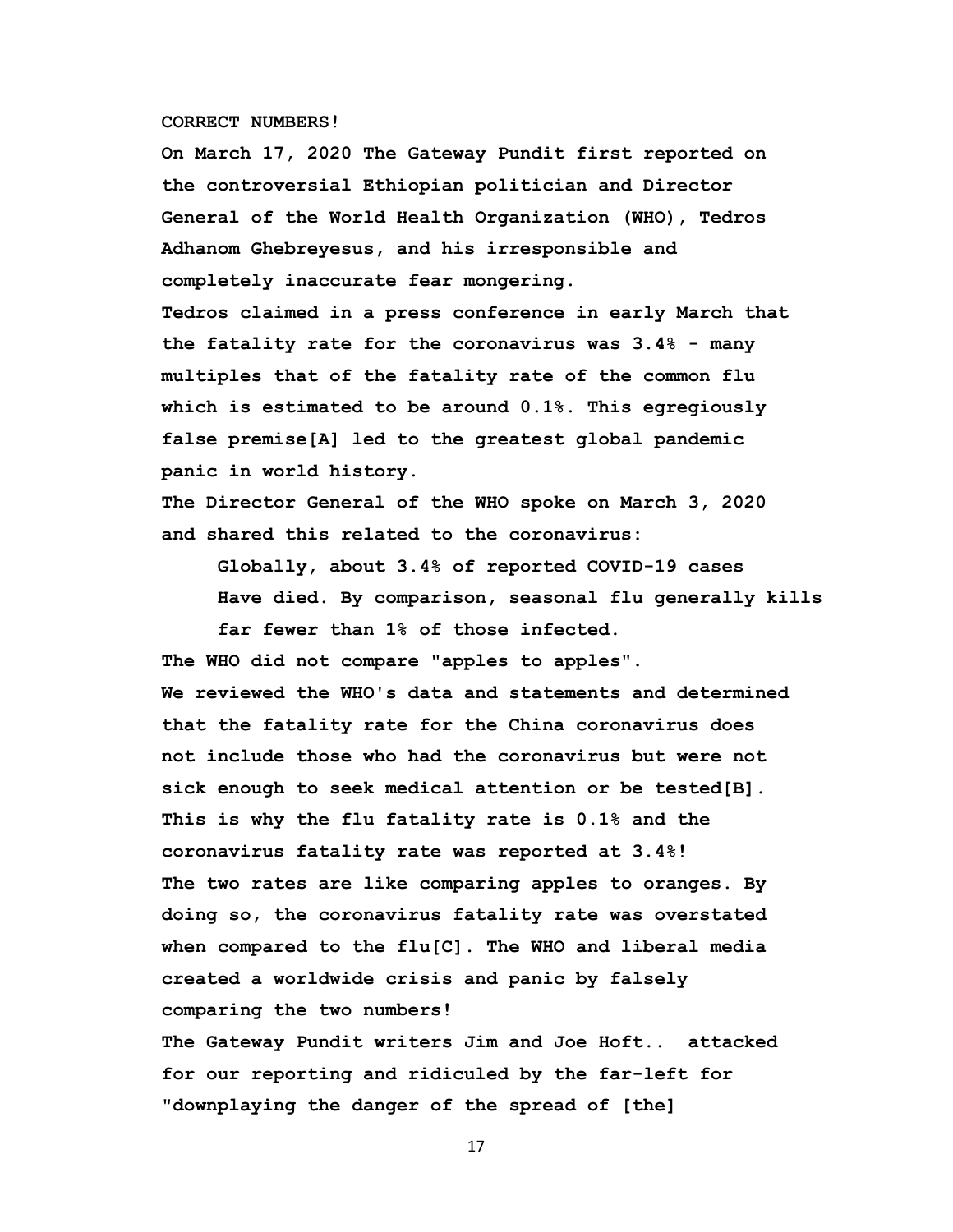**CORRECT NUMBERS!**

**On March 17, 2020 The Gateway Pundit first reported on the controversial Ethiopian politician and Director General of the World Health Organization (WHO), Tedros Adhanom Ghebreyesus, and his irresponsible and completely inaccurate fear mongering.**

**Tedros claimed in a press conference in early March that the fatality rate for the coronavirus was 3.4% - many multiples that of the fatality rate of the common flu which is estimated to be around 0.1%. This egregiously false premise[A] led to the greatest global pandemic panic in world history.**

**The Director General of the WHO spoke on March 3, 2020 and shared this related to the coronavirus:**

> **Globally, about 3.4% of reported COVID-19 cases Have died. By comparison, seasonal flu generally kills far fewer than 1% of those infected.**

**The WHO did not compare "apples to apples".**

**We reviewed the WHO's data and statements and determined that the fatality rate for the China coronavirus does not include those who had the coronavirus but were not sick enough to seek medical attention or be tested[B]. This is why the flu fatality rate is 0.1% and the coronavirus fatality rate was reported at 3.4%!**

**The two rates are like comparing apples to oranges. By doing so, the coronavirus fatality rate was overstated when compared to the flu[C]. The WHO and liberal media created a worldwide crisis and panic by falsely comparing the two numbers!**

**The Gateway Pundit writers Jim and Joe Hoft.. attacked for our reporting and ridiculed by the far-left for "downplaying the danger of the spread of [the]**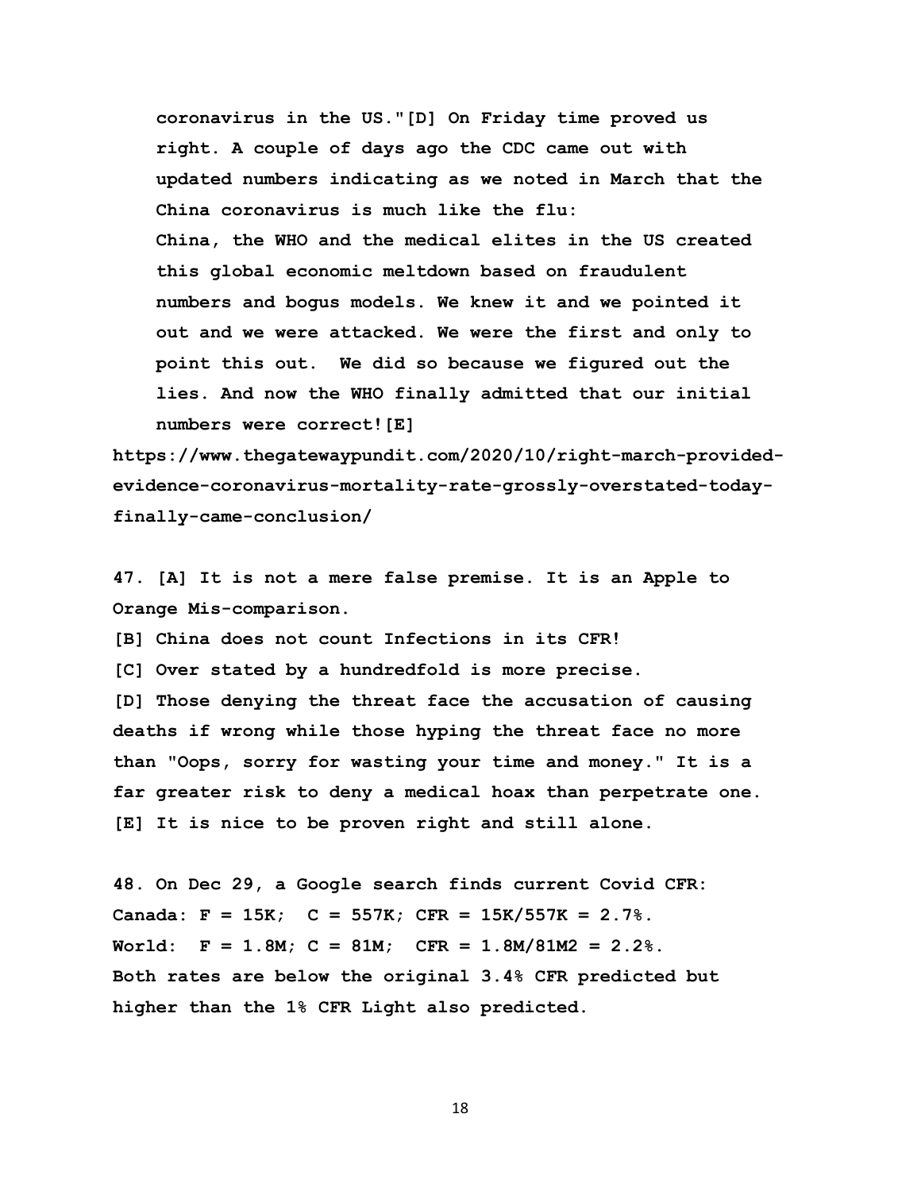> coronavirus in the US."[D] On Friday time proved us right. A couple of days ago the CDC came out with updated numbers indicating as we noted in March that the China coronavirus is much like the flu:
> China, the WHO and the medical elites in the US created this global economic meltdown based on fraudulent numbers and bogus models. We knew it and we pointed it out and we were attacked. We were the first and only to point this out. We did so because we figured out the lies. And now the WHO finally admitted that our initial numbers were correct![E]

https://www.thegatewaypundit.com/2020/10/right-march-provided-evidence-coronavirus-mortality-rate-grossly-overstated-today-finally-came-conclusion/

**47. [A] It is not a mere false premise. It is an Apple to Orange Mis-comparison.**

**[B] China does not count Infections in its CFR!**

**[C] Over stated by a hundredfold is more precise.**

**[D] Those denying the threat face the accusation of causing deaths if wrong while those hyping the threat face no more than "Oops, sorry for wasting your time and money." It is a far greater risk to deny a medical hoax than perpetrate one.**

**[E] It is nice to be proven right and still alone.**

**48. On Dec 29, a Google search finds current Covid CFR:**

**Canada: F = 15K; C = 557K; CFR = 15K/557K = 2.7%.**

**World: F = 1.8M; C = 81M; CFR = 1.8M/81M2 = 2.2%.**

**Both rates are below the original 3.4% CFR predicted but higher than the 1% CFR Light also predicted.**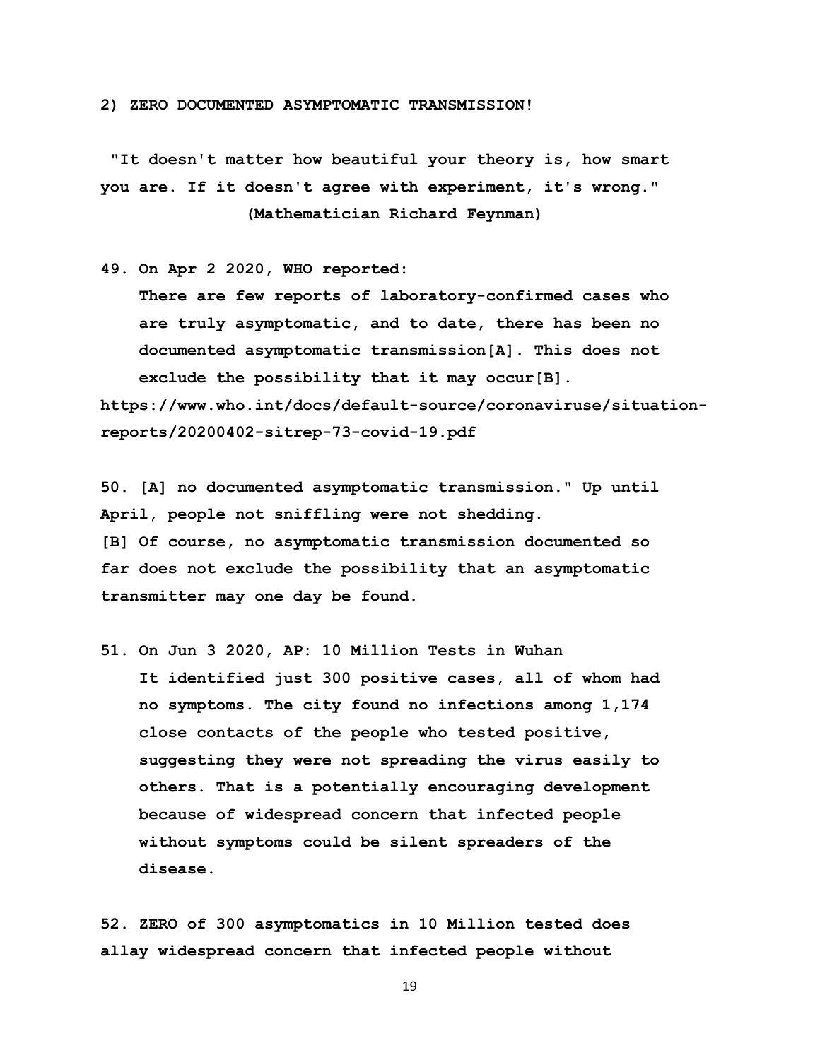**2) ZERO DOCUMENTED ASYMPTOMATIC TRANSMISSION!**

**"It doesn't matter how beautiful your theory is, how smart you are. If it doesn't agree with experiment, it's wrong." (Mathematician Richard Feynman)**

**49. On Apr 2 2020, WHO reported:**

> **There are few reports of laboratory-confirmed cases who are truly asymptomatic, and to date, there has been no documented asymptomatic transmission[A]. This does not exclude the possibility that it may occur[B].**

**https://www.who.int/docs/default-source/coronaviruse/situation-reports/20200402-sitrep-73-covid-19.pdf**

**50. [A] no documented asymptomatic transmission." Up until April, people not sniffling were not shedding.**
**[B] Of course, no asymptomatic transmission documented so far does not exclude the possibility that an asymptomatic transmitter may one day be found.**

**51. On Jun 3 2020, AP: 10 Million Tests in Wuhan**

> **It identified just 300 positive cases, all of whom had no symptoms. The city found no infections among 1,174 close contacts of the people who tested positive, suggesting they were not spreading the virus easily to others. That is a potentially encouraging development because of widespread concern that infected people without symptoms could be silent spreaders of the disease.**

**52. ZERO of 300 asymptomatics in 10 Million tested does allay widespread concern that infected people without**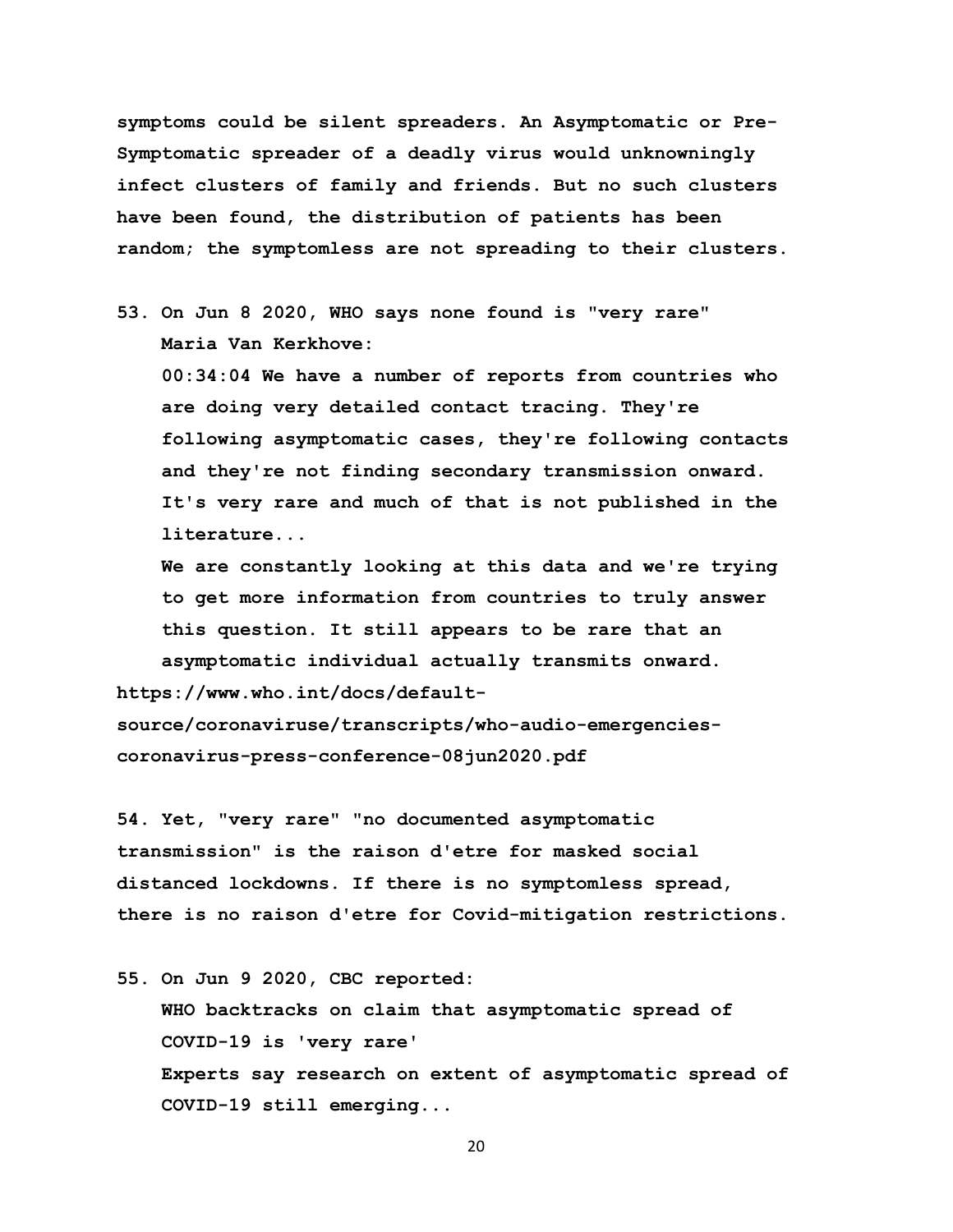**symptoms could be silent spreaders. An Asymptomatic or Pre-Symptomatic spreader of a deadly virus would unknowningly infect clusters of family and friends. But no such clusters have been found, the distribution of patients has been random; the symptomless are not spreading to their clusters.**

**53. On Jun 8 2020, WHO says none found is "very rare" Maria Van Kerkhove:**

> **00:34:04 We have a number of reports from countries who are doing very detailed contact tracing. They're following asymptomatic cases, they're following contacts and they're not finding secondary transmission onward. It's very rare and much of that is not published in the literature...**
>
> **We are constantly looking at this data and we're trying to get more information from countries to truly answer this question. It still appears to be rare that an asymptomatic individual actually transmits onward.**

**https://www.who.int/docs/default-source/coronaviruse/transcripts/who-audio-emergencies-coronavirus-press-conference-08jun2020.pdf**

**54. Yet, "very rare" "no documented asymptomatic transmission" is the raison d'etre for masked social distanced lockdowns. If there is no symptomless spread, there is no raison d'etre for Covid-mitigation restrictions.**

**55. On Jun 9 2020, CBC reported:**

> **WHO backtracks on claim that asymptomatic spread of COVID-19 is 'very rare'**
>
> **Experts say research on extent of asymptomatic spread of COVID-19 still emerging...**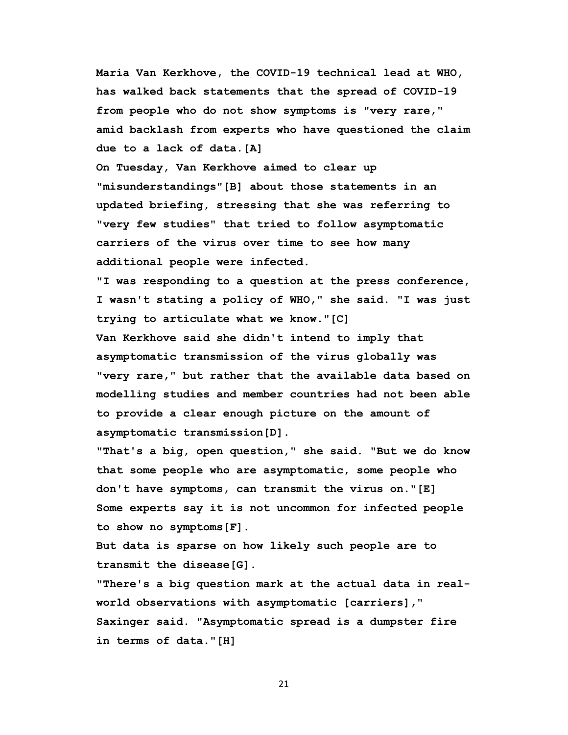**Maria Van Kerkhove, the COVID-19 technical lead at WHO, has walked back statements that the spread of COVID-19 from people who do not show symptoms is "very rare," amid backlash from experts who have questioned the claim due to a lack of data.[A]**

**On Tuesday, Van Kerkhove aimed to clear up "misunderstandings"[B] about those statements in an updated briefing, stressing that she was referring to "very few studies" that tried to follow asymptomatic carriers of the virus over time to see how many additional people were infected.**

**"I was responding to a question at the press conference, I wasn't stating a policy of WHO," she said. "I was just trying to articulate what we know."[C]**

**Van Kerkhove said she didn't intend to imply that asymptomatic transmission of the virus globally was "very rare," but rather that the available data based on modelling studies and member countries had not been able to provide a clear enough picture on the amount of asymptomatic transmission[D].**

**"That's a big, open question," she said. "But we do know that some people who are asymptomatic, some people who don't have symptoms, can transmit the virus on."[E]**

**Some experts say it is not uncommon for infected people to show no symptoms[F].**

**But data is sparse on how likely such people are to transmit the disease[G].**

**"There's a big question mark at the actual data in real-world observations with asymptomatic [carriers]," Saxinger said. "Asymptomatic spread is a dumpster fire in terms of data."[H]**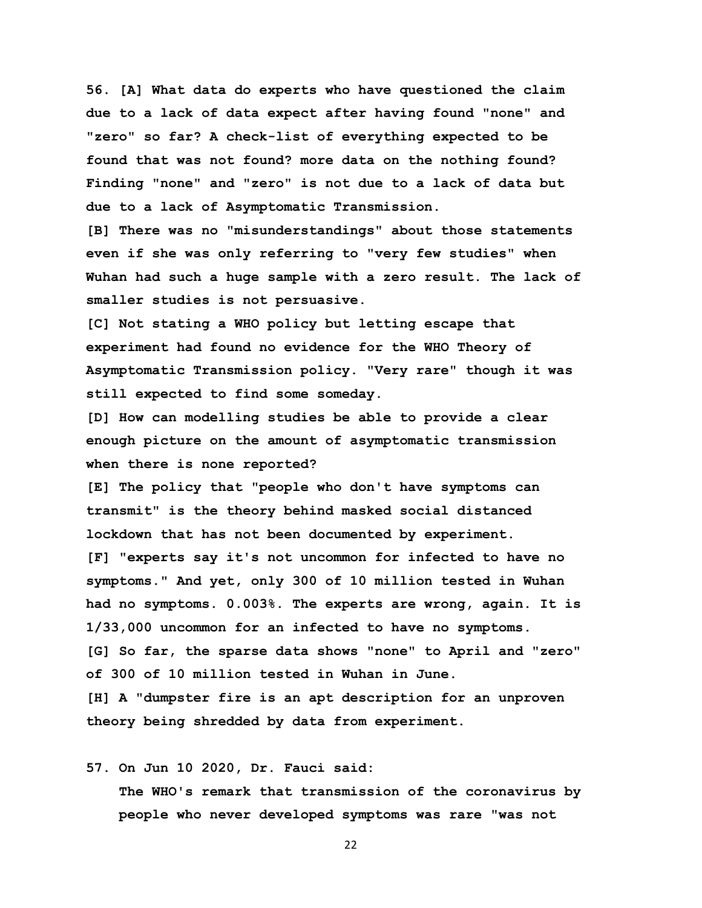**56. [A] What data do experts who have questioned the claim due to a lack of data expect after having found "none" and "zero" so far? A check-list of everything expected to be found that was not found? more data on the nothing found? Finding "none" and "zero" is not due to a lack of data but due to a lack of Asymptomatic Transmission.**

**[B] There was no "misunderstandings" about those statements even if she was only referring to "very few studies" when Wuhan had such a huge sample with a zero result. The lack of smaller studies is not persuasive.**

**[C] Not stating a WHO policy but letting escape that experiment had found no evidence for the WHO Theory of Asymptomatic Transmission policy. "Very rare" though it was still expected to find some someday.**

**[D] How can modelling studies be able to provide a clear enough picture on the amount of asymptomatic transmission when there is none reported?**

**[E] The policy that "people who don't have symptoms can transmit" is the theory behind masked social distanced lockdown that has not been documented by experiment.**

**[F] "experts say it's not uncommon for infected to have no symptoms." And yet, only 300 of 10 million tested in Wuhan had no symptoms. 0.003%. The experts are wrong, again. It is 1/33,000 uncommon for an infected to have no symptoms.**

**[G] So far, the sparse data shows "none" to April and "zero" of 300 of 10 million tested in Wuhan in June.**

**[H] A "dumpster fire is an apt description for an unproven theory being shredded by data from experiment.**

**57. On Jun 10 2020, Dr. Fauci said:**

> **The WHO's remark that transmission of the coronavirus by people who never developed symptoms was rare "was not**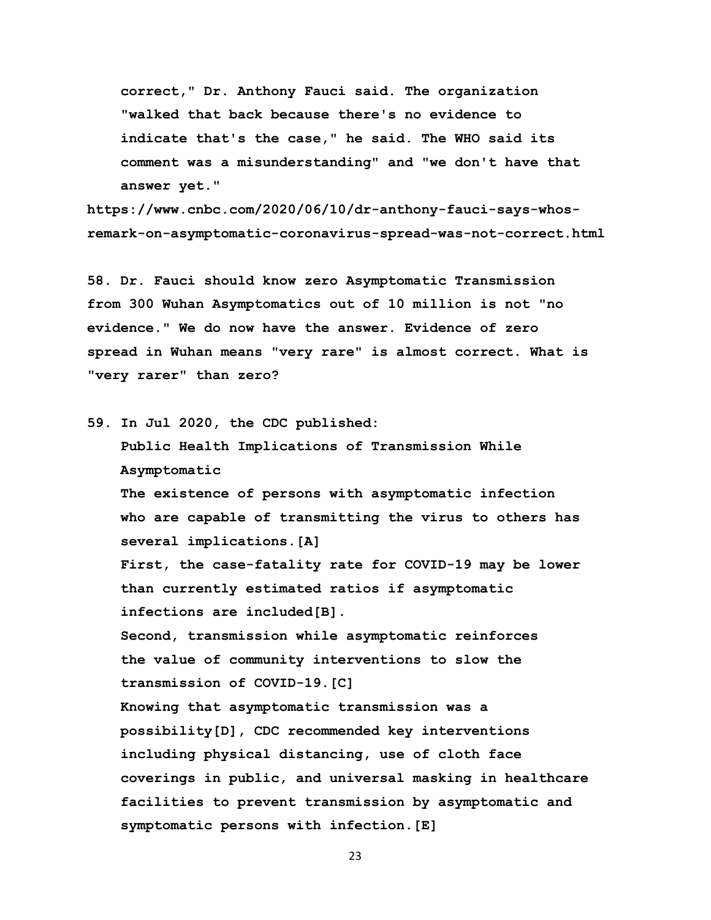> correct," Dr. Anthony Fauci said. The organization "walked that back because there's no evidence to indicate that's the case," he said. The WHO said its comment was a misunderstanding" and "we don't have that answer yet."

https://www.cnbc.com/2020/06/10/dr-anthony-fauci-says-whos-remark-on-asymptomatic-coronavirus-spread-was-not-correct.html

58. Dr. Fauci should know zero Asymptomatic Transmission from 300 Wuhan Asymptomatics out of 10 million is not "no evidence." We do now have the answer. Evidence of zero spread in Wuhan means "very rare" is almost correct. What is "very rarer" than zero?

59. In Jul 2020, the CDC published:

> Public Health Implications of Transmission While Asymptomatic
>
> The existence of persons with asymptomatic infection who are capable of transmitting the virus to others has several implications.[A]
>
> First, the case-fatality rate for COVID-19 may be lower than currently estimated ratios if asymptomatic infections are included[B].
>
> Second, transmission while asymptomatic reinforces the value of community interventions to slow the transmission of COVID-19.[C]
>
> Knowing that asymptomatic transmission was a possibility[D], CDC recommended key interventions including physical distancing, use of cloth face coverings in public, and universal masking in healthcare facilities to prevent transmission by asymptomatic and symptomatic persons with infection.[E]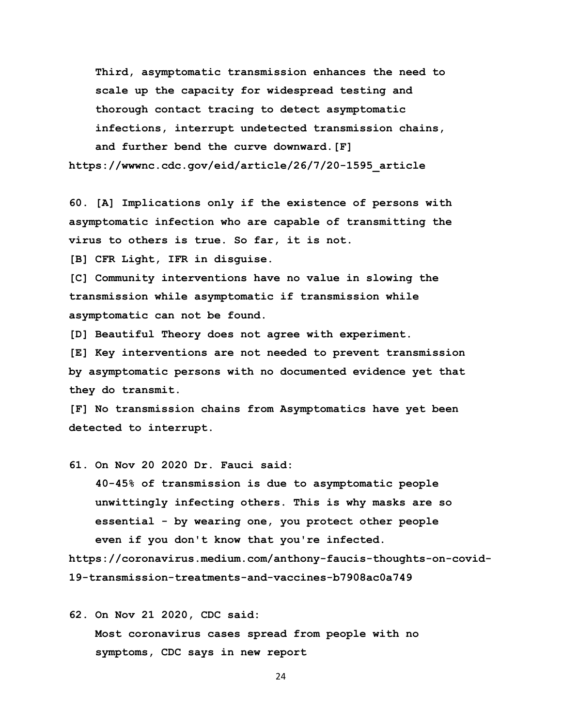**Third, asymptomatic transmission enhances the need to scale up the capacity for widespread testing and thorough contact tracing to detect asymptomatic infections, interrupt undetected transmission chains, and further bend the curve downward.[F]**

**https://wwwnc.cdc.gov/eid/article/26/7/20-1595_article**

**60. [A] Implications only if the existence of persons with asymptomatic infection who are capable of transmitting the virus to others is true. So far, it is not.**

**[B] CFR Light, IFR in disguise.**

**[C] Community interventions have no value in slowing the transmission while asymptomatic if transmission while asymptomatic can not be found.**

**[D] Beautiful Theory does not agree with experiment.**

**[E] Key interventions are not needed to prevent transmission by asymptomatic persons with no documented evidence yet that they do transmit.**

**[F] No transmission chains from Asymptomatics have yet been detected to interrupt.**

**61. On Nov 20 2020 Dr. Fauci said:**

**40-45% of transmission is due to asymptomatic people unwittingly infecting others. This is why masks are so essential - by wearing one, you protect other people even if you don't know that you're infected.**

**https://coronavirus.medium.com/anthony-faucis-thoughts-on-covid-19-transmission-treatments-and-vaccines-b7908ac0a749**

**62. On Nov 21 2020, CDC said:**

**Most coronavirus cases spread from people with no symptoms, CDC says in new report**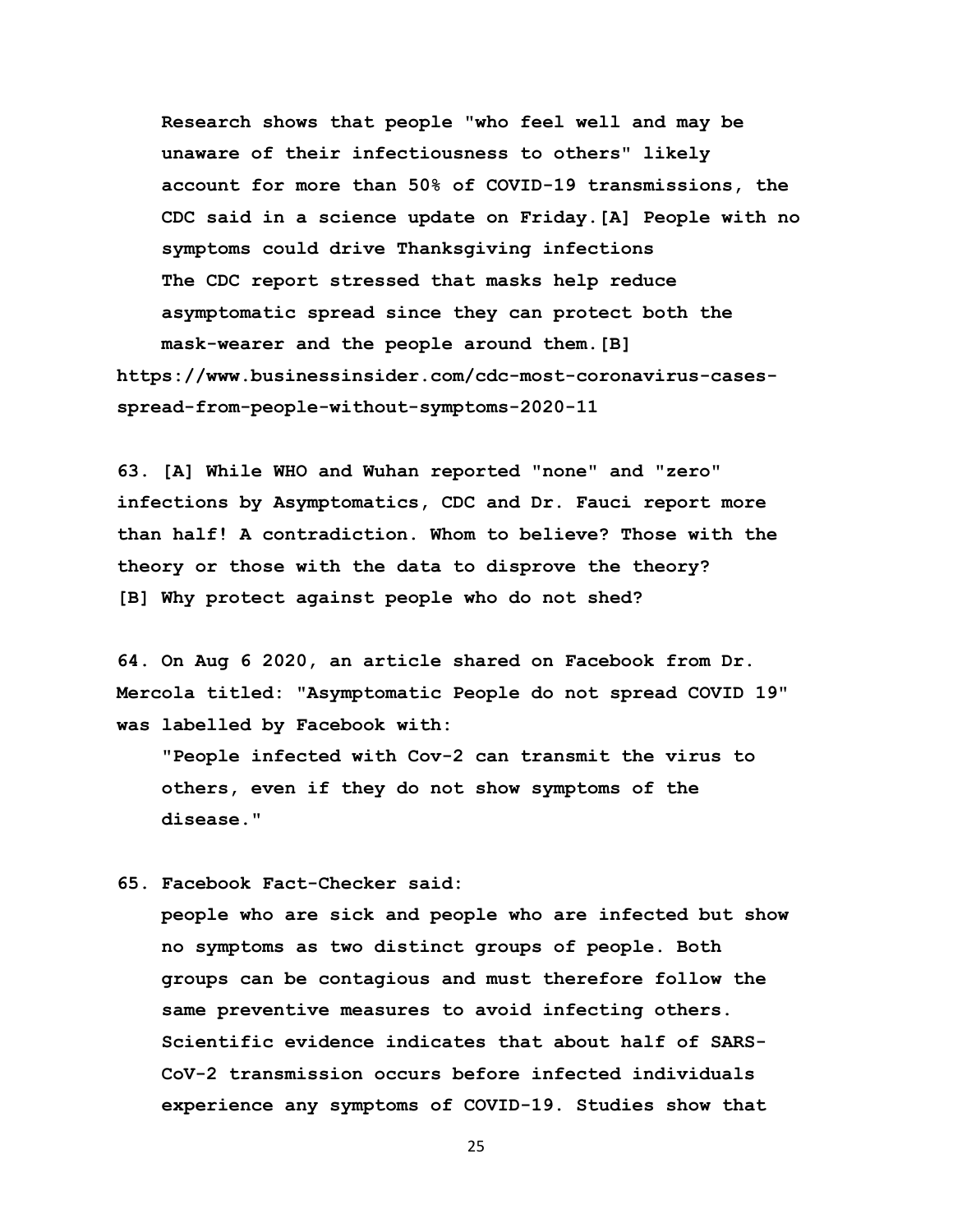> **Research shows that people "who feel well and may be unaware of their infectiousness to others" likely account for more than 50% of COVID-19 transmissions, the CDC said in a science update on Friday.[A] People with no symptoms could drive Thanksgiving infections**
> **The CDC report stressed that masks help reduce asymptomatic spread since they can protect both the mask-wearer and the people around them.[B]**

**https://www.businessinsider.com/cdc-most-coronavirus-cases-spread-from-people-without-symptoms-2020-11**

**63. [A] While WHO and Wuhan reported "none" and "zero" infections by Asymptomatics, CDC and Dr. Fauci report more than half! A contradiction. Whom to believe? Those with the theory or those with the data to disprove the theory?**
**[B] Why protect against people who do not shed?**

**64. On Aug 6 2020, an article shared on Facebook from Dr. Mercola titled: "Asymptomatic People do not spread COVID 19" was labelled by Facebook with:**

> **"People infected with Cov-2 can transmit the virus to others, even if they do not show symptoms of the disease."**

**65. Facebook Fact-Checker said:**

> **people who are sick and people who are infected but show no symptoms as two distinct groups of people. Both groups can be contagious and must therefore follow the same preventive measures to avoid infecting others. Scientific evidence indicates that about half of SARS-CoV-2 transmission occurs before infected individuals experience any symptoms of COVID-19. Studies show that**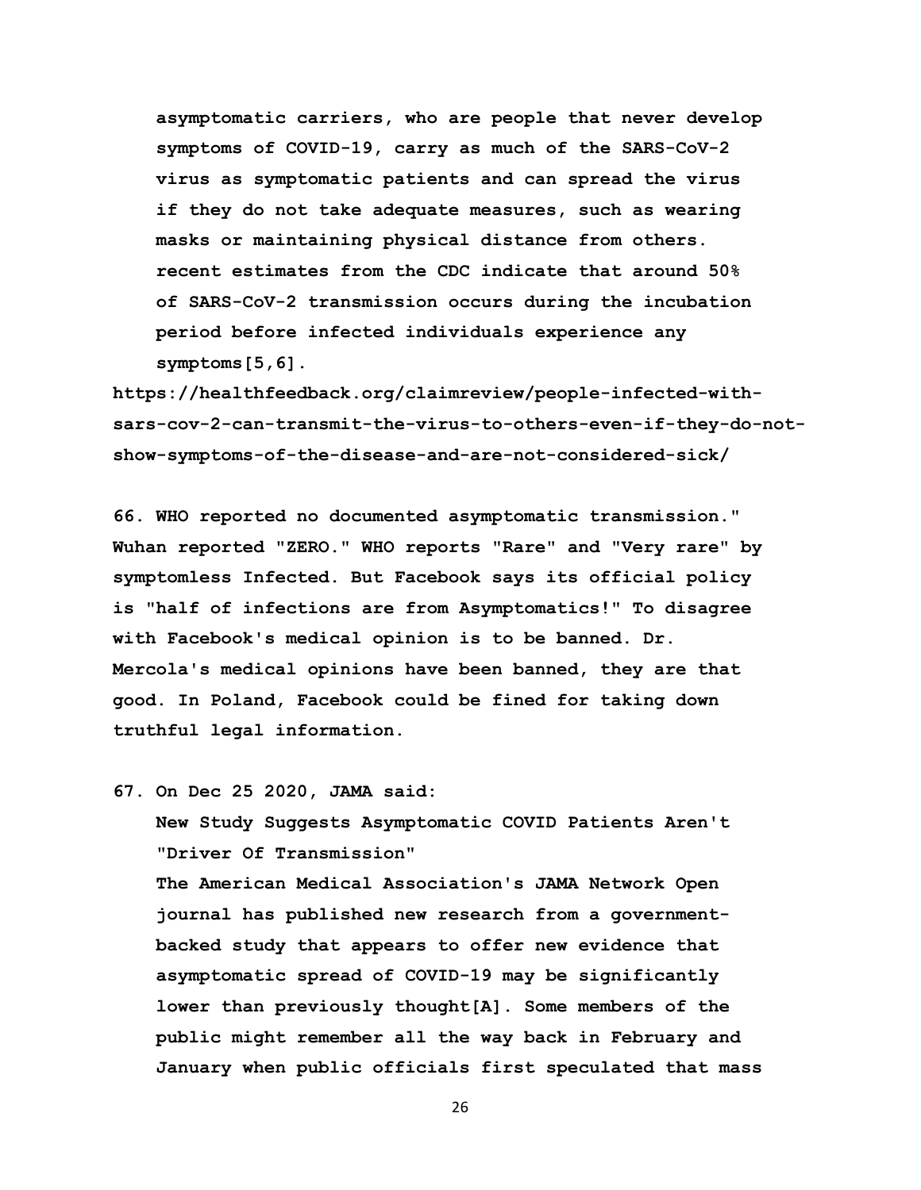> **asymptomatic carriers, who are people that never develop symptoms of COVID-19, carry as much of the SARS-CoV-2 virus as symptomatic patients and can spread the virus if they do not take adequate measures, such as wearing masks or maintaining physical distance from others. recent estimates from the CDC indicate that around 50% of SARS-CoV-2 transmission occurs during the incubation period before infected individuals experience any symptoms[5,6].**

**https://healthfeedback.org/claimreview/people-infected-with-sars-cov-2-can-transmit-the-virus-to-others-even-if-they-do-not-show-symptoms-of-the-disease-and-are-not-considered-sick/**

**66. WHO reported no documented asymptomatic transmission." Wuhan reported "ZERO." WHO reports "Rare" and "Very rare" by symptomless Infected. But Facebook says its official policy is "half of infections are from Asymptomatics!" To disagree with Facebook's medical opinion is to be banned. Dr. Mercola's medical opinions have been banned, they are that good. In Poland, Facebook could be fined for taking down truthful legal information.**

**67. On Dec 25 2020, JAMA said:**

> **New Study Suggests Asymptomatic COVID Patients Aren't "Driver Of Transmission"**
>
> **The American Medical Association's JAMA Network Open journal has published new research from a government-backed study that appears to offer new evidence that asymptomatic spread of COVID-19 may be significantly lower than previously thought[A]. Some members of the public might remember all the way back in February and January when public officials first speculated that mass**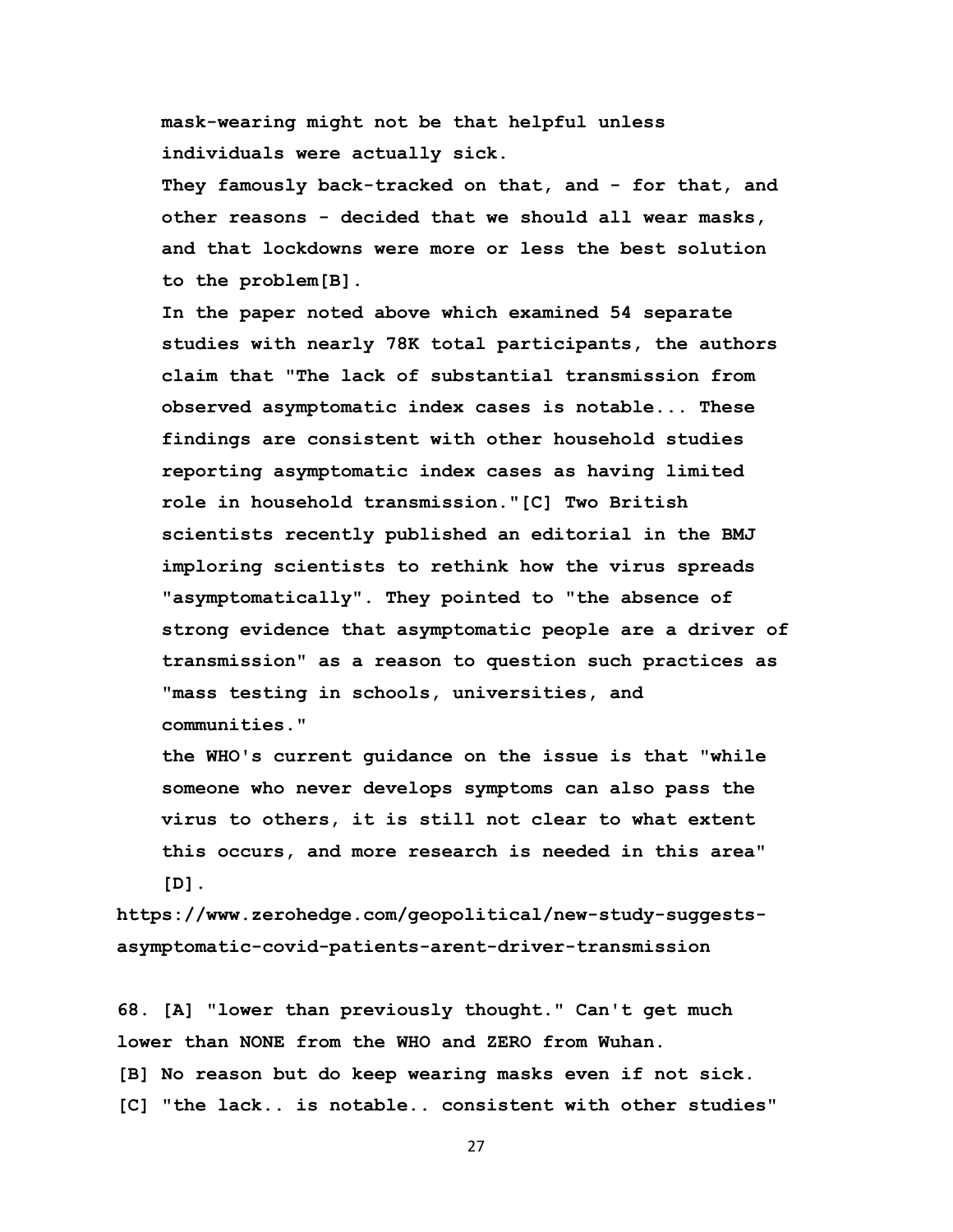**mask-wearing might not be that helpful unless individuals were actually sick.**

**They famously back-tracked on that, and - for that, and other reasons - decided that we should all wear masks, and that lockdowns were more or less the best solution to the problem[B].**

**In the paper noted above which examined 54 separate studies with nearly 78K total participants, the authors claim that "The lack of substantial transmission from observed asymptomatic index cases is notable... These findings are consistent with other household studies reporting asymptomatic index cases as having limited role in household transmission."[C] Two British scientists recently published an editorial in the BMJ imploring scientists to rethink how the virus spreads "asymptomatically". They pointed to "the absence of strong evidence that asymptomatic people are a driver of transmission" as a reason to question such practices as "mass testing in schools, universities, and communities."**

**the WHO's current guidance on the issue is that "while someone who never develops symptoms can also pass the virus to others, it is still not clear to what extent this occurs, and more research is needed in this area" [D].**

**https://www.zerohedge.com/geopolitical/new-study-suggests-asymptomatic-covid-patients-arent-driver-transmission**

**68. [A] "lower than previously thought." Can't get much lower than NONE from the WHO and ZERO from Wuhan.**

**[B] No reason but do keep wearing masks even if not sick.**

**[C] "the lack.. is notable.. consistent with other studies"**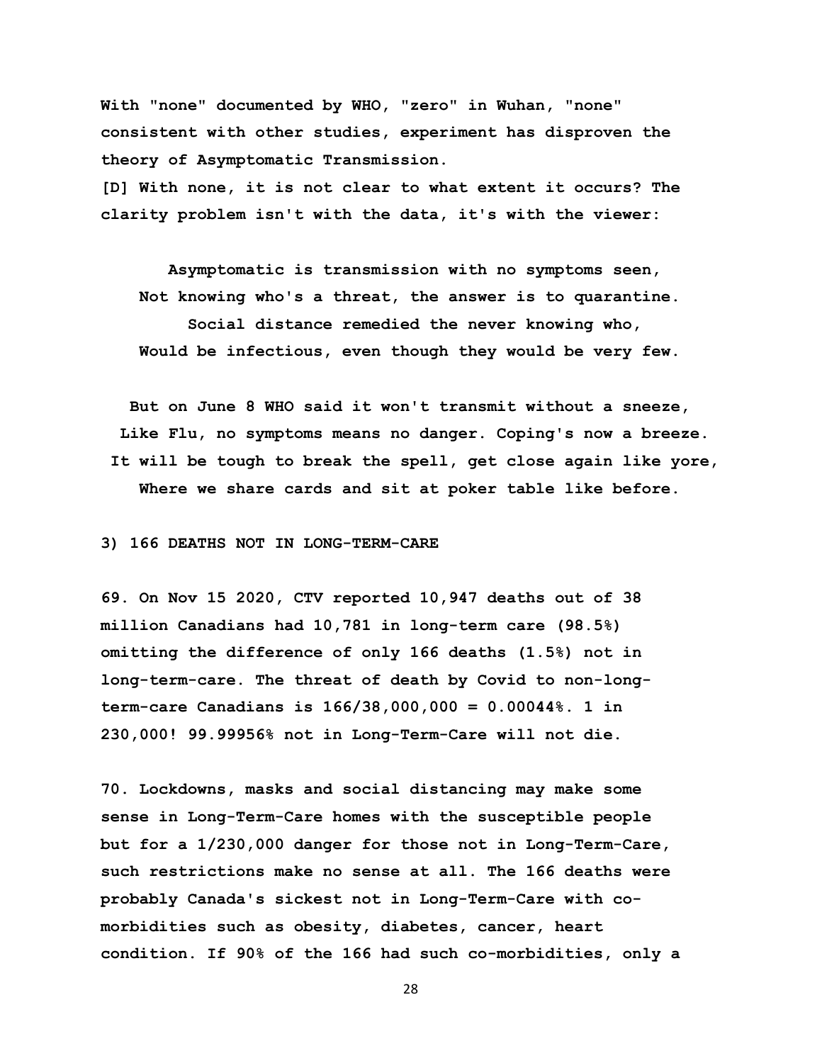**With "none" documented by WHO, "zero" in Wuhan, "none" consistent with other studies, experiment has disproven the theory of Asymptomatic Transmission.**

**[D] With none, it is not clear to what extent it occurs? The clarity problem isn't with the data, it's with the viewer:**

**Asymptomatic is transmission with no symptoms seen,**
**Not knowing who's a threat, the answer is to quarantine.**
**Social distance remedied the never knowing who,**
**Would be infectious, even though they would be very few.**

**But on June 8 WHO said it won't transmit without a sneeze,**
**Like Flu, no symptoms means no danger. Coping's now a breeze.**
**It will be tough to break the spell, get close again like yore,**
**Where we share cards and sit at poker table like before.**

**3) 166 DEATHS NOT IN LONG-TERM-CARE**

**69. On Nov 15 2020, CTV reported 10,947 deaths out of 38 million Canadians had 10,781 in long-term care (98.5%) omitting the difference of only 166 deaths (1.5%) not in long-term-care. The threat of death by Covid to non-long-term-care Canadians is 166/38,000,000 = 0.00044%. 1 in 230,000! 99.99956% not in Long-Term-Care will not die.**

**70. Lockdowns, masks and social distancing may make some sense in Long-Term-Care homes with the susceptible people but for a 1/230,000 danger for those not in Long-Term-Care, such restrictions make no sense at all. The 166 deaths were probably Canada's sickest not in Long-Term-Care with co-morbidities such as obesity, diabetes, cancer, heart condition. If 90% of the 166 had such co-morbidities, only a**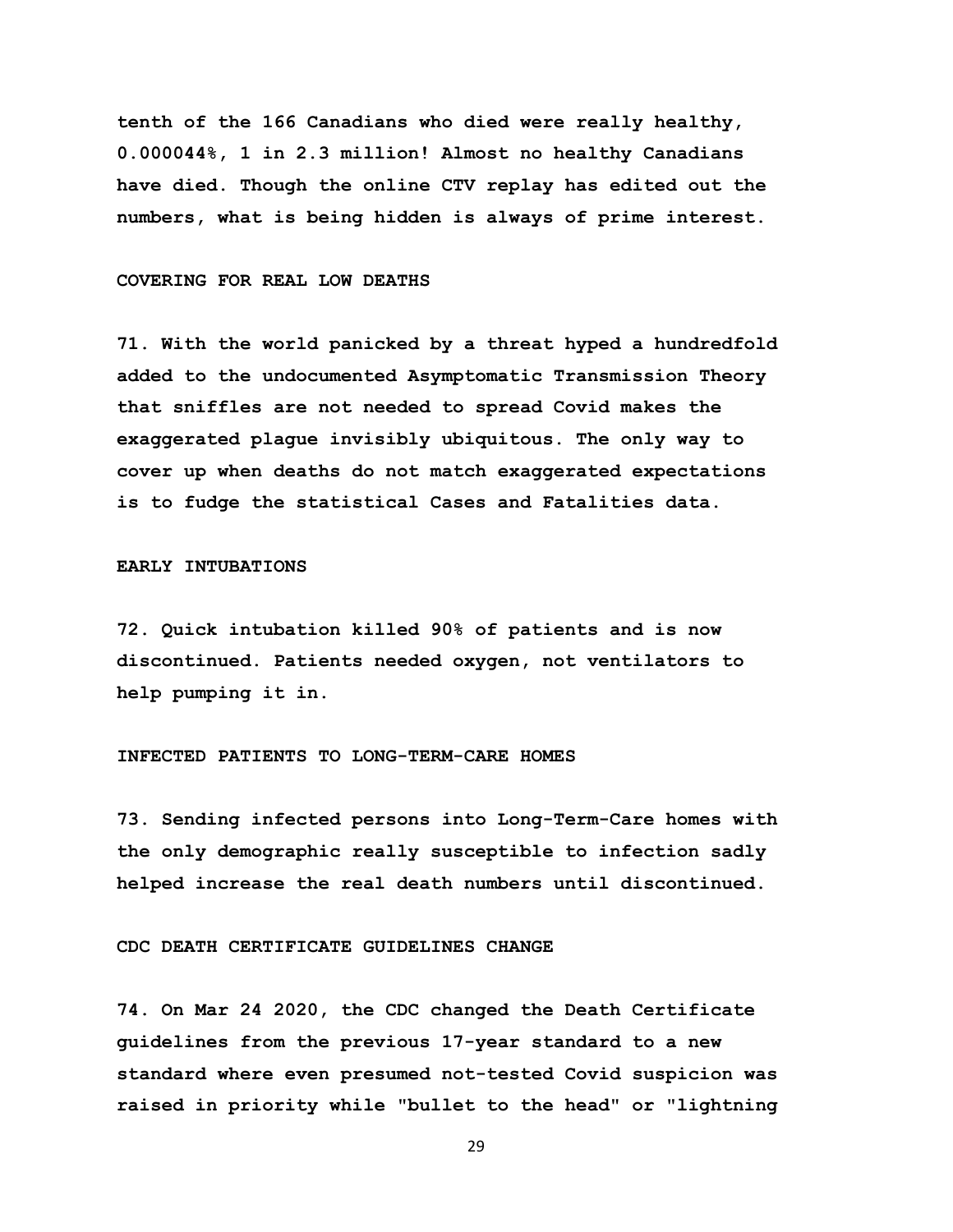**tenth of the 166 Canadians who died were really healthy, 0.000044%, 1 in 2.3 million! Almost no healthy Canadians have died. Though the online CTV replay has edited out the numbers, what is being hidden is always of prime interest.**

COVERING FOR REAL LOW DEATHS

**71. With the world panicked by a threat hyped a hundredfold added to the undocumented Asymptomatic Transmission Theory that sniffles are not needed to spread Covid makes the exaggerated plague invisibly ubiquitous. The only way to cover up when deaths do not match exaggerated expectations is to fudge the statistical Cases and Fatalities data.**

EARLY INTUBATIONS

**72. Quick intubation killed 90% of patients and is now discontinued. Patients needed oxygen, not ventilators to help pumping it in.**

INFECTED PATIENTS TO LONG-TERM-CARE HOMES

**73. Sending infected persons into Long-Term-Care homes with the only demographic really susceptible to infection sadly helped increase the real death numbers until discontinued.**

CDC DEATH CERTIFICATE GUIDELINES CHANGE

**74. On Mar 24 2020, the CDC changed the Death Certificate guidelines from the previous 17-year standard to a new standard where even presumed not-tested Covid suspicion was raised in priority while "bullet to the head" or "lightning**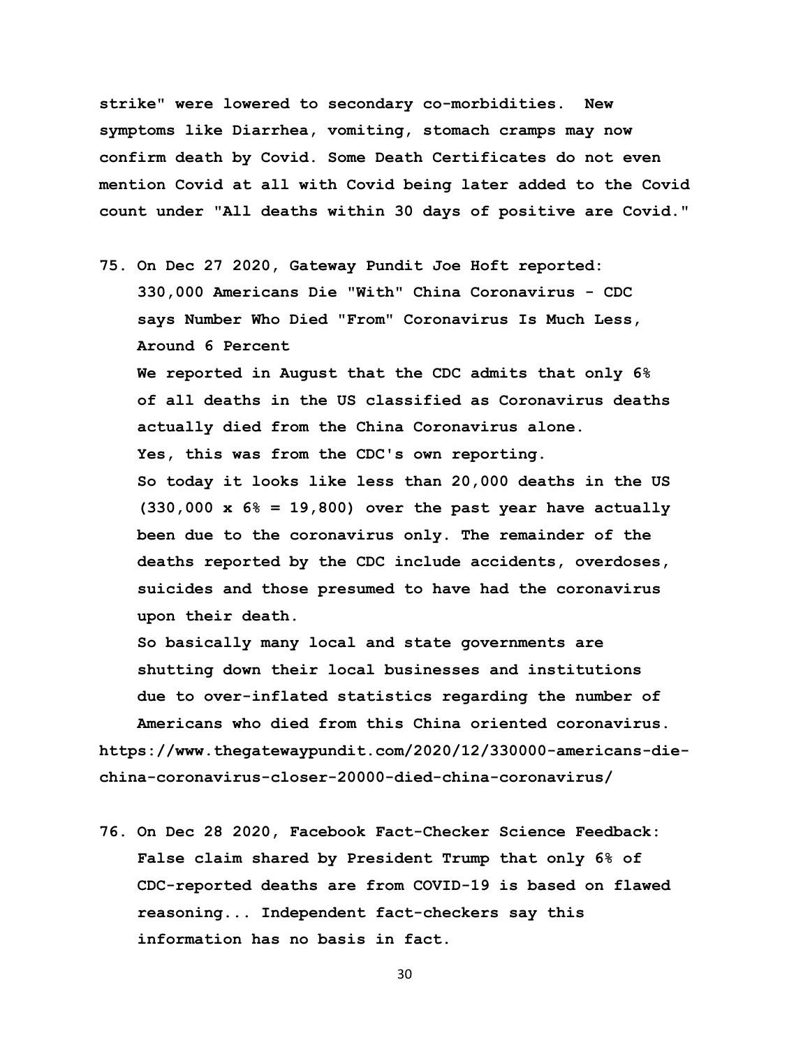**strike" were lowered to secondary co-morbidities. New symptoms like Diarrhea, vomiting, stomach cramps may now confirm death by Covid. Some Death Certificates do not even mention Covid at all with Covid being later added to the Covid count under "All deaths within 30 days of positive are Covid."**

75. **On Dec 27 2020, Gateway Pundit Joe Hoft reported: 330,000 Americans Die "With" China Coronavirus - CDC says Number Who Died "From" Coronavirus Is Much Less, Around 6 Percent**

    **We reported in August that the CDC admits that only 6% of all deaths in the US classified as Coronavirus deaths actually died from the China Coronavirus alone.**

    **Yes, this was from the CDC's own reporting.**

    **So today it looks like less than 20,000 deaths in the US (330,000 x 6% = 19,800) over the past year have actually been due to the coronavirus only. The remainder of the deaths reported by the CDC include accidents, overdoses, suicides and those presumed to have had the coronavirus upon their death.**

    **So basically many local and state governments are shutting down their local businesses and institutions due to over-inflated statistics regarding the number of Americans who died from this China oriented coronavirus.**

**https://www.thegatewaypundit.com/2020/12/330000-americans-die-china-coronavirus-closer-20000-died-china-coronavirus/**

76. **On Dec 28 2020, Facebook Fact-Checker Science Feedback: False claim shared by President Trump that only 6% of CDC-reported deaths are from COVID-19 is based on flawed reasoning... Independent fact-checkers say this information has no basis in fact.**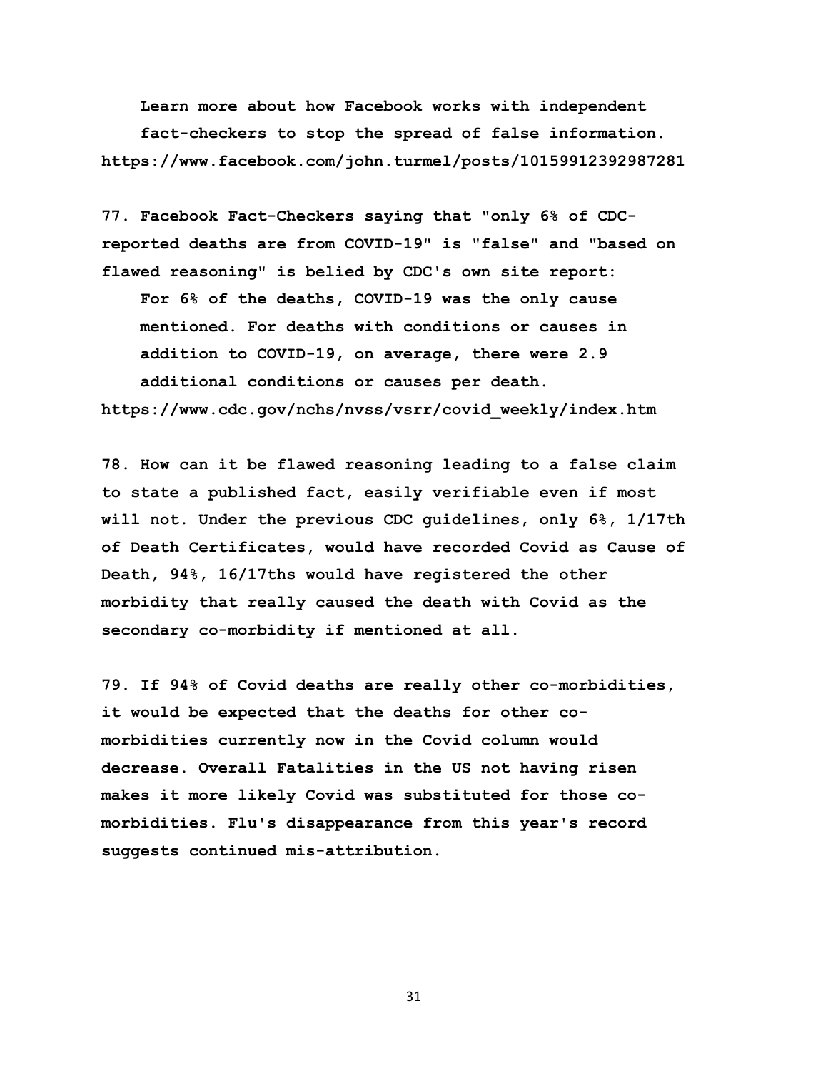**Learn more about how Facebook works with independent fact-checkers to stop the spread of false information.**
**https://www.facebook.com/john.turmel/posts/10159912392987281**

**77. Facebook Fact-Checkers saying that "only 6% of CDC-reported deaths are from COVID-19" is "false" and "based on flawed reasoning" is belied by CDC's own site report:**

> **For 6% of the deaths, COVID-19 was the only cause mentioned. For deaths with conditions or causes in addition to COVID-19, on average, there were 2.9 additional conditions or causes per death.**

**https://www.cdc.gov/nchs/nvss/vsrr/covid_weekly/index.htm**

**78. How can it be flawed reasoning leading to a false claim to state a published fact, easily verifiable even if most will not. Under the previous CDC guidelines, only 6%, 1/17th of Death Certificates, would have recorded Covid as Cause of Death, 94%, 16/17ths would have registered the other morbidity that really caused the death with Covid as the secondary co-morbidity if mentioned at all.**

**79. If 94% of Covid deaths are really other co-morbidities, it would be expected that the deaths for other co-morbidities currently now in the Covid column would decrease. Overall Fatalities in the US not having risen makes it more likely Covid was substituted for those co-morbidities. Flu's disappearance from this year's record suggests continued mis-attribution.**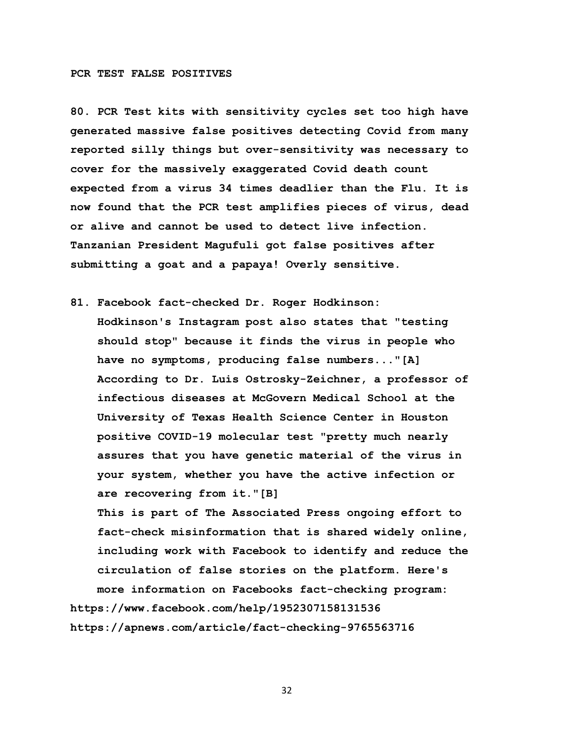**PCR TEST FALSE POSITIVES**

**80. PCR Test kits with sensitivity cycles set too high have generated massive false positives detecting Covid from many reported silly things but over-sensitivity was necessary to cover for the massively exaggerated Covid death count expected from a virus 34 times deadlier than the Flu. It is now found that the PCR test amplifies pieces of virus, dead or alive and cannot be used to detect live infection. Tanzanian President Magufuli got false positives after submitting a goat and a papaya! Overly sensitive.**

**81. Facebook fact-checked Dr. Roger Hodkinson:**
**Hodkinson's Instagram post also states that "testing should stop" because it finds the virus in people who have no symptoms, producing false numbers..."[A] According to Dr. Luis Ostrosky-Zeichner, a professor of infectious diseases at McGovern Medical School at the University of Texas Health Science Center in Houston positive COVID-19 molecular test "pretty much nearly assures that you have genetic material of the virus in your system, whether you have the active infection or are recovering from it."[B]**
**This is part of The Associated Press ongoing effort to fact-check misinformation that is shared widely online, including work with Facebook to identify and reduce the circulation of false stories on the platform. Here's more information on Facebooks fact-checking program:**
**https://www.facebook.com/help/1952307158131536**
**https://apnews.com/article/fact-checking-9765563716**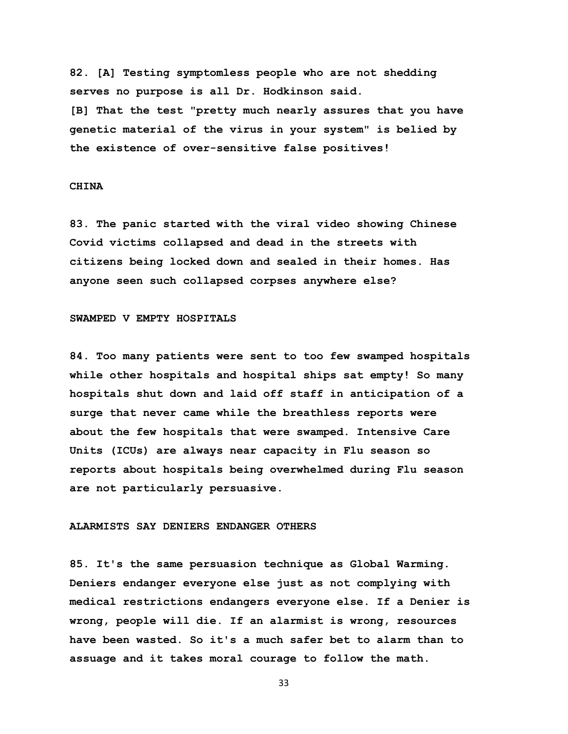**82. [A] Testing symptomless people who are not shedding serves no purpose is all Dr. Hodkinson said.**
**[B] That the test "pretty much nearly assures that you have genetic material of the virus in your system" is belied by the existence of over-sensitive false positives!**

## CHINA

**83. The panic started with the viral video showing Chinese Covid victims collapsed and dead in the streets with citizens being locked down and sealed in their homes. Has anyone seen such collapsed corpses anywhere else?**

## SWAMPED V EMPTY HOSPITALS

**84. Too many patients were sent to too few swamped hospitals while other hospitals and hospital ships sat empty! So many hospitals shut down and laid off staff in anticipation of a surge that never came while the breathless reports were about the few hospitals that were swamped. Intensive Care Units (ICUs) are always near capacity in Flu season so reports about hospitals being overwhelmed during Flu season are not particularly persuasive.**

## ALARMISTS SAY DENIERS ENDANGER OTHERS

**85. It's the same persuasion technique as Global Warming. Deniers endanger everyone else just as not complying with medical restrictions endangers everyone else. If a Denier is wrong, people will die. If an alarmist is wrong, resources have been wasted. So it's a much safer bet to alarm than to assuage and it takes moral courage to follow the math.**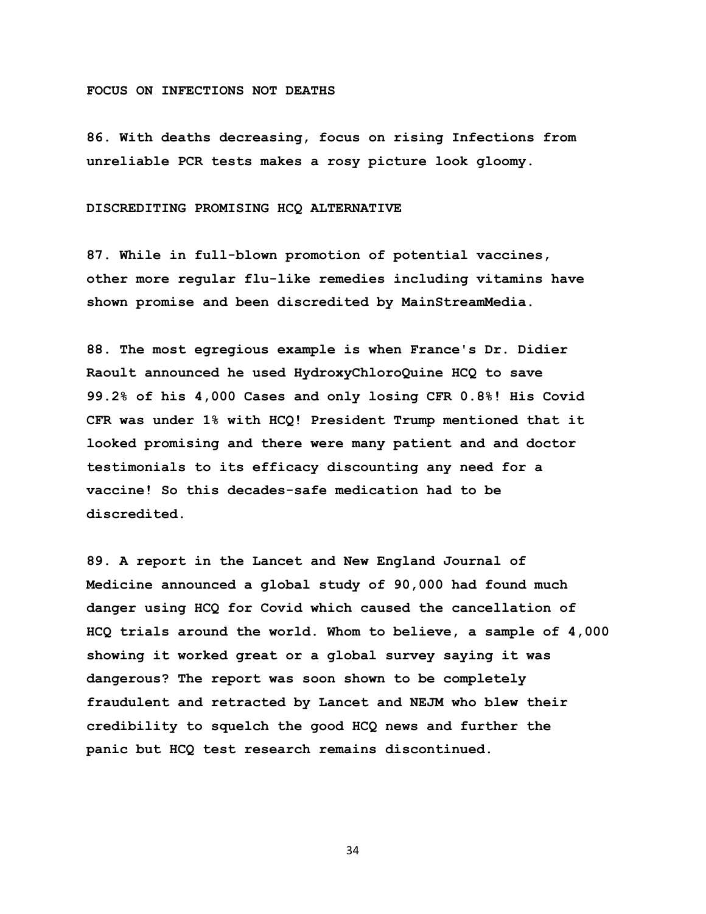**FOCUS ON INFECTIONS NOT DEATHS**

**86. With deaths decreasing, focus on rising Infections from unreliable PCR tests makes a rosy picture look gloomy.**

**DISCREDITING PROMISING HCQ ALTERNATIVE**

**87. While in full-blown promotion of potential vaccines, other more regular flu-like remedies including vitamins have shown promise and been discredited by MainStreamMedia.**

**88. The most egregious example is when France's Dr. Didier Raoult announced he used HydroxyChloroQuine HCQ to save 99.2% of his 4,000 Cases and only losing CFR 0.8%! His Covid CFR was under 1% with HCQ! President Trump mentioned that it looked promising and there were many patient and and doctor testimonials to its efficacy discounting any need for a vaccine! So this decades-safe medication had to be discredited.**

**89. A report in the Lancet and New England Journal of Medicine announced a global study of 90,000 had found much danger using HCQ for Covid which caused the cancellation of HCQ trials around the world. Whom to believe, a sample of 4,000 showing it worked great or a global survey saying it was dangerous? The report was soon shown to be completely fraudulent and retracted by Lancet and NEJM who blew their credibility to squelch the good HCQ news and further the panic but HCQ test research remains discontinued.**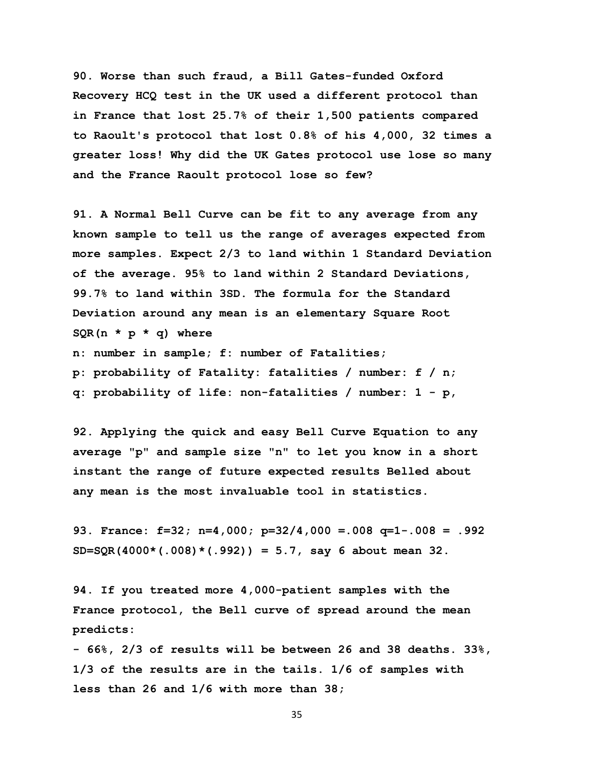**90. Worse than such fraud, a Bill Gates-funded Oxford Recovery HCQ test in the UK used a different protocol than in France that lost 25.7% of their 1,500 patients compared to Raoult's protocol that lost 0.8% of his 4,000, 32 times a greater loss! Why did the UK Gates protocol use lose so many and the France Raoult protocol lose so few?**

**91. A Normal Bell Curve can be fit to any average from any known sample to tell us the range of averages expected from more samples. Expect 2/3 to land within 1 Standard Deviation of the average. 95% to land within 2 Standard Deviations, 99.7% to land within 3SD. The formula for the Standard Deviation around any mean is an elementary Square Root SQR(n * p * q) where**

**n: number in sample; f: number of Fatalities;**
**p: probability of Fatality: fatalities / number: f / n;**
**q: probability of life: non-fatalities / number: 1 - p,**

**92. Applying the quick and easy Bell Curve Equation to any average "p" and sample size "n" to let you know in a short instant the range of future expected results Belled about any mean is the most invaluable tool in statistics.**

**93. France: f=32; n=4,000; p=32/4,000 =.008 q=1-.008 = .992**
**SD=SQR(4000*(.008)*(.992)) = 5.7, say 6 about mean 32.**

**94. If you treated more 4,000-patient samples with the France protocol, the Bell curve of spread around the mean predicts:**
**- 66%, 2/3 of results will be between 26 and 38 deaths. 33%, 1/3 of the results are in the tails. 1/6 of samples with less than 26 and 1/6 with more than 38;**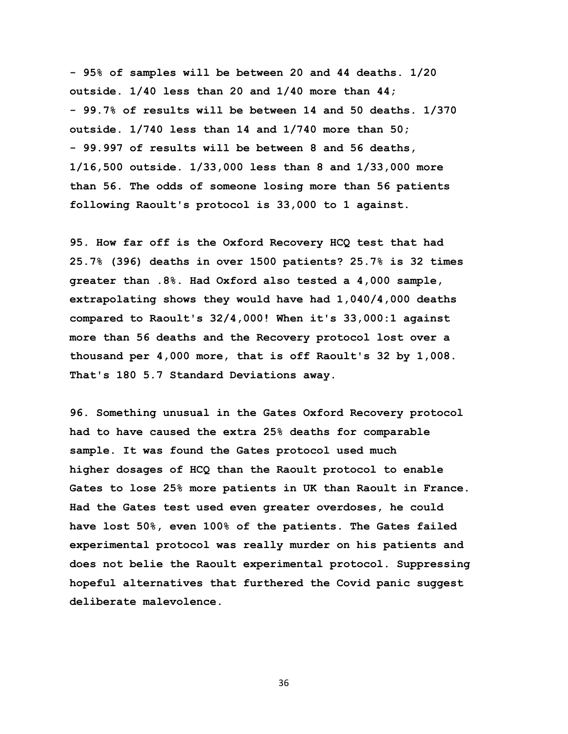**- 95% of samples will be between 20 and 44 deaths. 1/20 outside. 1/40 less than 20 and 1/40 more than 44;**
**- 99.7% of results will be between 14 and 50 deaths. 1/370 outside. 1/740 less than 14 and 1/740 more than 50;**
**- 99.997 of results will be between 8 and 56 deaths, 1/16,500 outside. 1/33,000 less than 8 and 1/33,000 more than 56. The odds of someone losing more than 56 patients following Raoult's protocol is 33,000 to 1 against.**

**95. How far off is the Oxford Recovery HCQ test that had 25.7% (396) deaths in over 1500 patients? 25.7% is 32 times greater than .8%. Had Oxford also tested a 4,000 sample, extrapolating shows they would have had 1,040/4,000 deaths compared to Raoult's 32/4,000! When it's 33,000:1 against more than 56 deaths and the Recovery protocol lost over a thousand per 4,000 more, that is off Raoult's 32 by 1,008. That's 180 5.7 Standard Deviations away.**

**96. Something unusual in the Gates Oxford Recovery protocol had to have caused the extra 25% deaths for comparable sample. It was found the Gates protocol used much higher dosages of HCQ than the Raoult protocol to enable Gates to lose 25% more patients in UK than Raoult in France. Had the Gates test used even greater overdoses, he could have lost 50%, even 100% of the patients. The Gates failed experimental protocol was really murder on his patients and does not belie the Raoult experimental protocol. Suppressing hopeful alternatives that furthered the Covid panic suggest deliberate malevolence.**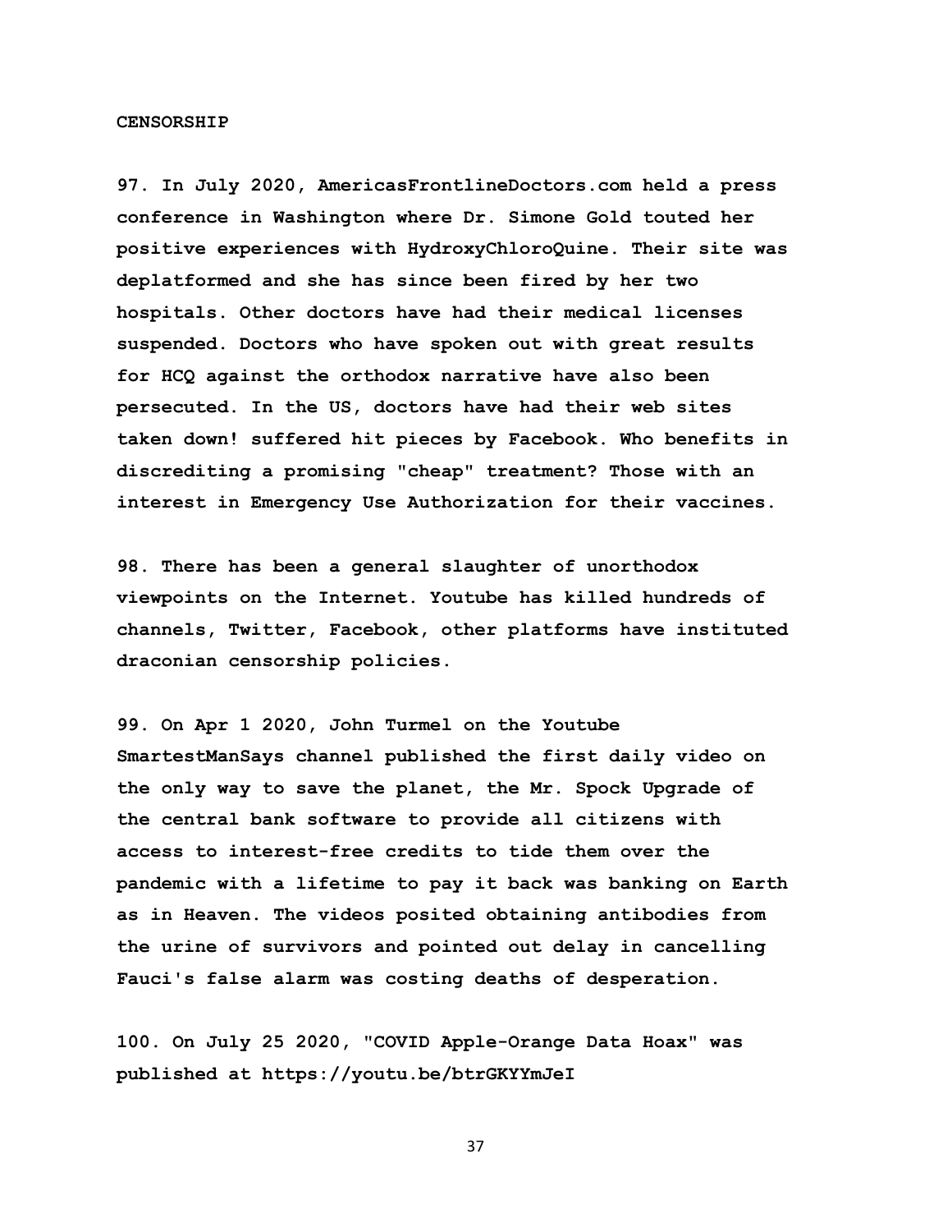**CENSORSHIP**

**97. In July 2020, AmericasFrontlineDoctors.com held a press conference in Washington where Dr. Simone Gold touted her positive experiences with HydroxyChloroQuine. Their site was deplatformed and she has since been fired by her two hospitals. Other doctors have had their medical licenses suspended. Doctors who have spoken out with great results for HCQ against the orthodox narrative have also been persecuted. In the US, doctors have had their web sites taken down! suffered hit pieces by Facebook. Who benefits in discrediting a promising "cheap" treatment? Those with an interest in Emergency Use Authorization for their vaccines.**

**98. There has been a general slaughter of unorthodox viewpoints on the Internet. Youtube has killed hundreds of channels, Twitter, Facebook, other platforms have instituted draconian censorship policies.**

**99. On Apr 1 2020, John Turmel on the Youtube SmartestManSays channel published the first daily video on the only way to save the planet, the Mr. Spock Upgrade of the central bank software to provide all citizens with access to interest-free credits to tide them over the pandemic with a lifetime to pay it back was banking on Earth as in Heaven. The videos posited obtaining antibodies from the urine of survivors and pointed out delay in cancelling Fauci's false alarm was costing deaths of desperation.**

**100. On July 25 2020, "COVID Apple-Orange Data Hoax" was published at https://youtu.be/btrGKYYmJeI**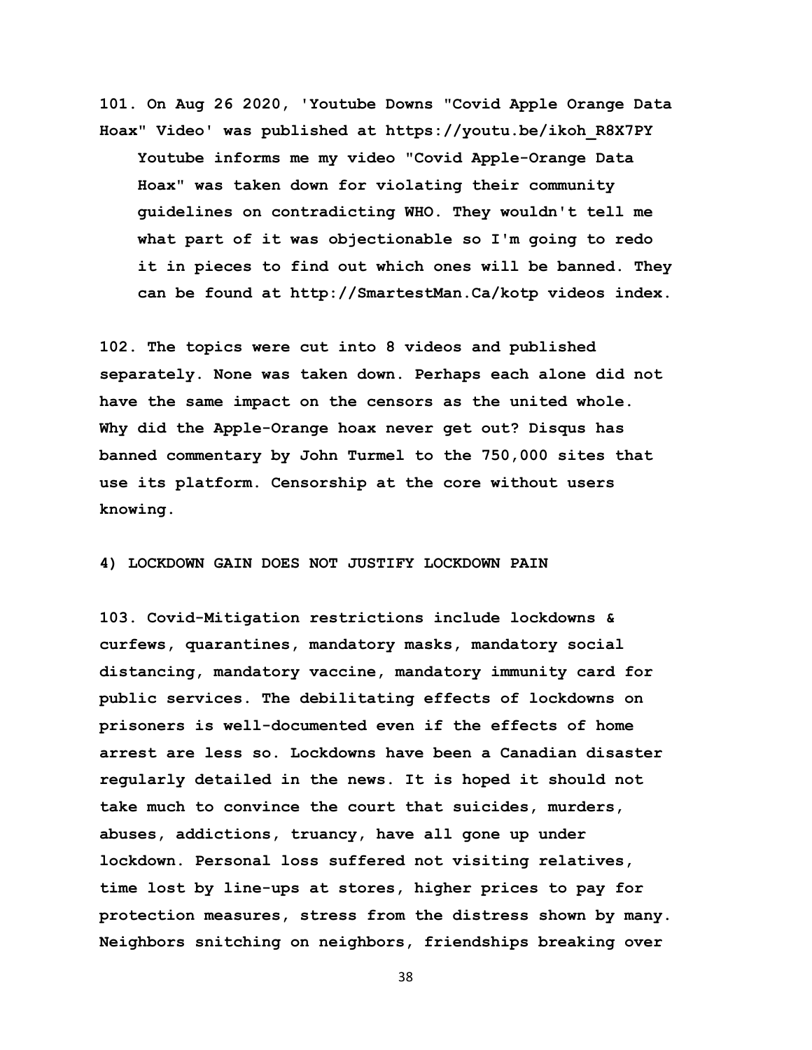**101. On Aug 26 2020, 'Youtube Downs "Covid Apple Orange Data Hoax" Video' was published at https://youtu.be/ikoh_R8X7PY**

> **Youtube informs me my video "Covid Apple-Orange Data Hoax" was taken down for violating their community guidelines on contradicting WHO. They wouldn't tell me what part of it was objectionable so I'm going to redo it in pieces to find out which ones will be banned. They can be found at http://SmartestMan.Ca/kotp videos index.**

**102. The topics were cut into 8 videos and published separately. None was taken down. Perhaps each alone did not have the same impact on the censors as the united whole. Why did the Apple-Orange hoax never get out? Disqus has banned commentary by John Turmel to the 750,000 sites that use its platform. Censorship at the core without users knowing.**

**4) LOCKDOWN GAIN DOES NOT JUSTIFY LOCKDOWN PAIN**

**103. Covid-Mitigation restrictions include lockdowns & curfews, quarantines, mandatory masks, mandatory social distancing, mandatory vaccine, mandatory immunity card for public services. The debilitating effects of lockdowns on prisoners is well-documented even if the effects of home arrest are less so. Lockdowns have been a Canadian disaster regularly detailed in the news. It is hoped it should not take much to convince the court that suicides, murders, abuses, addictions, truancy, have all gone up under lockdown. Personal loss suffered not visiting relatives, time lost by line-ups at stores, higher prices to pay for protection measures, stress from the distress shown by many. Neighbors snitching on neighbors, friendships breaking over**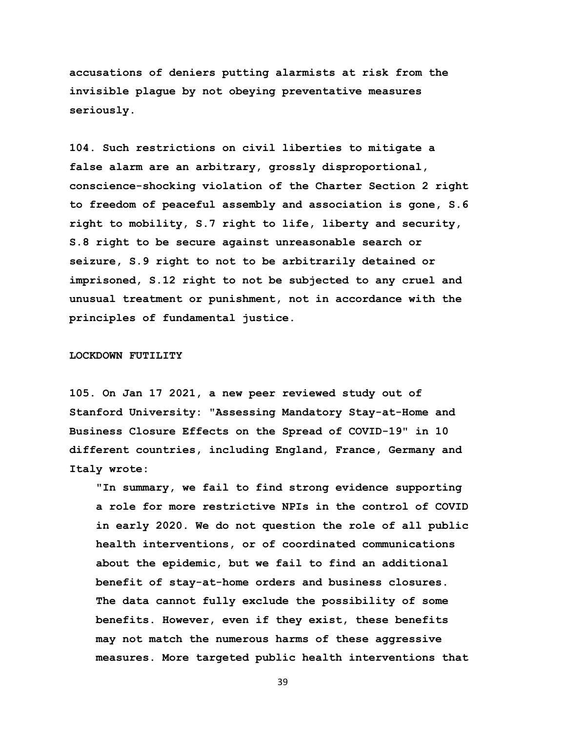**accusations of deniers putting alarmists at risk from the invisible plague by not obeying preventative measures seriously.**

**104. Such restrictions on civil liberties to mitigate a false alarm are an arbitrary, grossly disproportional, conscience-shocking violation of the Charter Section 2 right to freedom of peaceful assembly and association is gone, S.6 right to mobility, S.7 right to life, liberty and security, S.8 right to be secure against unreasonable search or seizure, S.9 right to not to be arbitrarily detained or imprisoned, S.12 right to not be subjected to any cruel and unusual treatment or punishment, not in accordance with the principles of fundamental justice.**

**LOCKDOWN FUTILITY**

**105. On Jan 17 2021, a new peer reviewed study out of Stanford University: "Assessing Mandatory Stay-at-Home and Business Closure Effects on the Spread of COVID-19" in 10 different countries, including England, France, Germany and Italy wrote:**

> **"In summary, we fail to find strong evidence supporting a role for more restrictive NPIs in the control of COVID in early 2020. We do not question the role of all public health interventions, or of coordinated communications about the epidemic, but we fail to find an additional benefit of stay-at-home orders and business closures. The data cannot fully exclude the possibility of some benefits. However, even if they exist, these benefits may not match the numerous harms of these aggressive measures. More targeted public health interventions that**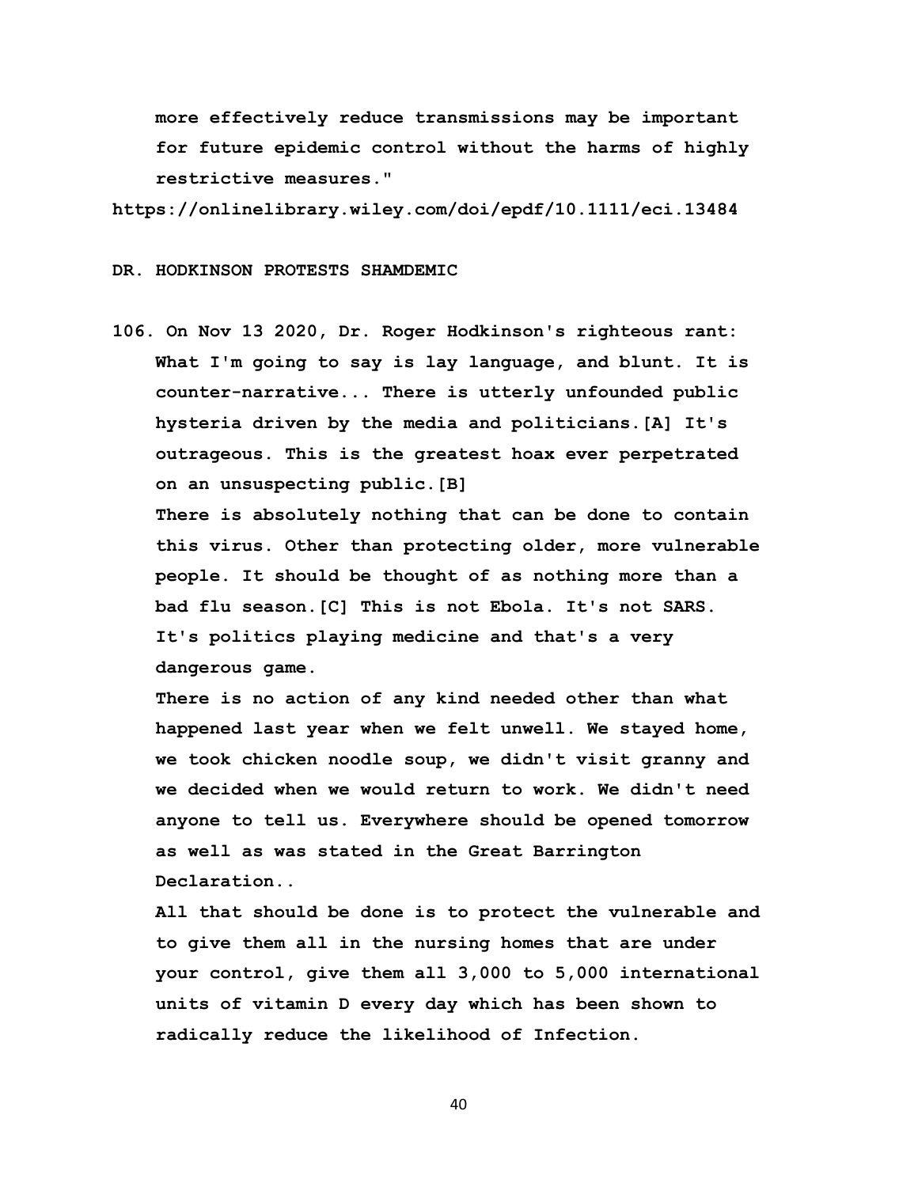**more effectively reduce transmissions may be important for future epidemic control without the harms of highly restrictive measures."**

**https://onlinelibrary.wiley.com/doi/epdf/10.1111/eci.13484**

**DR. HODKINSON PROTESTS SHAMDEMIC**

**106. On Nov 13 2020, Dr. Roger Hodkinson's righteous rant: What I'm going to say is lay language, and blunt. It is counter-narrative... There is utterly unfounded public hysteria driven by the media and politicians.[A] It's outrageous. This is the greatest hoax ever perpetrated on an unsuspecting public.[B]**

**There is absolutely nothing that can be done to contain this virus. Other than protecting older, more vulnerable people. It should be thought of as nothing more than a bad flu season.[C] This is not Ebola. It's not SARS. It's politics playing medicine and that's a very dangerous game.**

**There is no action of any kind needed other than what happened last year when we felt unwell. We stayed home, we took chicken noodle soup, we didn't visit granny and we decided when we would return to work. We didn't need anyone to tell us. Everywhere should be opened tomorrow as well as was stated in the Great Barrington Declaration..**

**All that should be done is to protect the vulnerable and to give them all in the nursing homes that are under your control, give them all 3,000 to 5,000 international units of vitamin D every day which has been shown to radically reduce the likelihood of Infection.**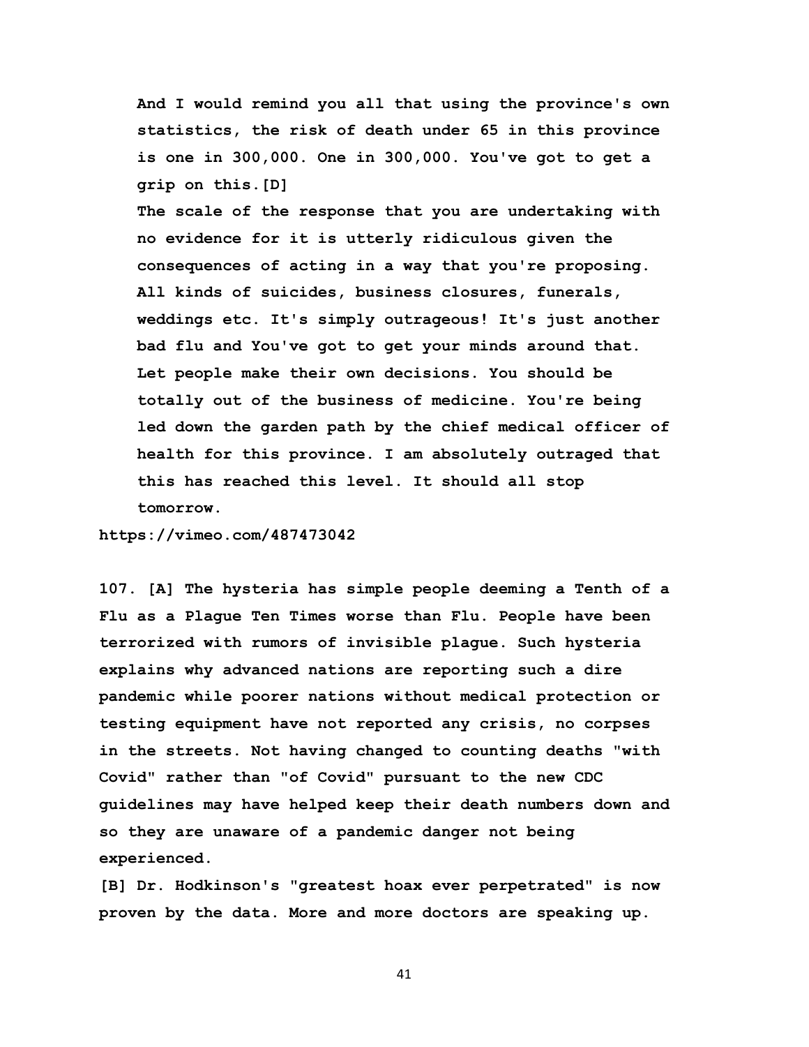**And I would remind you all that using the province's own statistics, the risk of death under 65 in this province is one in 300,000. One in 300,000. You've got to get a grip on this.[D]**

**The scale of the response that you are undertaking with no evidence for it is utterly ridiculous given the consequences of acting in a way that you're proposing. All kinds of suicides, business closures, funerals, weddings etc. It's simply outrageous! It's just another bad flu and You've got to get your minds around that. Let people make their own decisions. You should be totally out of the business of medicine. You're being led down the garden path by the chief medical officer of health for this province. I am absolutely outraged that this has reached this level. It should all stop tomorrow.**

**https://vimeo.com/487473042**

**107. [A] The hysteria has simple people deeming a Tenth of a Flu as a Plague Ten Times worse than Flu. People have been terrorized with rumors of invisible plague. Such hysteria explains why advanced nations are reporting such a dire pandemic while poorer nations without medical protection or testing equipment have not reported any crisis, no corpses in the streets. Not having changed to counting deaths "with Covid" rather than "of Covid" pursuant to the new CDC guidelines may have helped keep their death numbers down and so they are unaware of a pandemic danger not being experienced.**

**[B] Dr. Hodkinson's "greatest hoax ever perpetrated" is now proven by the data. More and more doctors are speaking up.**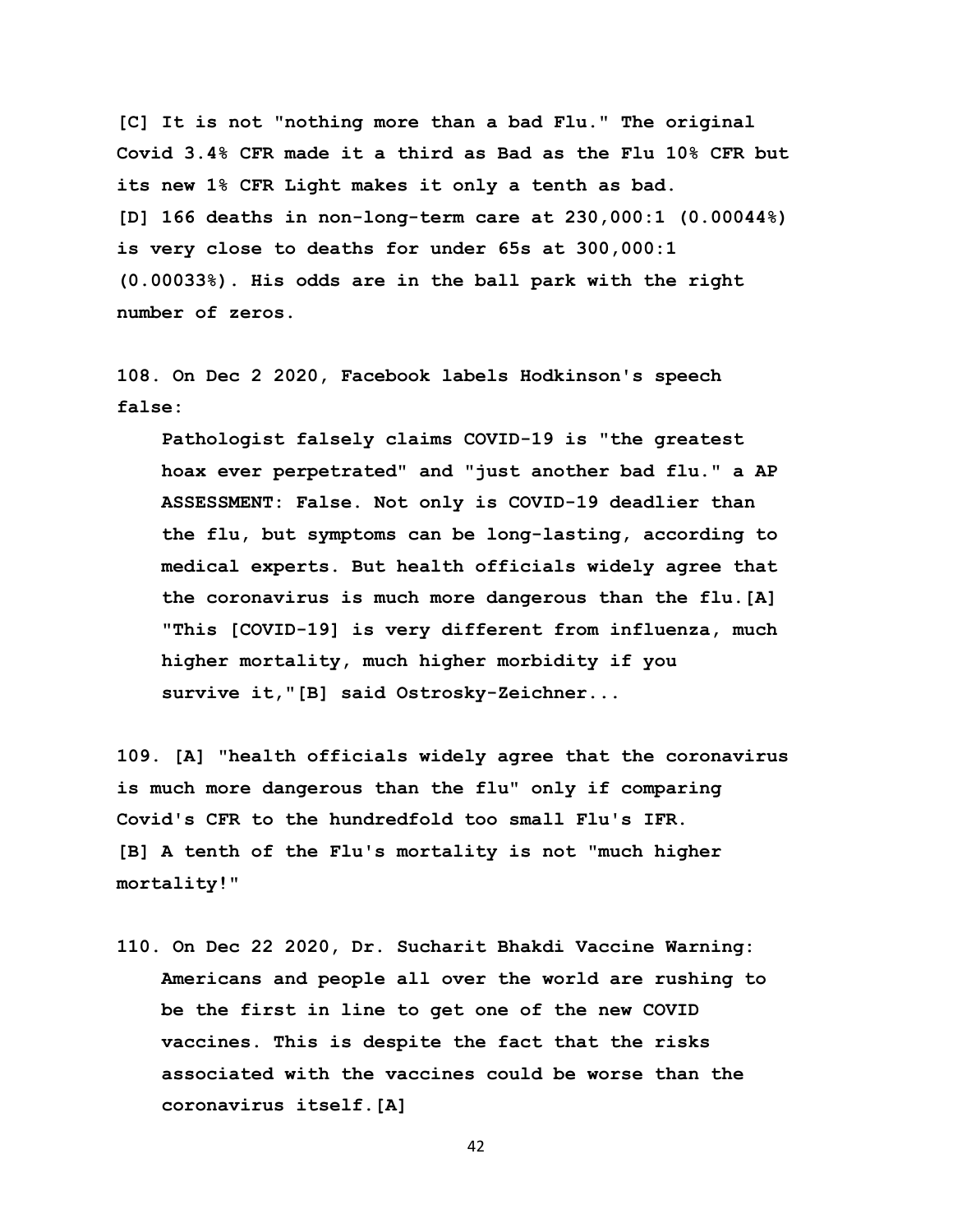**[C] It is not "nothing more than a bad Flu." The original Covid 3.4% CFR made it a third as Bad as the Flu 10% CFR but its new 1% CFR Light makes it only a tenth as bad.**
**[D] 166 deaths in non-long-term care at 230,000:1 (0.00044%) is very close to deaths for under 65s at 300,000:1 (0.00033%). His odds are in the ball park with the right number of zeros.**

**108. On Dec 2 2020, Facebook labels Hodkinson's speech false:**

> **Pathologist falsely claims COVID-19 is "the greatest hoax ever perpetrated" and "just another bad flu." a AP ASSESSMENT: False. Not only is COVID-19 deadlier than the flu, but symptoms can be long-lasting, according to medical experts. But health officials widely agree that the coronavirus is much more dangerous than the flu.[A] "This [COVID-19] is very different from influenza, much higher mortality, much higher morbidity if you survive it,"[B] said Ostrosky-Zeichner...**

**109. [A] "health officials widely agree that the coronavirus is much more dangerous than the flu" only if comparing Covid's CFR to the hundredfold too small Flu's IFR.**
**[B] A tenth of the Flu's mortality is not "much higher mortality!"**

**110. On Dec 22 2020, Dr. Sucharit Bhakdi Vaccine Warning:**

> **Americans and people all over the world are rushing to be the first in line to get one of the new COVID vaccines. This is despite the fact that the risks associated with the vaccines could be worse than the coronavirus itself.[A]**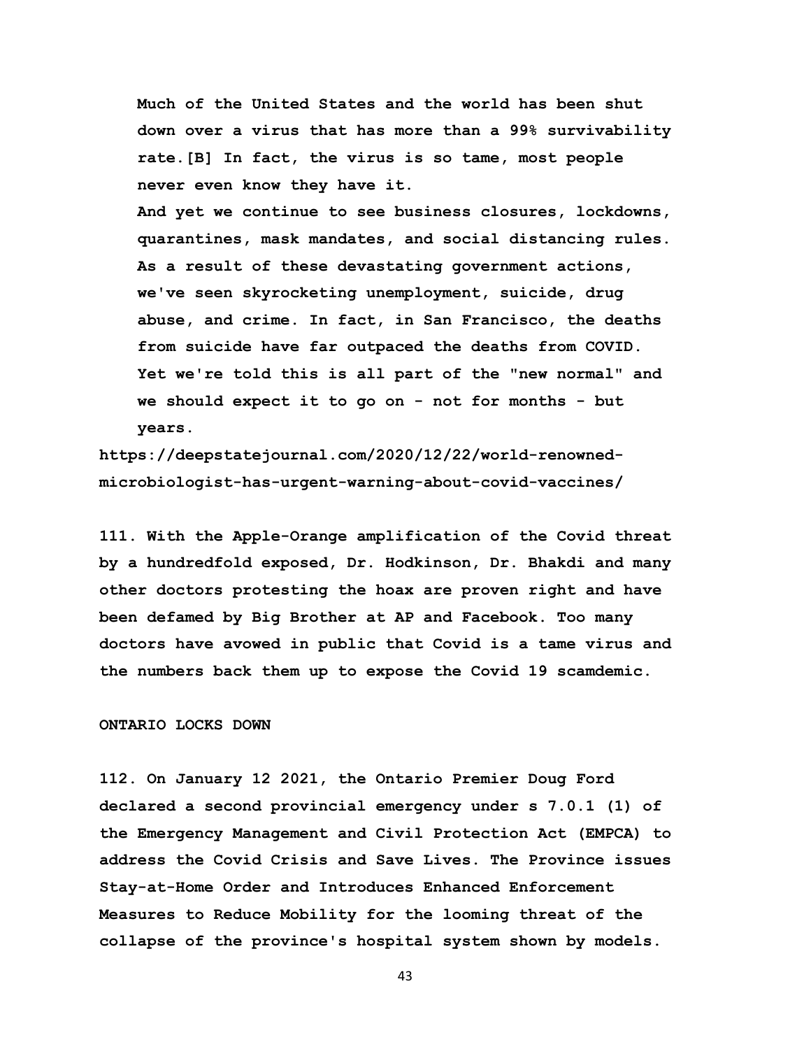> **Much of the United States and the world has been shut down over a virus that has more than a 99% survivability rate.[B] In fact, the virus is so tame, most people never even know they have it.**
>
> **And yet we continue to see business closures, lockdowns, quarantines, mask mandates, and social distancing rules. As a result of these devastating government actions, we've seen skyrocketing unemployment, suicide, drug abuse, and crime. In fact, in San Francisco, the deaths from suicide have far outpaced the deaths from COVID. Yet we're told this is all part of the "new normal" and we should expect it to go on - not for months - but years.**

**https://deepstatejournal.com/2020/12/22/world-renowned-microbiologist-has-urgent-warning-about-covid-vaccines/**

**111. With the Apple-Orange amplification of the Covid threat by a hundredfold exposed, Dr. Hodkinson, Dr. Bhakdi and many other doctors protesting the hoax are proven right and have been defamed by Big Brother at AP and Facebook. Too many doctors have avowed in public that Covid is a tame virus and the numbers back them up to expose the Covid 19 scamdemic.**

## ONTARIO LOCKS DOWN

**112. On January 12 2021, the Ontario Premier Doug Ford declared a second provincial emergency under s 7.0.1 (1) of the Emergency Management and Civil Protection Act (EMPCA) to address the Covid Crisis and Save Lives. The Province issues Stay-at-Home Order and Introduces Enhanced Enforcement Measures to Reduce Mobility for the looming threat of the collapse of the province's hospital system shown by models.**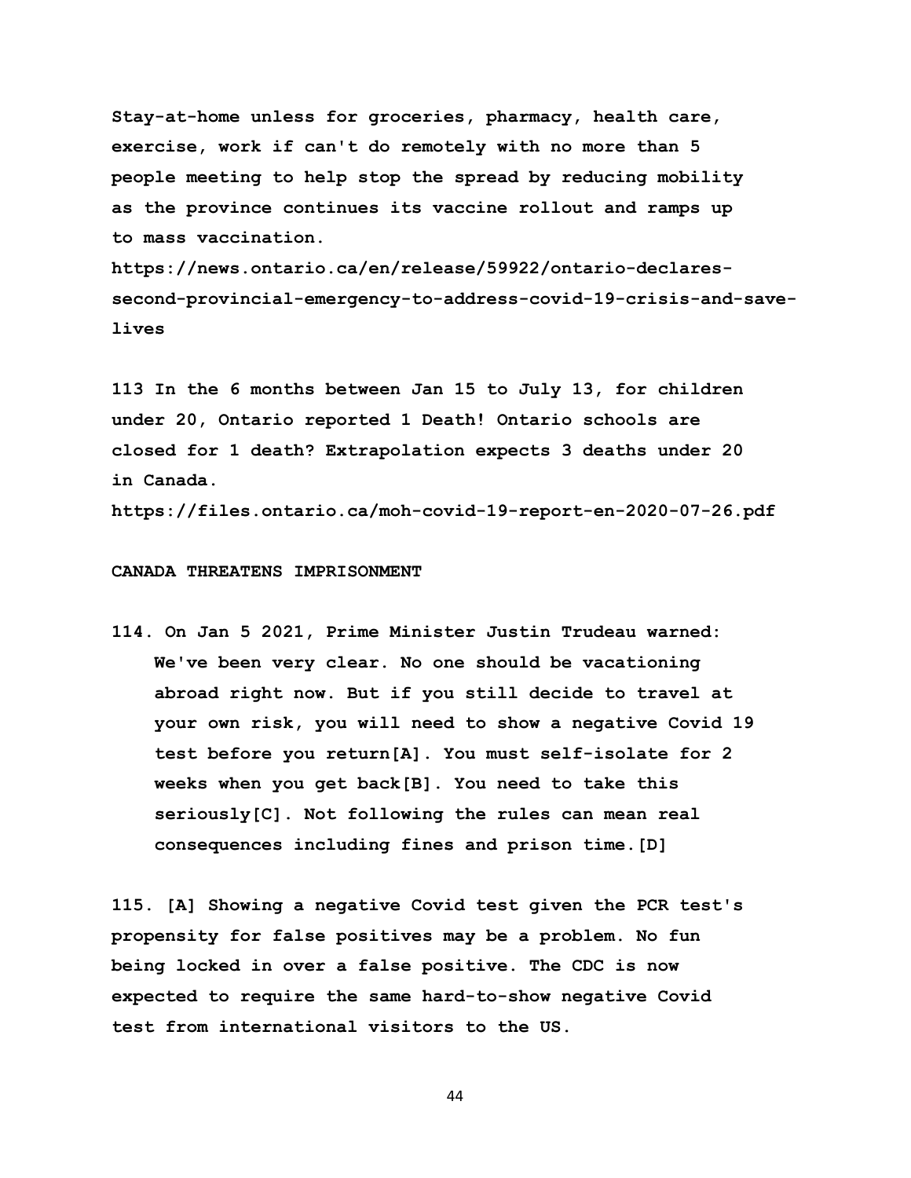**Stay-at-home unless for groceries, pharmacy, health care, exercise, work if can't do remotely with no more than 5 people meeting to help stop the spread by reducing mobility as the province continues its vaccine rollout and ramps up to mass vaccination.**
**https://news.ontario.ca/en/release/59922/ontario-declares-second-provincial-emergency-to-address-covid-19-crisis-and-save-lives**

**113 In the 6 months between Jan 15 to July 13, for children under 20, Ontario reported 1 Death! Ontario schools are closed for 1 death? Extrapolation expects 3 deaths under 20 in Canada.**
**https://files.ontario.ca/moh-covid-19-report-en-2020-07-26.pdf**

**CANADA THREATENS IMPRISONMENT**

**114. On Jan 5 2021, Prime Minister Justin Trudeau warned:**

> **We've been very clear. No one should be vacationing abroad right now. But if you still decide to travel at your own risk, you will need to show a negative Covid 19 test before you return[A]. You must self-isolate for 2 weeks when you get back[B]. You need to take this seriously[C]. Not following the rules can mean real consequences including fines and prison time.[D]**

**115. [A] Showing a negative Covid test given the PCR test's propensity for false positives may be a problem. No fun being locked in over a false positive. The CDC is now expected to require the same hard-to-show negative Covid test from international visitors to the US.**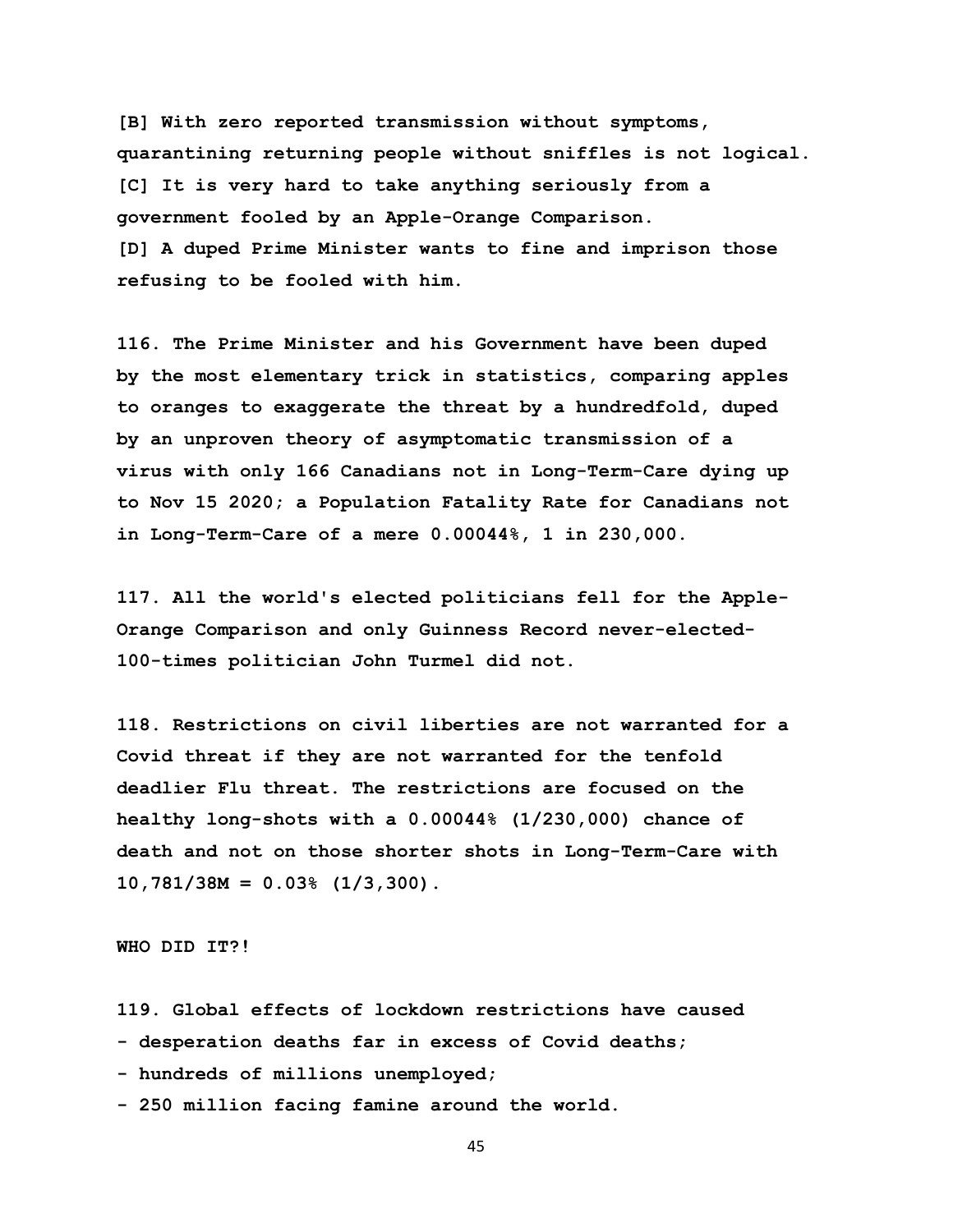**[B] With zero reported transmission without symptoms, quarantining returning people without sniffles is not logical.**
**[C] It is very hard to take anything seriously from a government fooled by an Apple-Orange Comparison.**
**[D] A duped Prime Minister wants to fine and imprison those refusing to be fooled with him.**

**116. The Prime Minister and his Government have been duped by the most elementary trick in statistics, comparing apples to oranges to exaggerate the threat by a hundredfold, duped by an unproven theory of asymptomatic transmission of a virus with only 166 Canadians not in Long-Term-Care dying up to Nov 15 2020; a Population Fatality Rate for Canadians not in Long-Term-Care of a mere 0.00044%, 1 in 230,000.**

**117. All the world's elected politicians fell for the Apple-Orange Comparison and only Guinness Record never-elected-100-times politician John Turmel did not.**

**118. Restrictions on civil liberties are not warranted for a Covid threat if they are not warranted for the tenfold deadlier Flu threat. The restrictions are focused on the healthy long-shots with a 0.00044% (1/230,000) chance of death and not on those shorter shots in Long-Term-Care with 10,781/38M = 0.03% (1/3,300).**

**WHO DID IT?!**

**119. Global effects of lockdown restrictions have caused**
**- desperation deaths far in excess of Covid deaths;**
**- hundreds of millions unemployed;**
**- 250 million facing famine around the world.**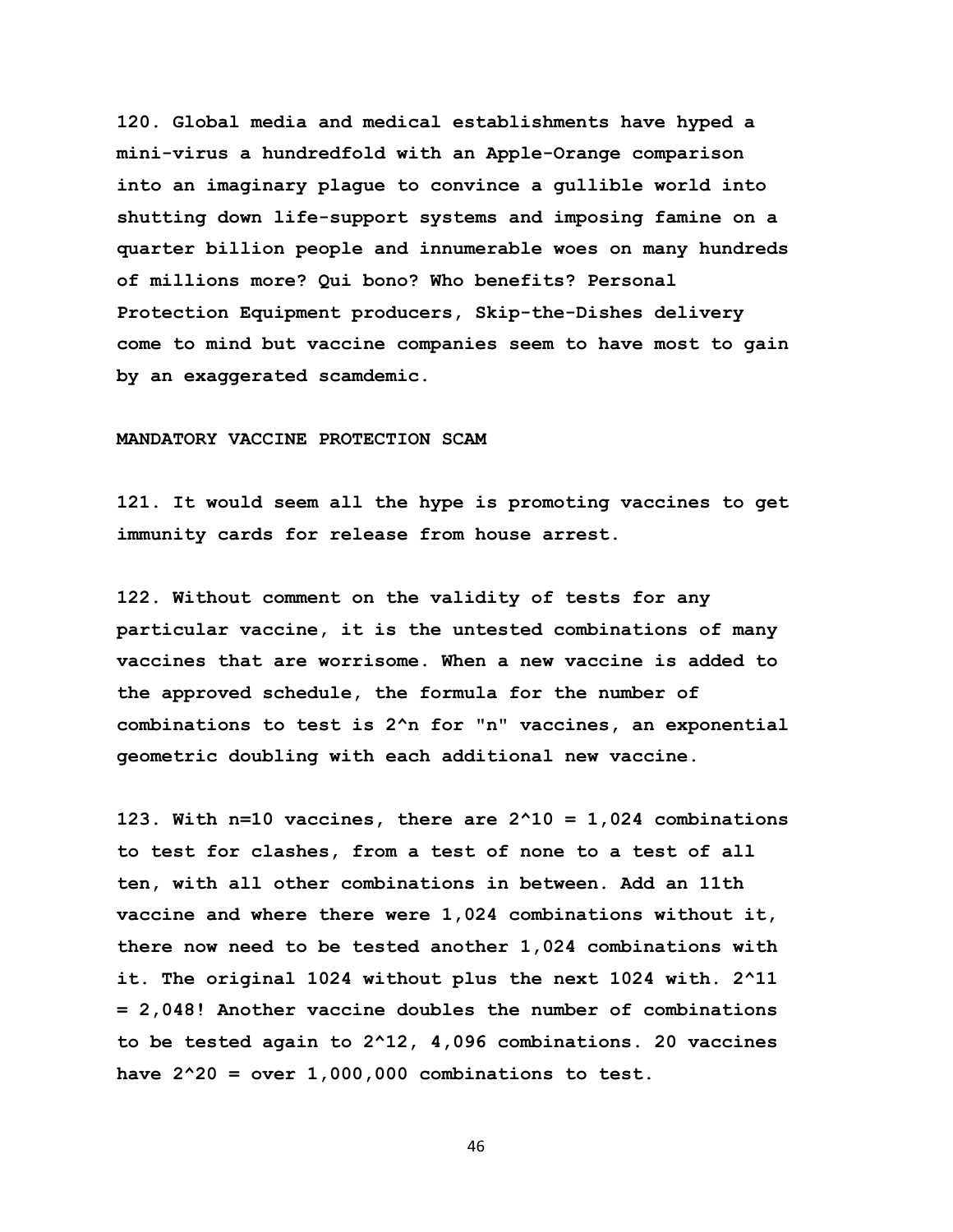**120. Global media and medical establishments have hyped a mini-virus a hundredfold with an Apple-Orange comparison into an imaginary plague to convince a gullible world into shutting down life-support systems and imposing famine on a quarter billion people and innumerable woes on many hundreds of millions more? Qui bono? Who benefits? Personal Protection Equipment producers, Skip-the-Dishes delivery come to mind but vaccine companies seem to have most to gain by an exaggerated scamdemic.**

**MANDATORY VACCINE PROTECTION SCAM**

**121. It would seem all the hype is promoting vaccines to get immunity cards for release from house arrest.**

**122. Without comment on the validity of tests for any particular vaccine, it is the untested combinations of many vaccines that are worrisome. When a new vaccine is added to the approved schedule, the formula for the number of combinations to test is $2^n$ for "n" vaccines, an exponential geometric doubling with each additional new vaccine.**

**123. With n=10 vaccines, there are $2^{10} = 1,024$ combinations to test for clashes, from a test of none to a test of all ten, with all other combinations in between. Add an 11th vaccine and where there were 1,024 combinations without it, there now need to be tested another 1,024 combinations with it. The original 1024 without plus the next 1024 with. $2^{11} = 2,048$! Another vaccine doubles the number of combinations to be tested again to $2^{12}$, 4,096 combinations. 20 vaccines have $2^{20}$ = over 1,000,000 combinations to test.**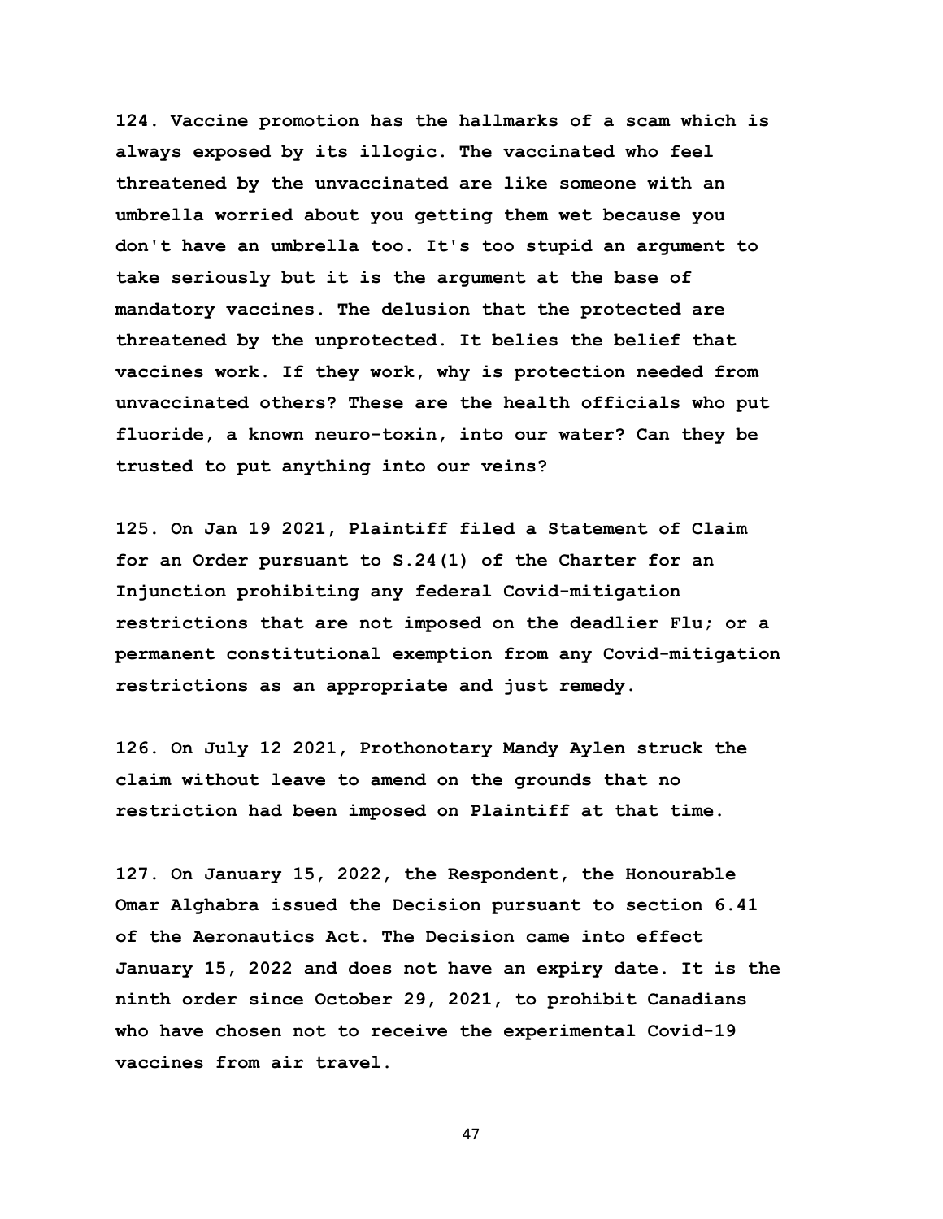**124. Vaccine promotion has the hallmarks of a scam which is always exposed by its illogic. The vaccinated who feel threatened by the unvaccinated are like someone with an umbrella worried about you getting them wet because you don't have an umbrella too. It's too stupid an argument to take seriously but it is the argument at the base of mandatory vaccines. The delusion that the protected are threatened by the unprotected. It belies the belief that vaccines work. If they work, why is protection needed from unvaccinated others? These are the health officials who put fluoride, a known neuro-toxin, into our water? Can they be trusted to put anything into our veins?**

**125. On Jan 19 2021, Plaintiff filed a Statement of Claim for an Order pursuant to S.24(1) of the Charter for an Injunction prohibiting any federal Covid-mitigation restrictions that are not imposed on the deadlier Flu; or a permanent constitutional exemption from any Covid-mitigation restrictions as an appropriate and just remedy.**

**126. On July 12 2021, Prothonotary Mandy Aylen struck the claim without leave to amend on the grounds that no restriction had been imposed on Plaintiff at that time.**

**127. On January 15, 2022, the Respondent, the Honourable Omar Alghabra issued the Decision pursuant to section 6.41 of the Aeronautics Act. The Decision came into effect January 15, 2022 and does not have an expiry date. It is the ninth order since October 29, 2021, to prohibit Canadians who have chosen not to receive the experimental Covid-19 vaccines from air travel.**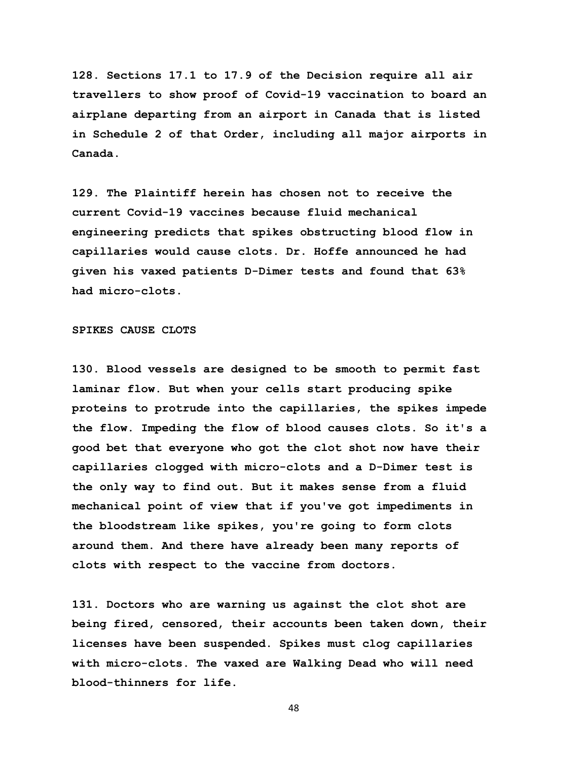**128. Sections 17.1 to 17.9 of the Decision require all air travellers to show proof of Covid-19 vaccination to board an airplane departing from an airport in Canada that is listed in Schedule 2 of that Order, including all major airports in Canada.**

**129. The Plaintiff herein has chosen not to receive the current Covid-19 vaccines because fluid mechanical engineering predicts that spikes obstructing blood flow in capillaries would cause clots. Dr. Hoffe announced he had given his vaxed patients D-Dimer tests and found that 63% had micro-clots.**

**SPIKES CAUSE CLOTS**

**130. Blood vessels are designed to be smooth to permit fast laminar flow. But when your cells start producing spike proteins to protrude into the capillaries, the spikes impede the flow. Impeding the flow of blood causes clots. So it's a good bet that everyone who got the clot shot now have their capillaries clogged with micro-clots and a D-Dimer test is the only way to find out. But it makes sense from a fluid mechanical point of view that if you've got impediments in the bloodstream like spikes, you're going to form clots around them. And there have already been many reports of clots with respect to the vaccine from doctors.**

**131. Doctors who are warning us against the clot shot are being fired, censored, their accounts been taken down, their licenses have been suspended. Spikes must clog capillaries with micro-clots. The vaxed are Walking Dead who will need blood-thinners for life.**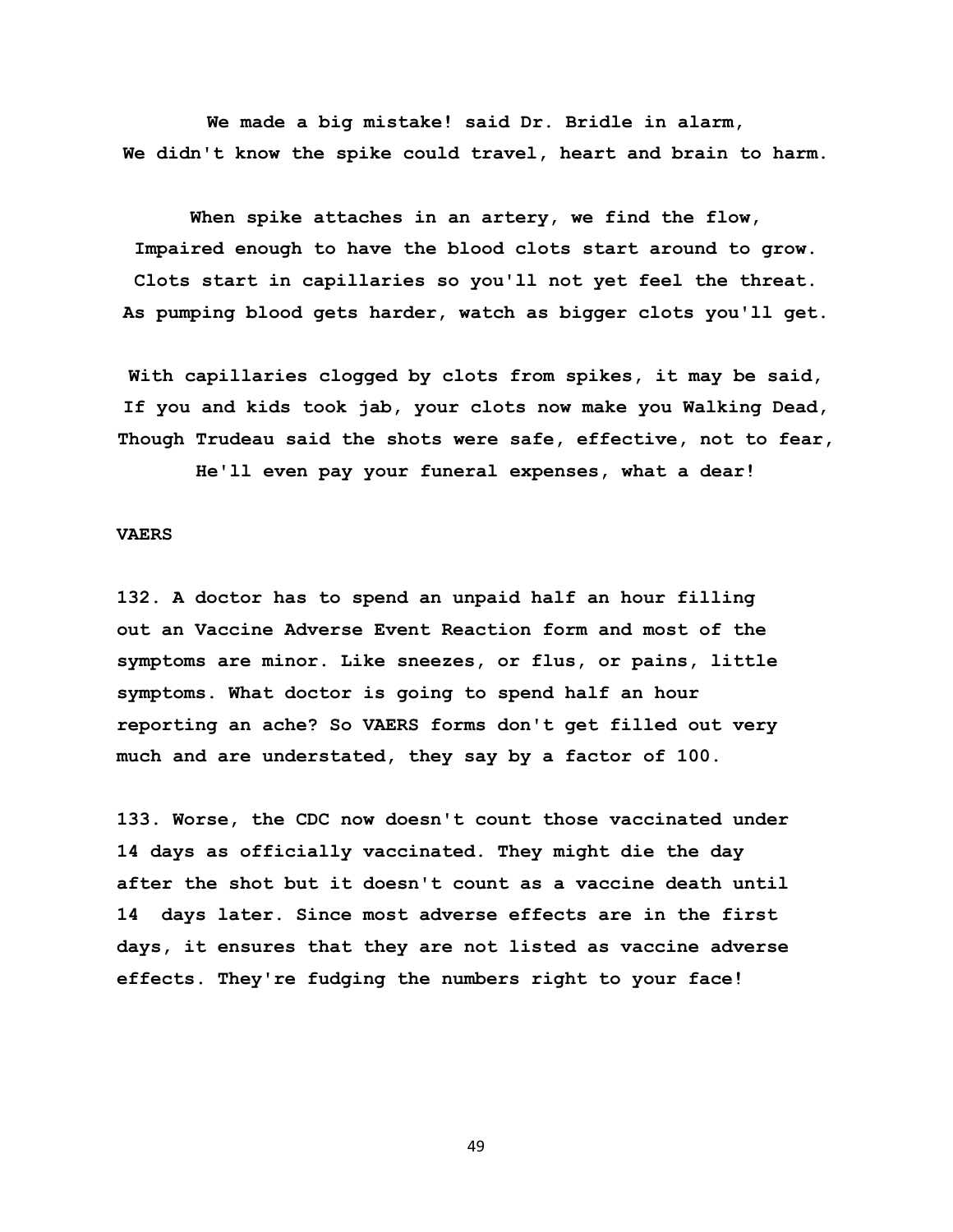**We made a big mistake! said Dr. Bridle in alarm,**
**We didn't know the spike could travel, heart and brain to harm.**

**When spike attaches in an artery, we find the flow,**
**Impaired enough to have the blood clots start around to grow.**
**Clots start in capillaries so you'll not yet feel the threat.**
**As pumping blood gets harder, watch as bigger clots you'll get.**

**With capillaries clogged by clots from spikes, it may be said,**
**If you and kids took jab, your clots now make you Walking Dead,**
**Though Trudeau said the shots were safe, effective, not to fear,**
**He'll even pay your funeral expenses, what a dear!**

**VAERS**

**132. A doctor has to spend an unpaid half an hour filling out an Vaccine Adverse Event Reaction form and most of the symptoms are minor. Like sneezes, or flus, or pains, little symptoms. What doctor is going to spend half an hour reporting an ache? So VAERS forms don't get filled out very much and are understated, they say by a factor of 100.**

**133. Worse, the CDC now doesn't count those vaccinated under 14 days as officially vaccinated. They might die the day after the shot but it doesn't count as a vaccine death until 14 days later. Since most adverse effects are in the first days, it ensures that they are not listed as vaccine adverse effects. They're fudging the numbers right to your face!**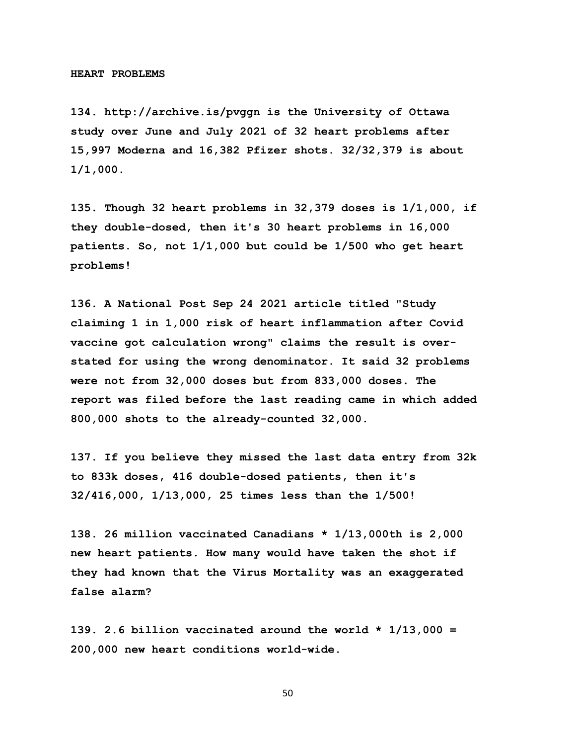**HEART PROBLEMS**

**134. http://archive.is/pvggn is the University of Ottawa study over June and July 2021 of 32 heart problems after 15,997 Moderna and 16,382 Pfizer shots. 32/32,379 is about 1/1,000.**

**135. Though 32 heart problems in 32,379 doses is 1/1,000, if they double-dosed, then it's 30 heart problems in 16,000 patients. So, not 1/1,000 but could be 1/500 who get heart problems!**

**136. A National Post Sep 24 2021 article titled "Study claiming 1 in 1,000 risk of heart inflammation after Covid vaccine got calculation wrong" claims the result is over-stated for using the wrong denominator. It said 32 problems were not from 32,000 doses but from 833,000 doses. The report was filed before the last reading came in which added 800,000 shots to the already-counted 32,000.**

**137. If you believe they missed the last data entry from 32k to 833k doses, 416 double-dosed patients, then it's 32/416,000, 1/13,000, 25 times less than the 1/500!**

**138. 26 million vaccinated Canadians * 1/13,000th is 2,000 new heart patients. How many would have taken the shot if they had known that the Virus Mortality was an exaggerated false alarm?**

**139. 2.6 billion vaccinated around the world * 1/13,000 = 200,000 new heart conditions world-wide.**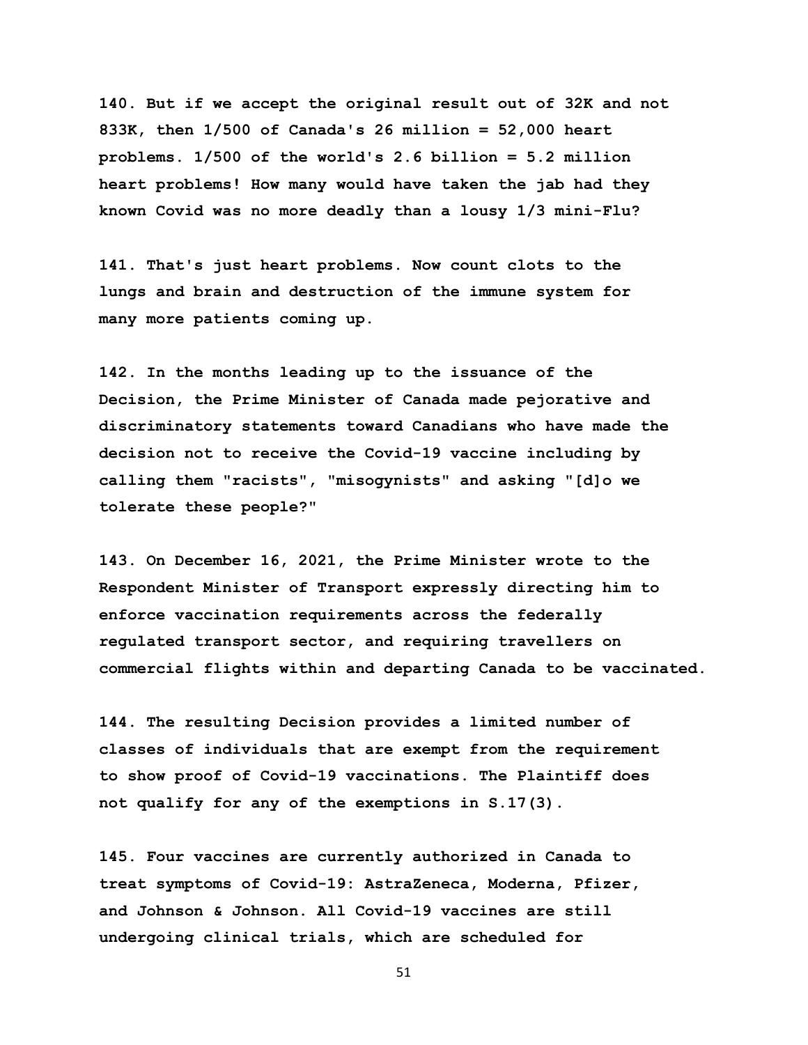140. But if we accept the original result out of 32K and not 833K, then 1/500 of Canada's 26 million = 52,000 heart problems. 1/500 of the world's 2.6 billion = 5.2 million heart problems! How many would have taken the jab had they known Covid was no more deadly than a lousy 1/3 mini-Flu?

141. That's just heart problems. Now count clots to the lungs and brain and destruction of the immune system for many more patients coming up.

142. In the months leading up to the issuance of the Decision, the Prime Minister of Canada made pejorative and discriminatory statements toward Canadians who have made the decision not to receive the Covid-19 vaccine including by calling them "racists", "misogynists" and asking "[d]o we tolerate these people?"

143. On December 16, 2021, the Prime Minister wrote to the Respondent Minister of Transport expressly directing him to enforce vaccination requirements across the federally regulated transport sector, and requiring travellers on commercial flights within and departing Canada to be vaccinated.

144. The resulting Decision provides a limited number of classes of individuals that are exempt from the requirement to show proof of Covid-19 vaccinations. The Plaintiff does not qualify for any of the exemptions in S.17(3).

145. Four vaccines are currently authorized in Canada to treat symptoms of Covid-19: AstraZeneca, Moderna, Pfizer, and Johnson & Johnson. All Covid-19 vaccines are still undergoing clinical trials, which are scheduled for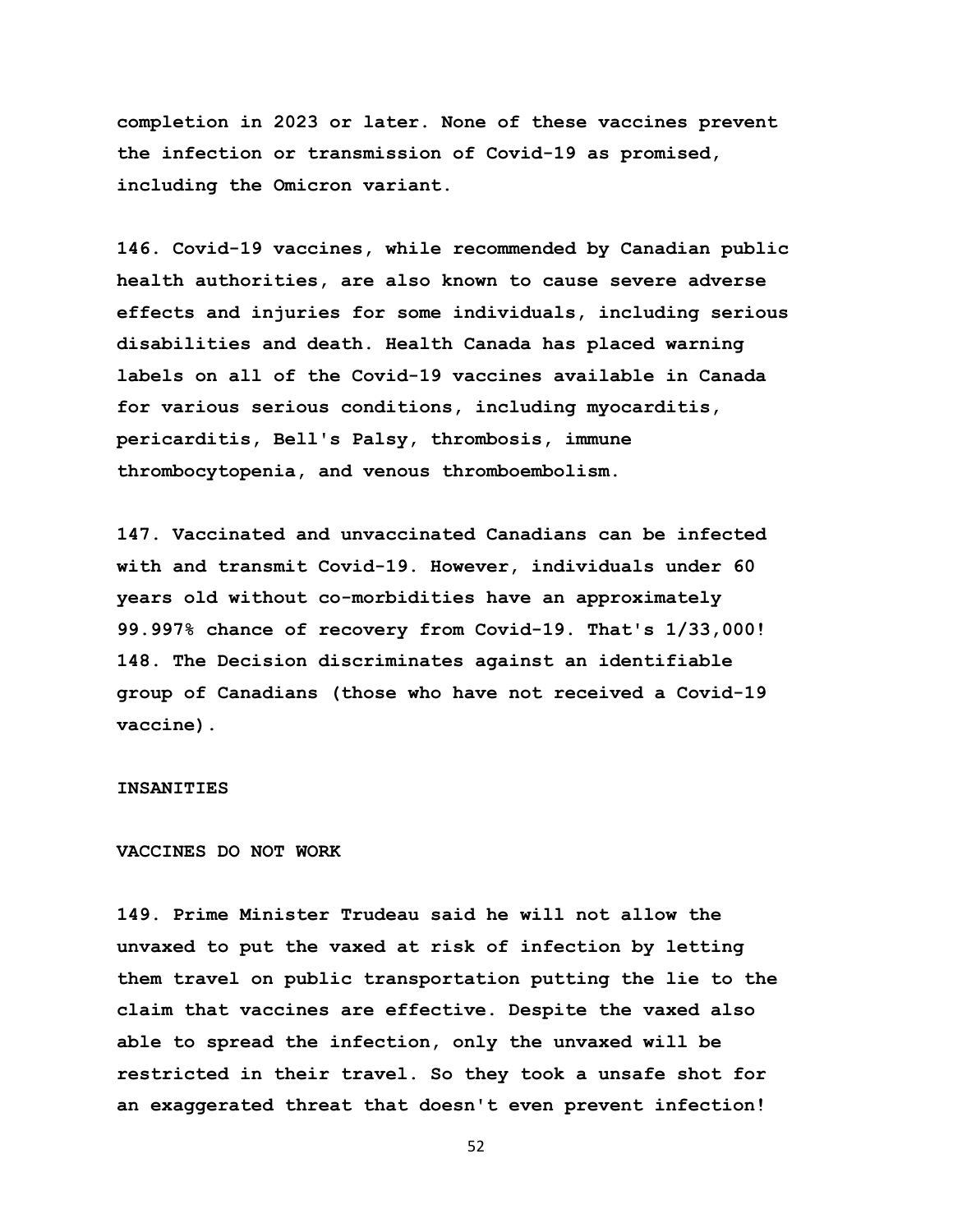**completion in 2023 or later. None of these vaccines prevent the infection or transmission of Covid-19 as promised, including the Omicron variant.**

**146. Covid-19 vaccines, while recommended by Canadian public health authorities, are also known to cause severe adverse effects and injuries for some individuals, including serious disabilities and death. Health Canada has placed warning labels on all of the Covid-19 vaccines available in Canada for various serious conditions, including myocarditis, pericarditis, Bell's Palsy, thrombosis, immune thrombocytopenia, and venous thromboembolism.**

**147. Vaccinated and unvaccinated Canadians can be infected with and transmit Covid-19. However, individuals under 60 years old without co-morbidities have an approximately 99.997% chance of recovery from Covid-19. That's 1/33,000!**
**148. The Decision discriminates against an identifiable group of Canadians (those who have not received a Covid-19 vaccine).**

**INSANITIES**

**VACCINES DO NOT WORK**

**149. Prime Minister Trudeau said he will not allow the unvaxed to put the vaxed at risk of infection by letting them travel on public transportation putting the lie to the claim that vaccines are effective. Despite the vaxed also able to spread the infection, only the unvaxed will be restricted in their travel. So they took a unsafe shot for an exaggerated threat that doesn't even prevent infection!**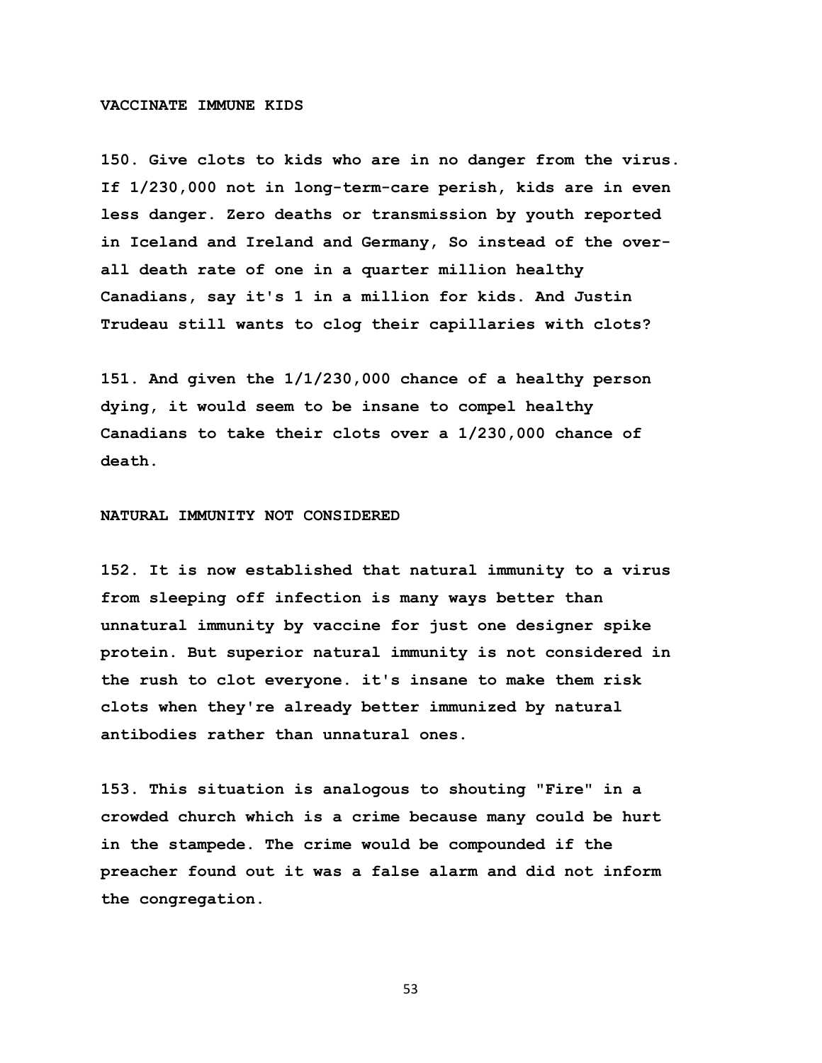**VACCINATE IMMUNE KIDS**

**150. Give clots to kids who are in no danger from the virus. If 1/230,000 not in long-term-care perish, kids are in even less danger. Zero deaths or transmission by youth reported in Iceland and Ireland and Germany, So instead of the over-all death rate of one in a quarter million healthy Canadians, say it's 1 in a million for kids. And Justin Trudeau still wants to clog their capillaries with clots?**

**151. And given the 1/1/230,000 chance of a healthy person dying, it would seem to be insane to compel healthy Canadians to take their clots over a 1/230,000 chance of death.**

**NATURAL IMMUNITY NOT CONSIDERED**

**152. It is now established that natural immunity to a virus from sleeping off infection is many ways better than unnatural immunity by vaccine for just one designer spike protein. But superior natural immunity is not considered in the rush to clot everyone. it's insane to make them risk clots when they're already better immunized by natural antibodies rather than unnatural ones.**

**153. This situation is analogous to shouting "Fire" in a crowded church which is a crime because many could be hurt in the stampede. The crime would be compounded if the preacher found out it was a false alarm and did not inform the congregation.**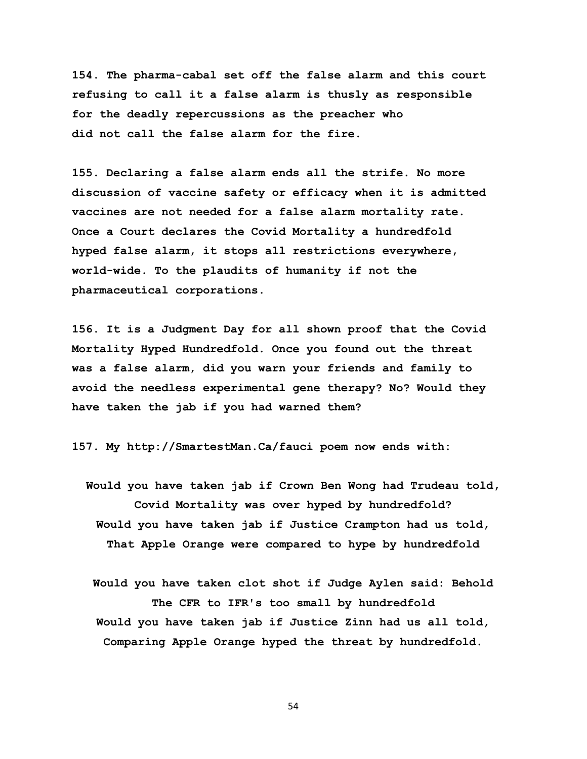**154. The pharma-cabal set off the false alarm and this court refusing to call it a false alarm is thusly as responsible for the deadly repercussions as the preacher who did not call the false alarm for the fire.**

**155. Declaring a false alarm ends all the strife. No more discussion of vaccine safety or efficacy when it is admitted vaccines are not needed for a false alarm mortality rate. Once a Court declares the Covid Mortality a hundredfold hyped false alarm, it stops all restrictions everywhere, world-wide. To the plaudits of humanity if not the pharmaceutical corporations.**

**156. It is a Judgment Day for all shown proof that the Covid Mortality Hyped Hundredfold. Once you found out the threat was a false alarm, did you warn your friends and family to avoid the needless experimental gene therapy? No? Would they have taken the jab if you had warned them?**

**157. My http://SmartestMan.Ca/fauci poem now ends with:**

**Would you have taken jab if Crown Ben Wong had Trudeau told,**
**Covid Mortality was over hyped by hundredfold?**
**Would you have taken jab if Justice Crampton had us told,**
**That Apple Orange were compared to hype by hundredfold**

**Would you have taken clot shot if Judge Aylen said: Behold**
**The CFR to IFR's too small by hundredfold**
**Would you have taken jab if Justice Zinn had us all told,**
**Comparing Apple Orange hyped the threat by hundredfold.**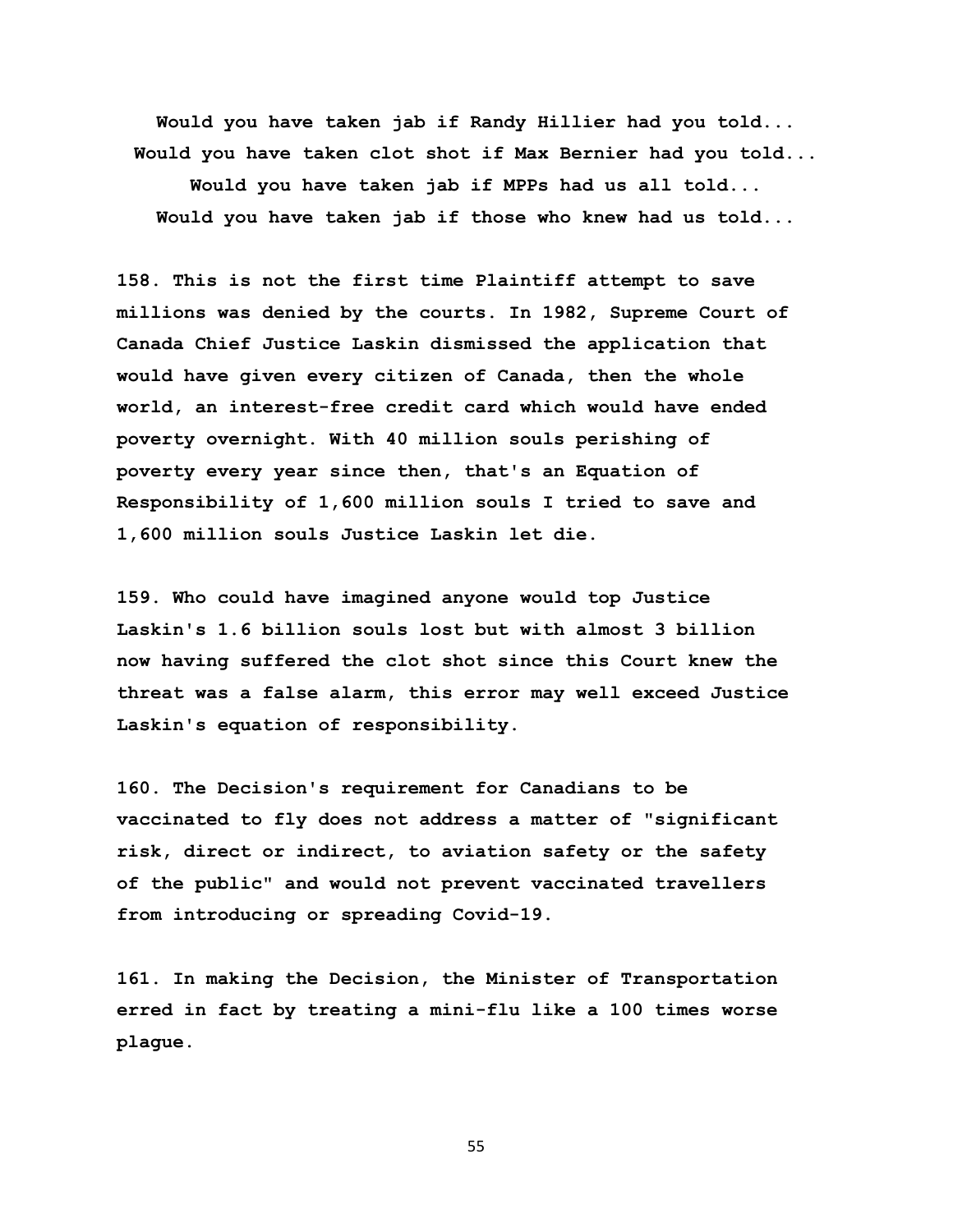**Would you have taken jab if Randy Hillier had you told...**
**Would you have taken clot shot if Max Bernier had you told...**
**Would you have taken jab if MPPs had us all told...**
**Would you have taken jab if those who knew had us told...**

**158. This is not the first time Plaintiff attempt to save millions was denied by the courts. In 1982, Supreme Court of Canada Chief Justice Laskin dismissed the application that would have given every citizen of Canada, then the whole world, an interest-free credit card which would have ended poverty overnight. With 40 million souls perishing of poverty every year since then, that's an Equation of Responsibility of 1,600 million souls I tried to save and 1,600 million souls Justice Laskin let die.**

**159. Who could have imagined anyone would top Justice Laskin's 1.6 billion souls lost but with almost 3 billion now having suffered the clot shot since this Court knew the threat was a false alarm, this error may well exceed Justice Laskin's equation of responsibility.**

**160. The Decision's requirement for Canadians to be vaccinated to fly does not address a matter of "significant risk, direct or indirect, to aviation safety or the safety of the public" and would not prevent vaccinated travellers from introducing or spreading Covid-19.**

**161. In making the Decision, the Minister of Transportation erred in fact by treating a mini-flu like a 100 times worse plague.**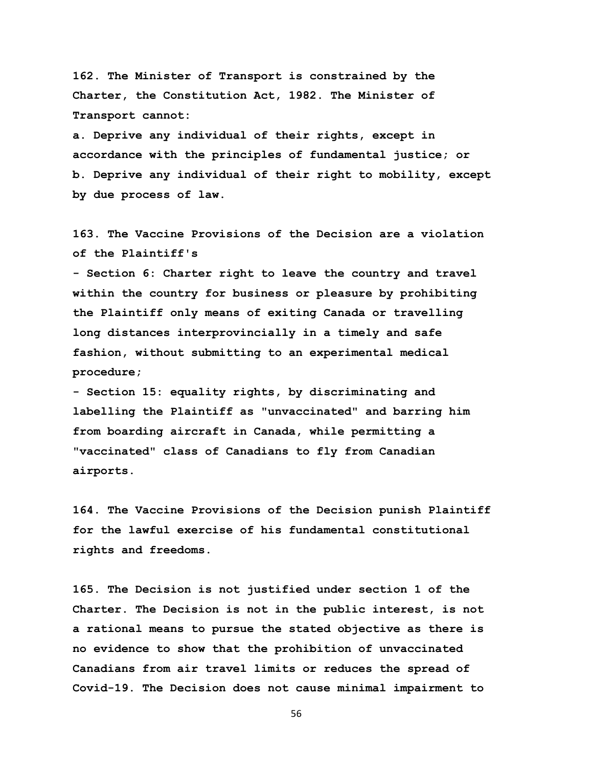**162. The Minister of Transport is constrained by the Charter, the Constitution Act, 1982. The Minister of Transport cannot:**

**a. Deprive any individual of their rights, except in accordance with the principles of fundamental justice; or**

**b. Deprive any individual of their right to mobility, except by due process of law.**

**163. The Vaccine Provisions of the Decision are a violation of the Plaintiff's**

**- Section 6: Charter right to leave the country and travel within the country for business or pleasure by prohibiting the Plaintiff only means of exiting Canada or travelling long distances interprovincially in a timely and safe fashion, without submitting to an experimental medical procedure;**

**- Section 15: equality rights, by discriminating and labelling the Plaintiff as "unvaccinated" and barring him from boarding aircraft in Canada, while permitting a "vaccinated" class of Canadians to fly from Canadian airports.**

**164. The Vaccine Provisions of the Decision punish Plaintiff for the lawful exercise of his fundamental constitutional rights and freedoms.**

**165. The Decision is not justified under section 1 of the Charter. The Decision is not in the public interest, is not a rational means to pursue the stated objective as there is no evidence to show that the prohibition of unvaccinated Canadians from air travel limits or reduces the spread of Covid-19. The Decision does not cause minimal impairment to**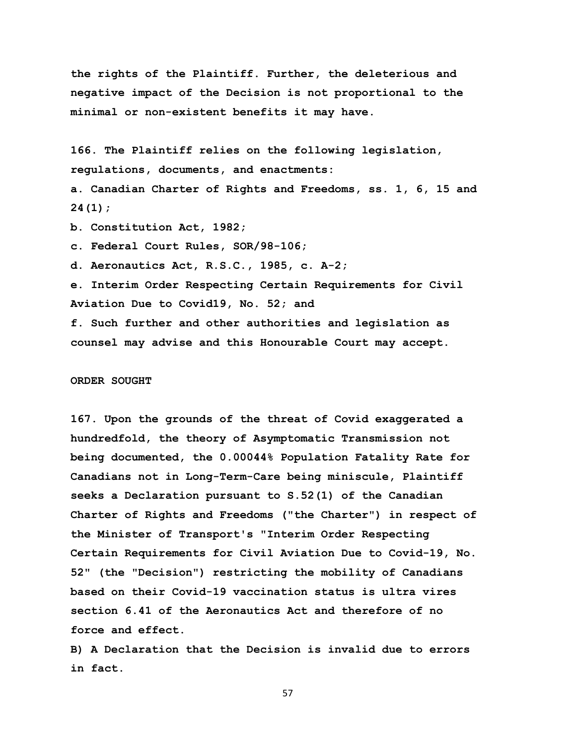**the rights of the Plaintiff. Further, the deleterious and negative impact of the Decision is not proportional to the minimal or non-existent benefits it may have.**

**166. The Plaintiff relies on the following legislation, regulations, documents, and enactments:**

**a. Canadian Charter of Rights and Freedoms, ss. 1, 6, 15 and 24(1);**

**b. Constitution Act, 1982;**

**c. Federal Court Rules, SOR/98-106;**

**d. Aeronautics Act, R.S.C., 1985, c. A-2;**

**e. Interim Order Respecting Certain Requirements for Civil Aviation Due to Covid19, No. 52; and**

**f. Such further and other authorities and legislation as counsel may advise and this Honourable Court may accept.**

**ORDER SOUGHT**

**167. Upon the grounds of the threat of Covid exaggerated a hundredfold, the theory of Asymptomatic Transmission not being documented, the 0.00044% Population Fatality Rate for Canadians not in Long-Term-Care being miniscule, Plaintiff seeks a Declaration pursuant to S.52(1) of the Canadian Charter of Rights and Freedoms ("the Charter") in respect of the Minister of Transport's "Interim Order Respecting Certain Requirements for Civil Aviation Due to Covid-19, No. 52" (the "Decision") restricting the mobility of Canadians based on their Covid-19 vaccination status is ultra vires section 6.41 of the Aeronautics Act and therefore of no force and effect.**

**B) A Declaration that the Decision is invalid due to errors in fact.**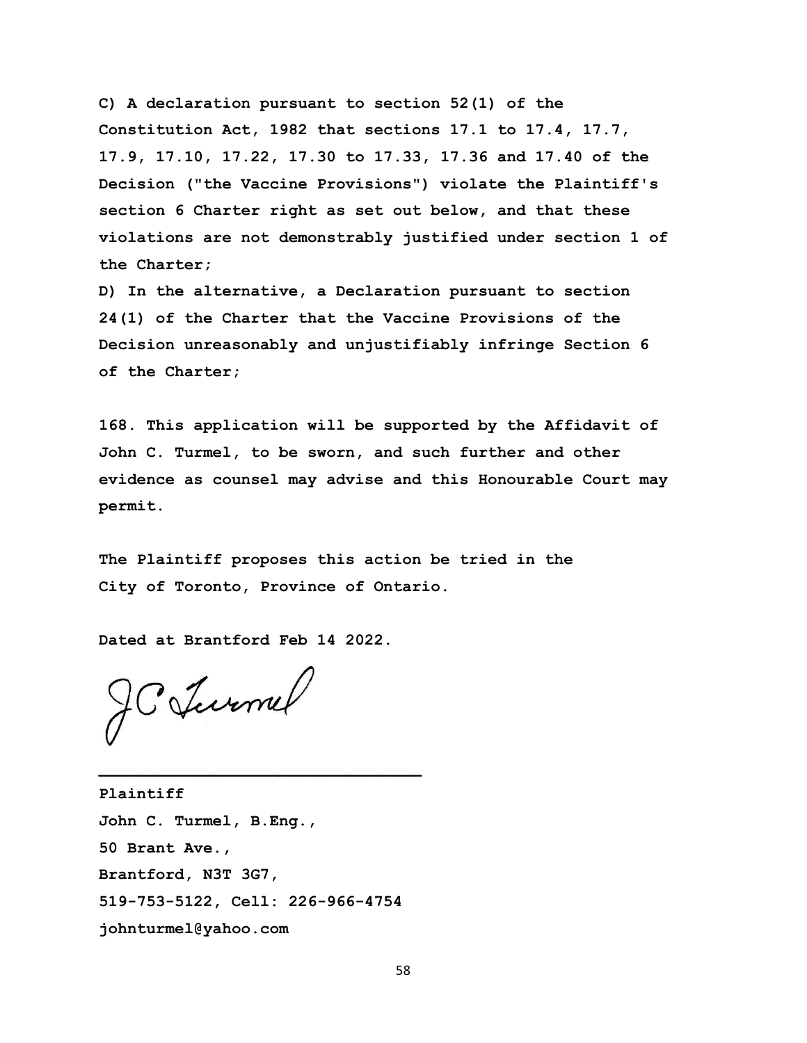**C) A declaration pursuant to section 52(1) of the Constitution Act, 1982 that sections 17.1 to 17.4, 17.7, 17.9, 17.10, 17.22, 17.30 to 17.33, 17.36 and 17.40 of the Decision ("the Vaccine Provisions") violate the Plaintiff's section 6 Charter right as set out below, and that these violations are not demonstrably justified under section 1 of the Charter;**

**D) In the alternative, a Declaration pursuant to section 24(1) of the Charter that the Vaccine Provisions of the Decision unreasonably and unjustifiably infringe Section 6 of the Charter;**

**168. This application will be supported by the Affidavit of John C. Turmel, to be sworn, and such further and other evidence as counsel may advise and this Honourable Court may permit.**

**The Plaintiff proposes this action be tried in the City of Toronto, Province of Ontario.**

**Dated at Brantford Feb 14 2022.**

JC Turmel

**\_\_\_\_\_\_\_\_\_\_\_\_\_\_\_\_\_\_\_\_\_\_\_\_\_\_\_\_\_\_\_\_**

**Plaintiff**
**John C. Turmel, B.Eng.,**
**50 Brant Ave.,**
**Brantford, N3T 3G7,**
**519-753-5122, Cell: 226-966-4754**
**johnturmel@yahoo.com**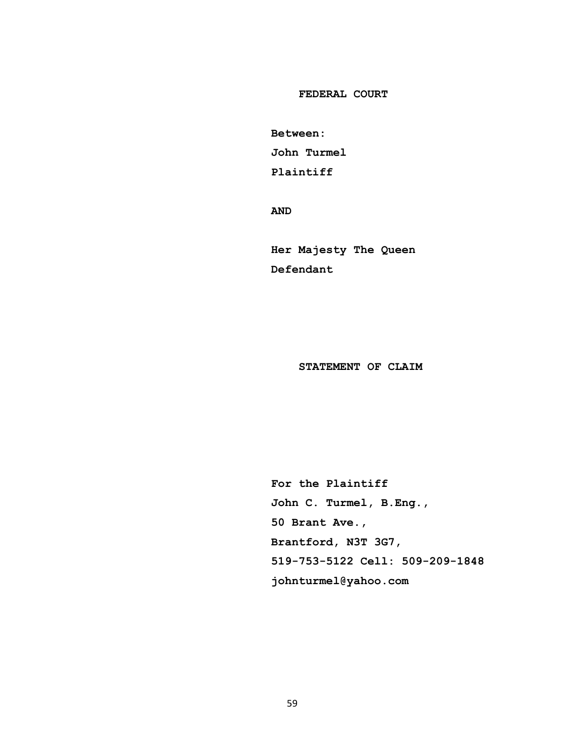**FEDERAL COURT**

**Between:**

**John Turmel**

**Plaintiff**

**AND**

**Her Majesty The Queen**

**Defendant**

**STATEMENT OF CLAIM**

**For the Plaintiff**

**John C. Turmel, B.Eng.,**

**50 Brant Ave.,**

**Brantford, N3T 3G7,**

**519-753-5122 Cell: 509-209-1848**

**johnturmel@yahoo.com**